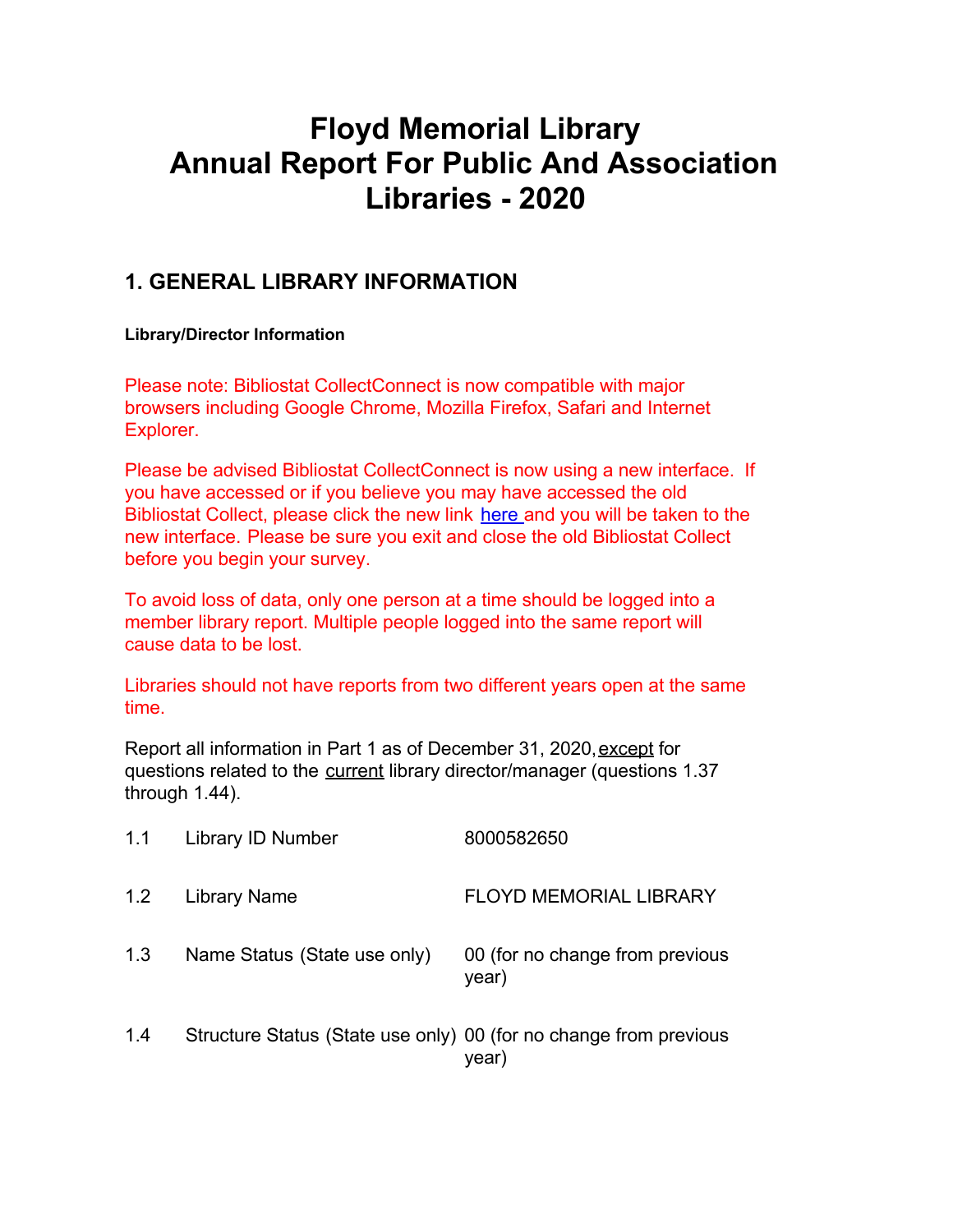# Floyd Memorial Library
# Annual Report For Public And Association Libraries - 2020

## 1. GENERAL LIBRARY INFORMATION

**Library/Director Information**

Please note: Bibliostat CollectConnect is now compatible with major browsers including Google Chrome, Mozilla Firefox, Safari and Internet Explorer.

Please be advised Bibliostat CollectConnect is now using a new interface. If you have accessed or if you believe you may have accessed the old Bibliostat Collect, please click the new link here and you will be taken to the new interface. Please be sure you exit and close the old Bibliostat Collect before you begin your survey.

To avoid loss of data, only one person at a time should be logged into a member library report. Multiple people logged into the same report will cause data to be lost.

Libraries should not have reports from two different years open at the same time.

Report all information in Part 1 as of December 31, 2020, except for questions related to the current library director/manager (questions 1.37 through 1.44).

| | | |
|---|---|---|
| 1.1 | Library ID Number | 8000582650 |
| 1.2 | Library Name | FLOYD MEMORIAL LIBRARY |
| 1.3 | Name Status (State use only) | 00 (for no change from previous year) |
| 1.4 | Structure Status (State use only) | 00 (for no change from previous year) |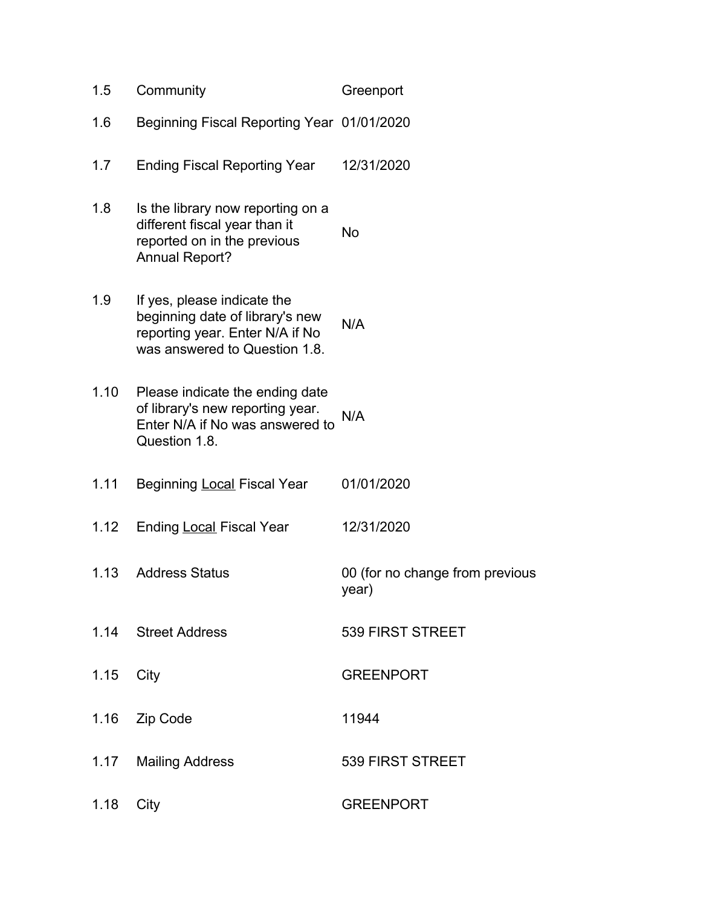| | | |
|---|---|---|
| 1.5 | Community | Greenport |
| 1.6 | Beginning Fiscal Reporting Year | 01/01/2020 |
| 1.7 | Ending Fiscal Reporting Year | 12/31/2020 |
| 1.8 | Is the library now reporting on a different fiscal year than it reported on in the previous Annual Report? | No |
| 1.9 | If yes, please indicate the beginning date of library's new reporting year. Enter N/A if No was answered to Question 1.8. | N/A |
| 1.10 | Please indicate the ending date of library's new reporting year. Enter N/A if No was answered to Question 1.8. | N/A |
| 1.11 | Beginning Local Fiscal Year | 01/01/2020 |
| 1.12 | Ending Local Fiscal Year | 12/31/2020 |
| 1.13 | Address Status | 00 (for no change from previous year) |
| 1.14 | Street Address | 539 FIRST STREET |
| 1.15 | City | GREENPORT |
| 1.16 | Zip Code | 11944 |
| 1.17 | Mailing Address | 539 FIRST STREET |
| 1.18 | City | GREENPORT |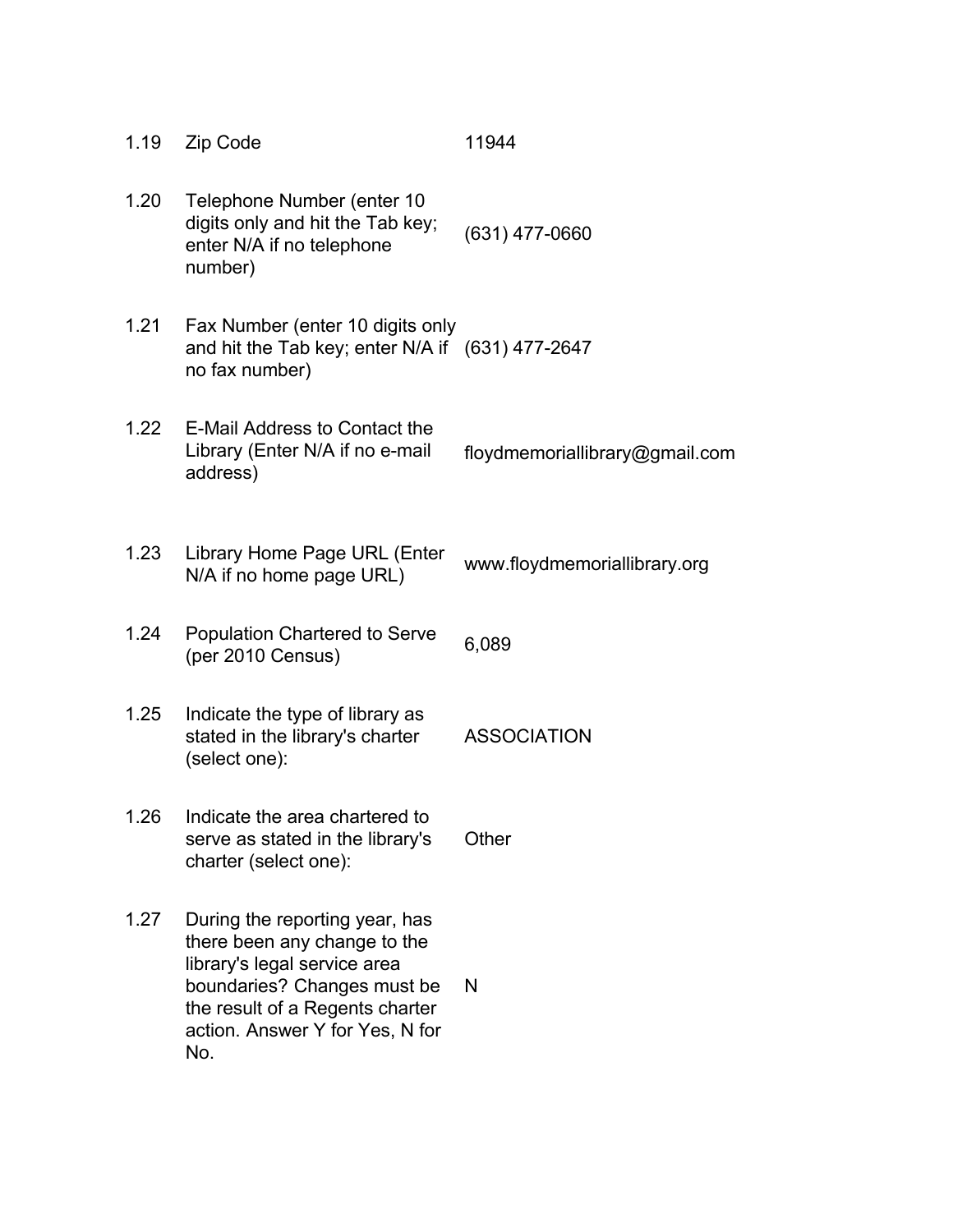| | | |
|---|---|---|
| 1.19 | Zip Code | 11944 |
| 1.20 | Telephone Number (enter 10 digits only and hit the Tab key; enter N/A if no telephone number) | (631) 477-0660 |
| 1.21 | Fax Number (enter 10 digits only and hit the Tab key; enter N/A if no fax number) | (631) 477-2647 |
| 1.22 | E-Mail Address to Contact the Library (Enter N/A if no e-mail address) | floydmemoriallibrary@gmail.com |
| 1.23 | Library Home Page URL (Enter N/A if no home page URL) | www.floydmemoriallibrary.org |
| 1.24 | Population Chartered to Serve (per 2010 Census) | 6,089 |
| 1.25 | Indicate the type of library as stated in the library's charter (select one): | ASSOCIATION |
| 1.26 | Indicate the area chartered to serve as stated in the library's charter (select one): | Other |
| 1.27 | During the reporting year, has there been any change to the library's legal service area boundaries? Changes must be the result of a Regents charter action. Answer Y for Yes, N for No. | N |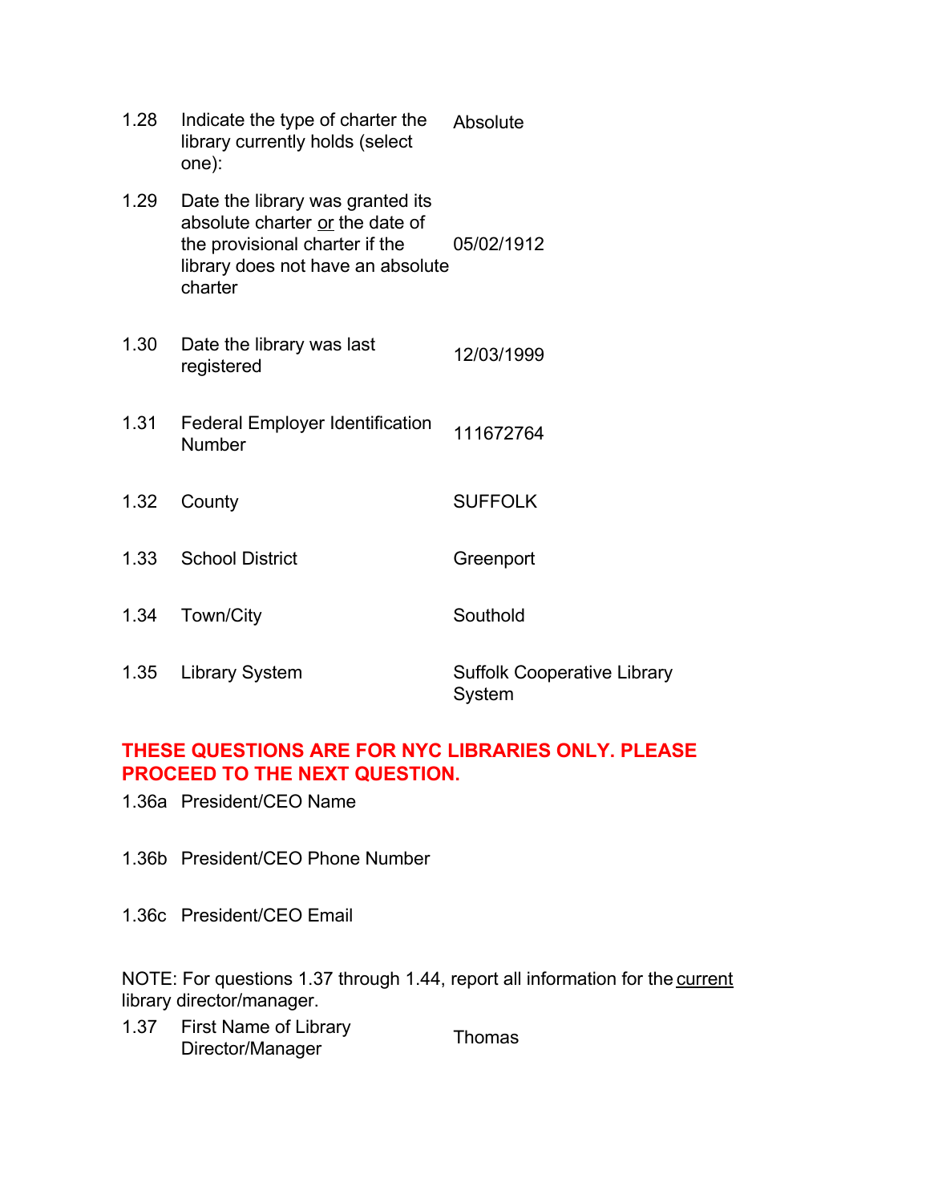| | | |
|---|---|---|
| 1.28 | Indicate the type of charter the library currently holds (select one): | Absolute |
| 1.29 | Date the library was granted its absolute charter <u>or</u> the date of the provisional charter if the library does not have an absolute charter | 05/02/1912 |
| 1.30 | Date the library was last registered | 12/03/1999 |
| 1.31 | Federal Employer Identification Number | 111672764 |
| 1.32 | County | SUFFOLK |
| 1.33 | School District | Greenport |
| 1.34 | Town/City | Southold |
| 1.35 | Library System | Suffolk Cooperative Library System |

**THESE QUESTIONS ARE FOR NYC LIBRARIES ONLY. PLEASE PROCEED TO THE NEXT QUESTION.**

| | | |
|---|---|---|
| 1.36a | President/CEO Name | |
| 1.36b | President/CEO Phone Number | |
| 1.36c | President/CEO Email | |

NOTE: For questions 1.37 through 1.44, report all information for the <u>current</u> library director/manager.

| | | |
|---|---|---|
| 1.37 | First Name of Library Director/Manager | Thomas |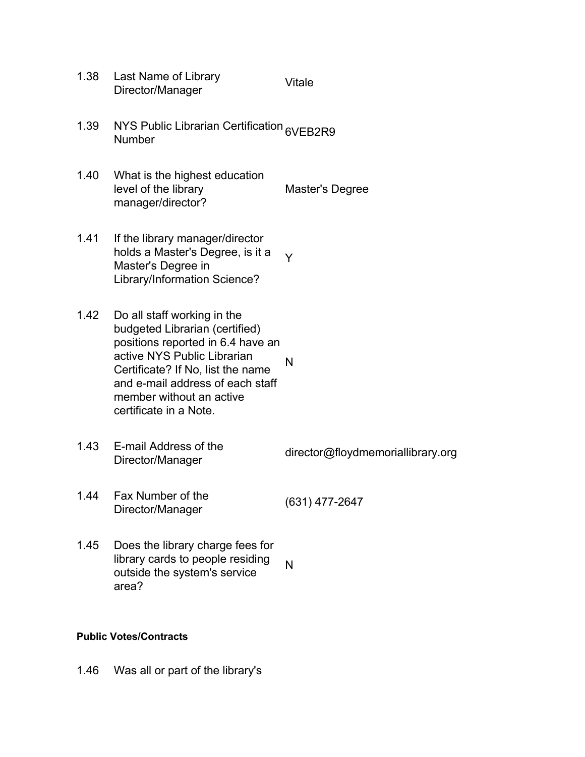| | | |
|---|---|---|
| 1.38 | Last Name of Library Director/Manager | Vitale |
| 1.39 | NYS Public Librarian Certification Number | 6VEB2R9 |
| 1.40 | What is the highest education level of the library manager/director? | Master's Degree |
| 1.41 | If the library manager/director holds a Master's Degree, is it a Master's Degree in Library/Information Science? | Y |
| 1.42 | Do all staff working in the budgeted Librarian (certified) positions reported in 6.4 have an active NYS Public Librarian Certificate? If No, list the name and e-mail address of each staff member without an active certificate in a Note. | N |
| 1.43 | E-mail Address of the Director/Manager | director@floydmemoriallibrary.org |
| 1.44 | Fax Number of the Director/Manager | (631) 477-2647 |
| 1.45 | Does the library charge fees for library cards to people residing outside the system's service area? | N |

**Public Votes/Contracts**

1.46 Was all or part of the library's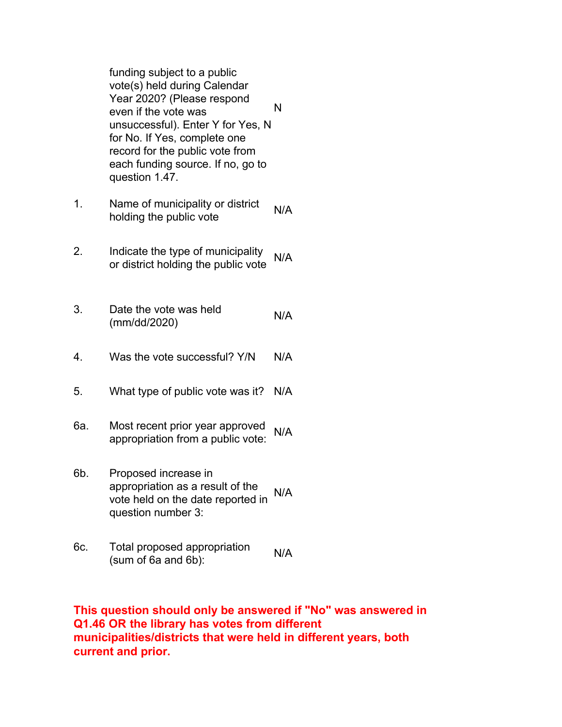| | | |
|---|---|---|
| | funding subject to a public vote(s) held during Calendar Year 2020? (Please respond even if the vote was unsuccessful). Enter Y for Yes, N for No. If Yes, complete one record for the public vote from each funding source. If no, go to question 1.47. | N |
| 1. | Name of municipality or district holding the public vote | N/A |
| 2. | Indicate the type of municipality or district holding the public vote | N/A |
| 3. | Date the vote was held (mm/dd/2020) | N/A |
| 4. | Was the vote successful? Y/N | N/A |
| 5. | What type of public vote was it? | N/A |
| 6a. | Most recent prior year approved appropriation from a public vote: | N/A |
| 6b. | Proposed increase in appropriation as a result of the vote held on the date reported in question number 3: | N/A |
| 6c. | Total proposed appropriation (sum of 6a and 6b): | N/A |

**This question should only be answered if "No" was answered in Q1.46 OR the library has votes from different municipalities/districts that were held in different years, both current and prior.**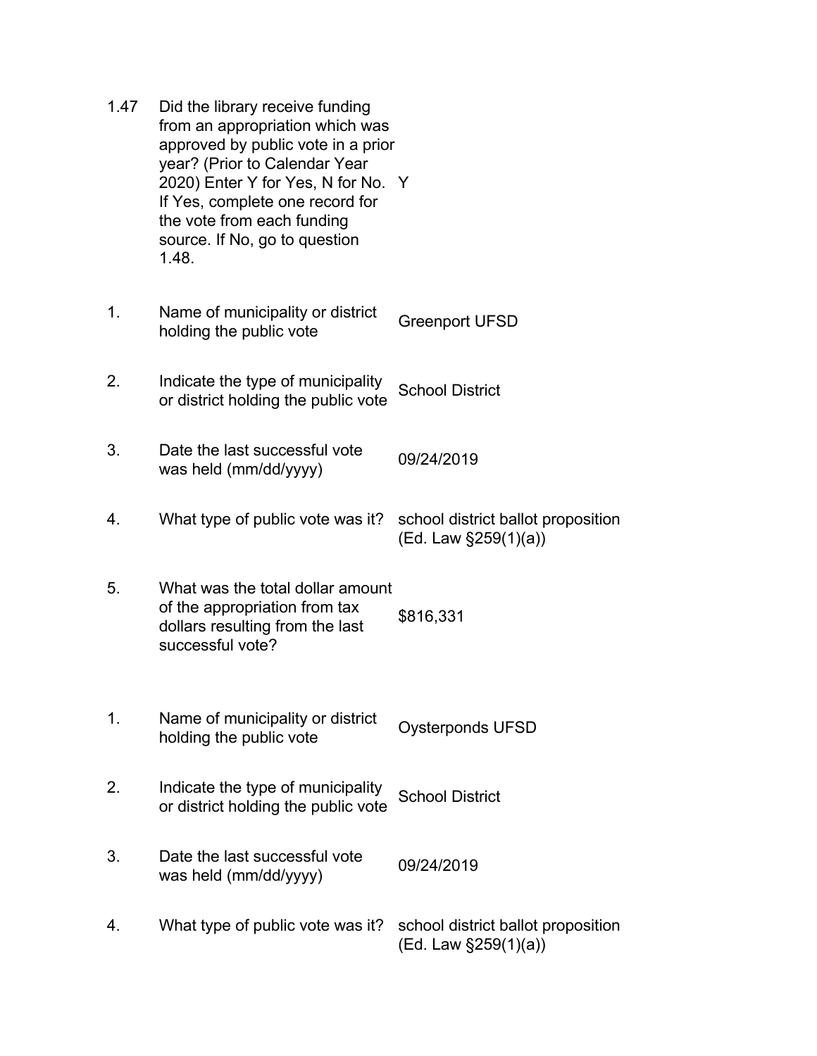| | | |
|---|---|---|
| 1.47 | Did the library receive funding from an appropriation which was approved by public vote in a prior year? (Prior to Calendar Year 2020) Enter Y for Yes, N for No. If Yes, complete one record for the vote from each funding source. If No, go to question 1.48. | Y |
| 1. | Name of municipality or district holding the public vote | Greenport UFSD |
| 2. | Indicate the type of municipality or district holding the public vote | School District |
| 3. | Date the last successful vote was held (mm/dd/yyyy) | 09/24/2019 |
| 4. | What type of public vote was it? | school district ballot proposition (Ed. Law §259(1)(a)) |
| 5. | What was the total dollar amount of the appropriation from tax dollars resulting from the last successful vote? | $816,331 |
| 1. | Name of municipality or district holding the public vote | Oysterponds UFSD |
| 2. | Indicate the type of municipality or district holding the public vote | School District |
| 3. | Date the last successful vote was held (mm/dd/yyyy) | 09/24/2019 |
| 4. | What type of public vote was it? | school district ballot proposition (Ed. Law §259(1)(a)) |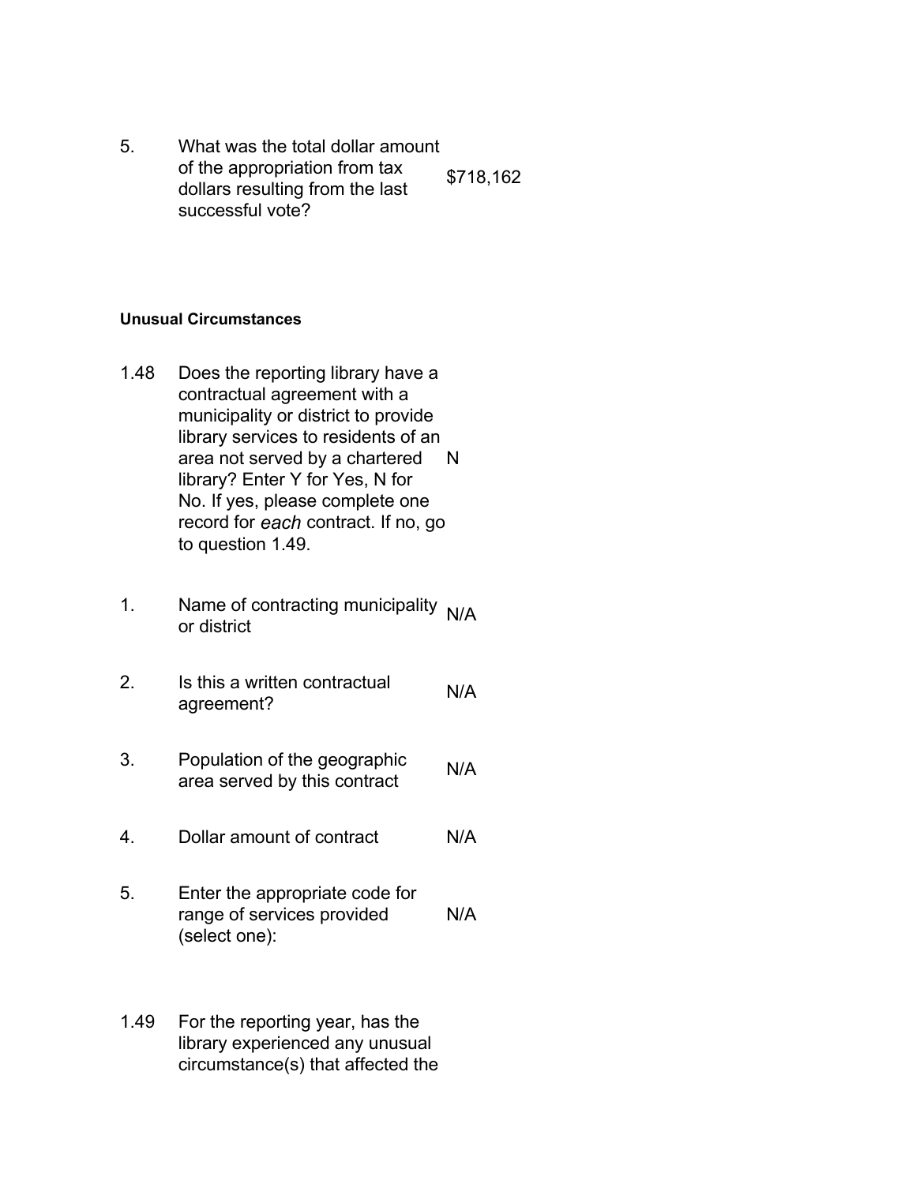| | | |
|---|---|---|
| 5. | What was the total dollar amount of the appropriation from tax dollars resulting from the last successful vote? | $718,162 |

**Unusual Circumstances**

| | | |
|---|---|---|
| 1.48 | Does the reporting library have a contractual agreement with a municipality or district to provide library services to residents of an area not served by a chartered library? Enter Y for Yes, N for No. If yes, please complete one record for *each* contract. If no, go to question 1.49. | N |
| 1. | Name of contracting municipality or district | N/A |
| 2. | Is this a written contractual agreement? | N/A |
| 3. | Population of the geographic area served by this contract | N/A |
| 4. | Dollar amount of contract | N/A |
| 5. | Enter the appropriate code for range of services provided (select one): | N/A |

1.49 For the reporting year, has the library experienced any unusual circumstance(s) that affected the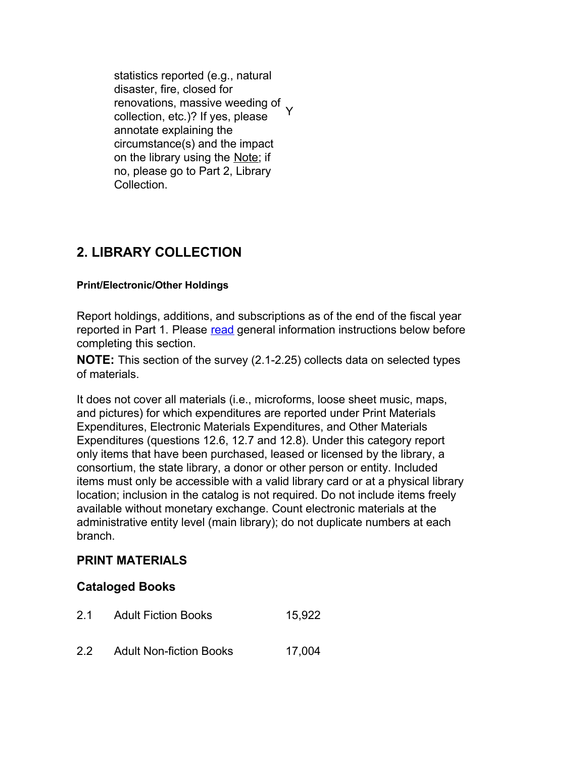| | |
|---|---|
| statistics reported (e.g., natural disaster, fire, closed for renovations, massive weeding of collection, etc.)? If yes, please annotate explaining the circumstance(s) and the impact on the library using the Note; if no, please go to Part 2, Library Collection. | Y |

## 2. LIBRARY COLLECTION

#### Print/Electronic/Other Holdings

Report holdings, additions, and subscriptions as of the end of the fiscal year reported in Part 1. Please read general information instructions below before completing this section.

**NOTE:** This section of the survey (2.1-2.25) collects data on selected types of materials.

It does not cover all materials (i.e., microforms, loose sheet music, maps, and pictures) for which expenditures are reported under Print Materials Expenditures, Electronic Materials Expenditures, and Other Materials Expenditures (questions 12.6, 12.7 and 12.8). Under this category report only items that have been purchased, leased or licensed by the library, a consortium, the state library, a donor or other person or entity. Included items must only be accessible with a valid library card or at a physical library location; inclusion in the catalog is not required. Do not include items freely available without monetary exchange. Count electronic materials at the administrative entity level (main library); do not duplicate numbers at each branch.

### PRINT MATERIALS

### Cataloged Books

| | | |
|---|---|---|
| 2.1 | Adult Fiction Books | 15,922 |
| 2.2 | Adult Non-fiction Books | 17,004 |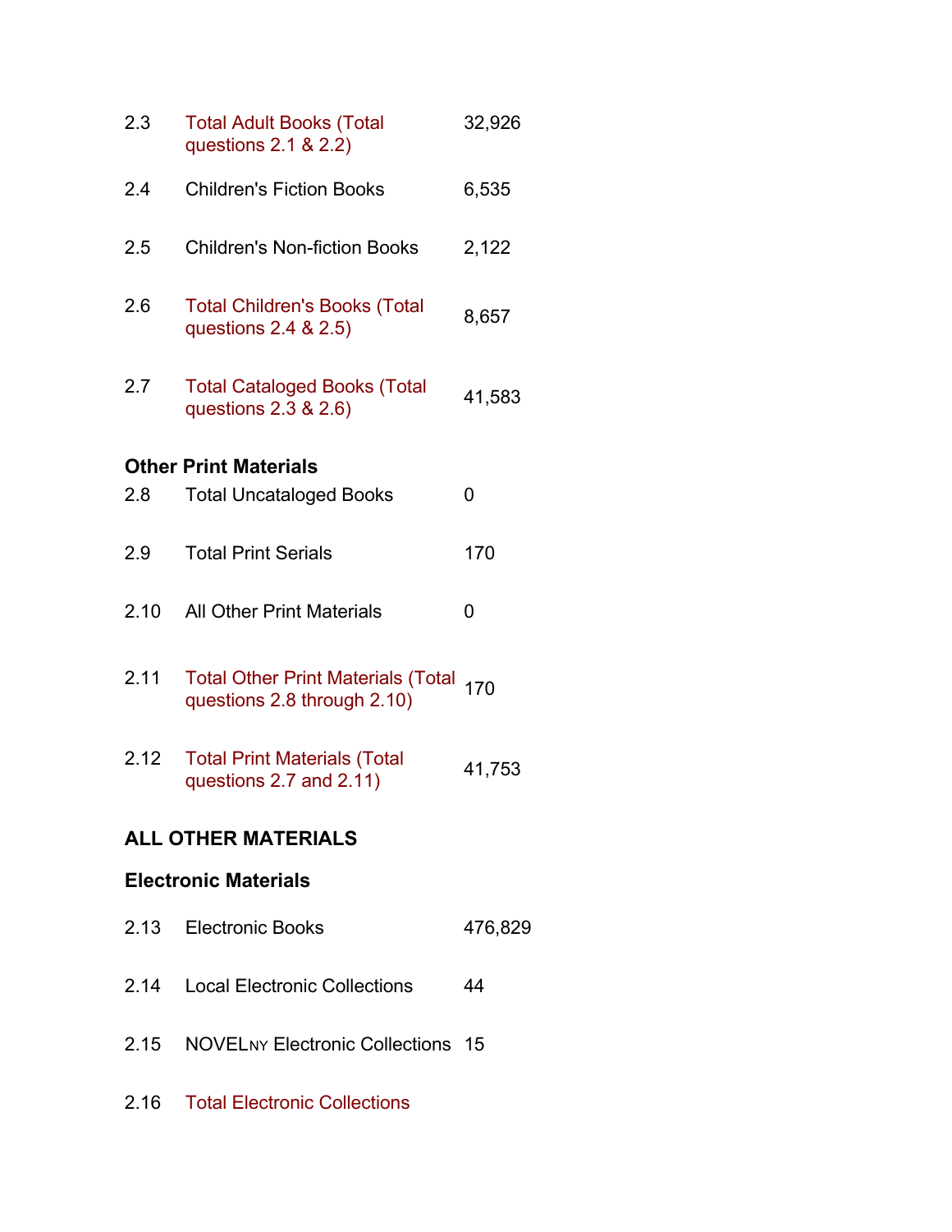| | | |
|---|---|---|
| 2.3 | Total Adult Books (Total questions 2.1 & 2.2) | 32,926 |
| 2.4 | Children's Fiction Books | 6,535 |
| 2.5 | Children's Non-fiction Books | 2,122 |
| 2.6 | Total Children's Books (Total questions 2.4 & 2.5) | 8,657 |
| 2.7 | Total Cataloged Books (Total questions 2.3 & 2.6) | 41,583 |

**Other Print Materials**

| | | |
|---|---|---|
| 2.8 | Total Uncataloged Books | 0 |
| 2.9 | Total Print Serials | 170 |
| 2.10 | All Other Print Materials | 0 |
| 2.11 | Total Other Print Materials (Total questions 2.8 through 2.10) | 170 |
| 2.12 | Total Print Materials (Total questions 2.7 and 2.11) | 41,753 |

**ALL OTHER MATERIALS**

**Electronic Materials**

| | | |
|---|---|---|
| 2.13 | Electronic Books | 476,829 |
| 2.14 | Local Electronic Collections | 44 |
| 2.15 | NOVELNY Electronic Collections | 15 |
| 2.16 | Total Electronic Collections | |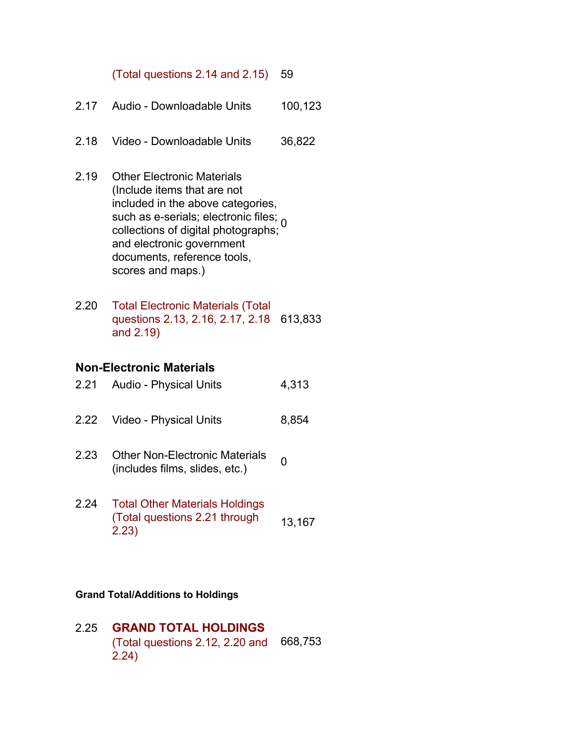| | | |
|---|---|---|
| | (Total questions 2.14 and 2.15) | 59 |
| 2.17 | Audio - Downloadable Units | 100,123 |
| 2.18 | Video - Downloadable Units | 36,822 |
| 2.19 | Other Electronic Materials (Include items that are not included in the above categories, such as e-serials; electronic files; collections of digital photographs; and electronic government documents, reference tools, scores and maps.) | 0 |
| 2.20 | Total Electronic Materials (Total questions 2.13, 2.16, 2.17, 2.18 and 2.19) | 613,833 |

### Non-Electronic Materials

| | | |
|---|---|---|
| 2.21 | Audio - Physical Units | 4,313 |
| 2.22 | Video - Physical Units | 8,854 |
| 2.23 | Other Non-Electronic Materials (includes films, slides, etc.) | 0 |
| 2.24 | Total Other Materials Holdings (Total questions 2.21 through 2.23) | 13,167 |

#### Grand Total/Additions to Holdings

| | | |
|---|---|---|
| 2.25 | **GRAND TOTAL HOLDINGS** (Total questions 2.12, 2.20 and 2.24) | 668,753 |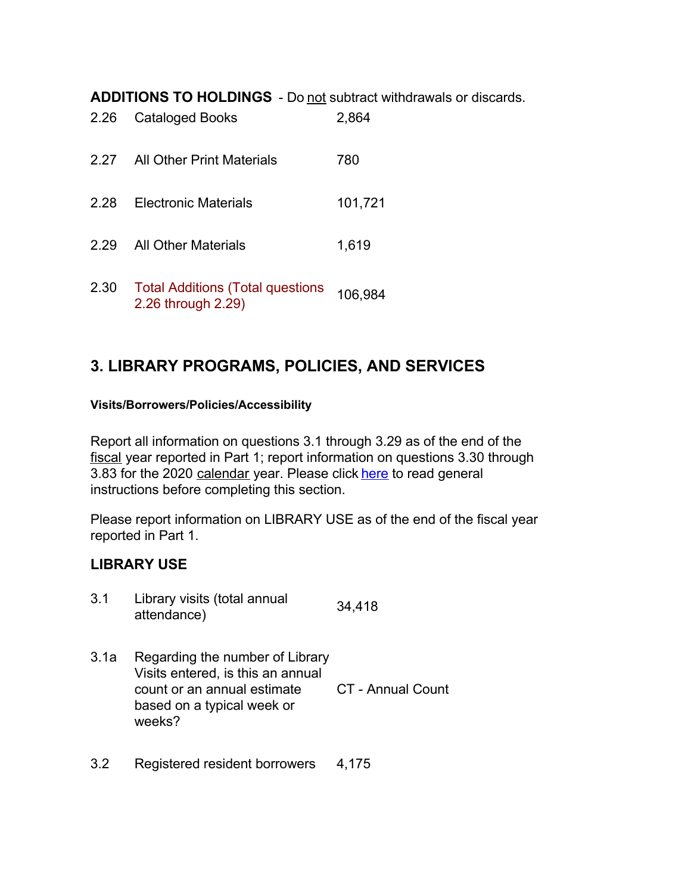**ADDITIONS TO HOLDINGS** - Do not subtract withdrawals or discards.

| | | |
|---|---|---|
| 2.26 | Cataloged Books | 2,864 |
| 2.27 | All Other Print Materials | 780 |
| 2.28 | Electronic Materials | 101,721 |
| 2.29 | All Other Materials | 1,619 |
| 2.30 | Total Additions (Total questions 2.26 through 2.29) | 106,984 |

## 3. LIBRARY PROGRAMS, POLICIES, AND SERVICES

#### Visits/Borrowers/Policies/Accessibility

Report all information on questions 3.1 through 3.29 as of the end of the fiscal year reported in Part 1; report information on questions 3.30 through 3.83 for the 2020 calendar year. Please click here to read general instructions before completing this section.

Please report information on LIBRARY USE as of the end of the fiscal year reported in Part 1.

### LIBRARY USE

| | | |
|---|---|---|
| 3.1 | Library visits (total annual attendance) | 34,418 |
| 3.1a | Regarding the number of Library Visits entered, is this an annual count or an annual estimate based on a typical week or weeks? | CT - Annual Count |
| 3.2 | Registered resident borrowers | 4,175 |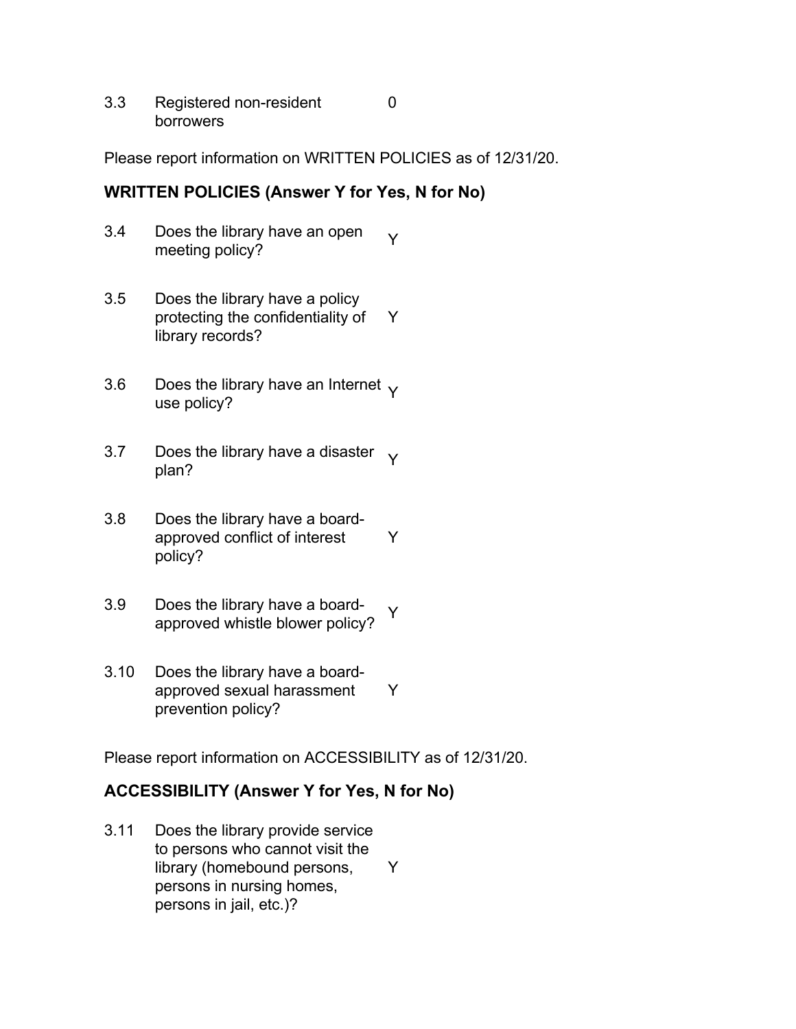| | | |
|---|---|---|
| 3.3 | Registered non-resident borrowers | 0 |

Please report information on WRITTEN POLICIES as of 12/31/20.

### WRITTEN POLICIES (Answer Y for Yes, N for No)

| | | |
|---|---|---|
| 3.4 | Does the library have an open meeting policy? | Y |
| 3.5 | Does the library have a policy protecting the confidentiality of library records? | Y |
| 3.6 | Does the library have an Internet use policy? | Y |
| 3.7 | Does the library have a disaster plan? | Y |
| 3.8 | Does the library have a board-approved conflict of interest policy? | Y |
| 3.9 | Does the library have a board-approved whistle blower policy? | Y |
| 3.10 | Does the library have a board-approved sexual harassment prevention policy? | Y |

Please report information on ACCESSIBILITY as of 12/31/20.

### ACCESSIBILITY (Answer Y for Yes, N for No)

| | | |
|---|---|---|
| 3.11 | Does the library provide service to persons who cannot visit the library (homebound persons, persons in nursing homes, persons in jail, etc.)? | Y |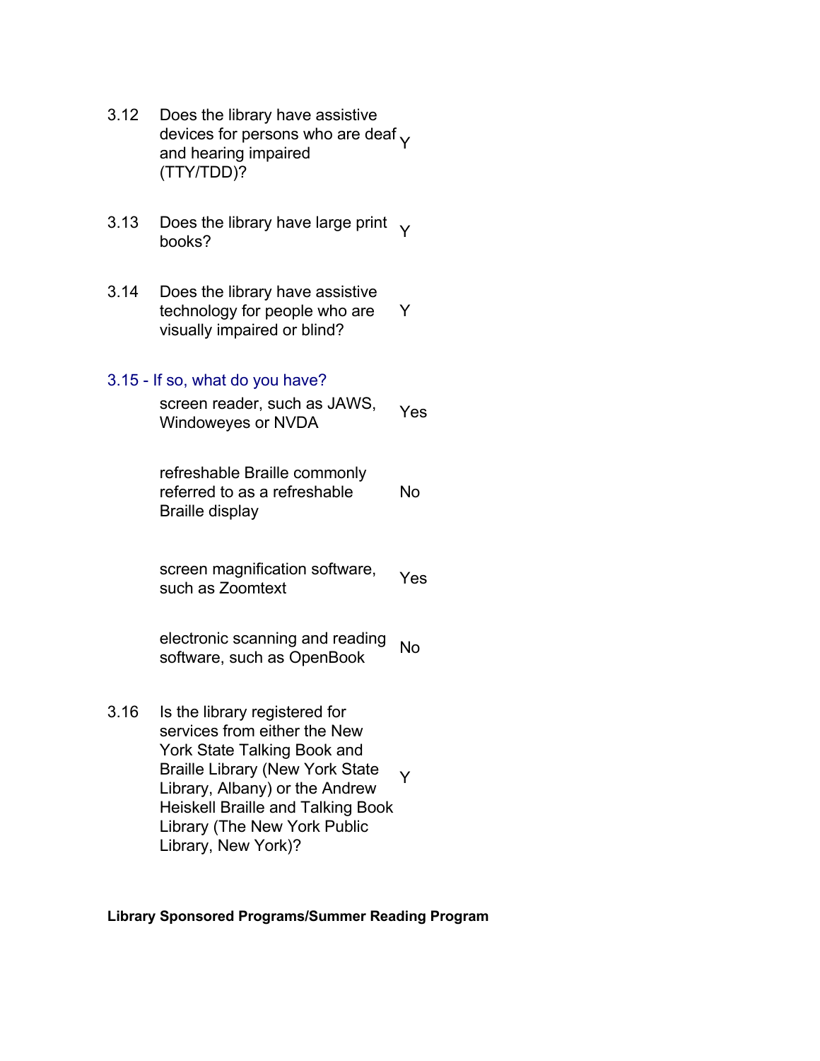| | | |
|---|---|---|
| 3.12 | Does the library have assistive devices for persons who are deaf and hearing impaired (TTY/TDD)? | Y |
| 3.13 | Does the library have large print books? | Y |
| 3.14 | Does the library have assistive technology for people who are visually impaired or blind? | Y |

### 3.15 - If so, what do you have?

| | |
|---|---|
| screen reader, such as JAWS, Windoweyes or NVDA | Yes |
| refreshable Braille commonly referred to as a refreshable Braille display | No |
| screen magnification software, such as Zoomtext | Yes |
| electronic scanning and reading software, such as OpenBook | No |

| | | |
|---|---|---|
| 3.16 | Is the library registered for services from either the New York State Talking Book and Braille Library (New York State Library, Albany) or the Andrew Heiskell Braille and Talking Book Library (The New York Public Library, New York)? | Y |

**Library Sponsored Programs/Summer Reading Program**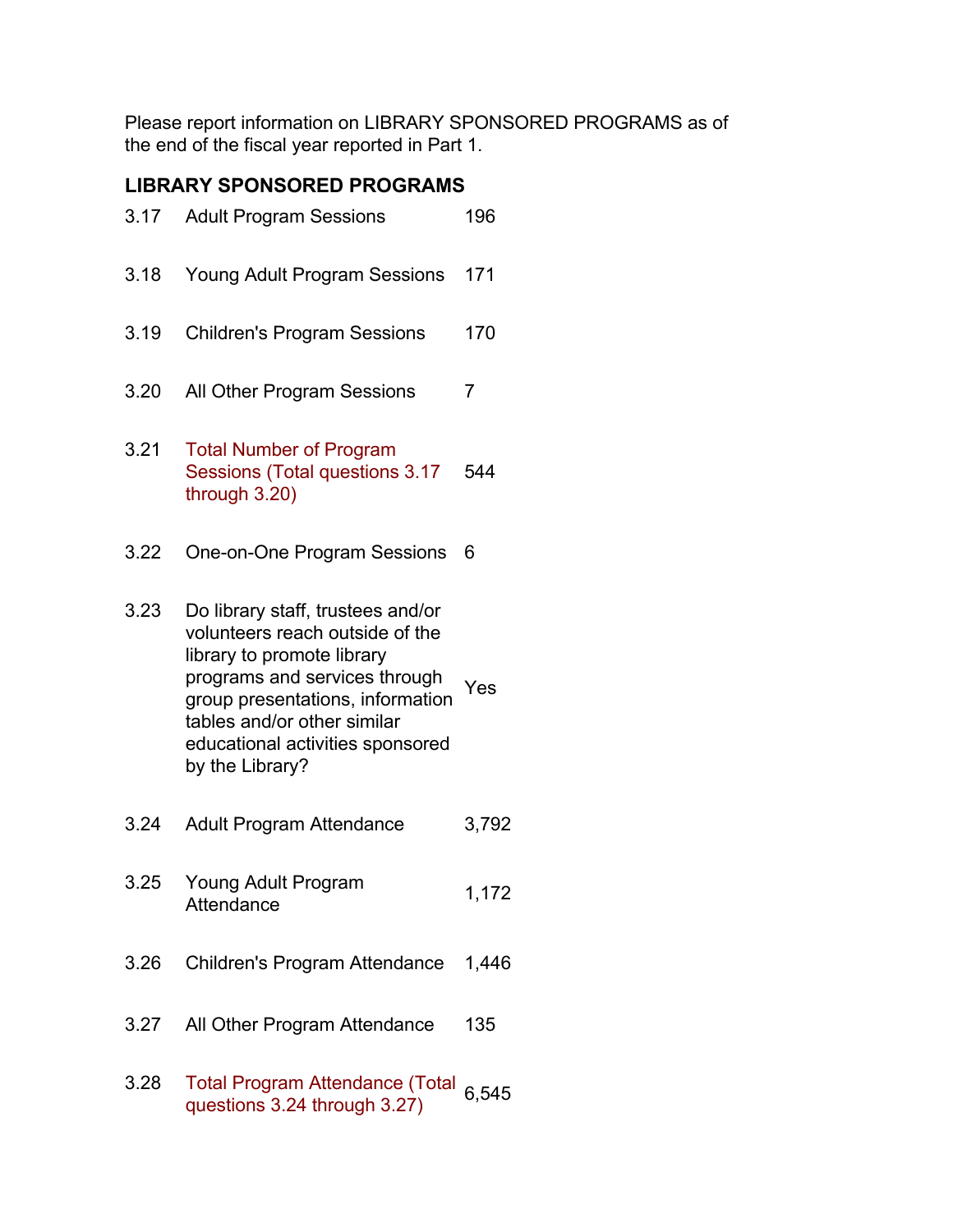Please report information on LIBRARY SPONSORED PROGRAMS as of the end of the fiscal year reported in Part 1.

## LIBRARY SPONSORED PROGRAMS

| | | |
|---|---|---|
| 3.17 | Adult Program Sessions | 196 |
| 3.18 | Young Adult Program Sessions | 171 |
| 3.19 | Children's Program Sessions | 170 |
| 3.20 | All Other Program Sessions | 7 |
| 3.21 | Total Number of Program Sessions (Total questions 3.17 through 3.20) | 544 |
| 3.22 | One-on-One Program Sessions | 6 |
| 3.23 | Do library staff, trustees and/or volunteers reach outside of the library to promote library programs and services through group presentations, information tables and/or other similar educational activities sponsored by the Library? | Yes |
| 3.24 | Adult Program Attendance | 3,792 |
| 3.25 | Young Adult Program Attendance | 1,172 |
| 3.26 | Children's Program Attendance | 1,446 |
| 3.27 | All Other Program Attendance | 135 |
| 3.28 | Total Program Attendance (Total questions 3.24 through 3.27) | 6,545 |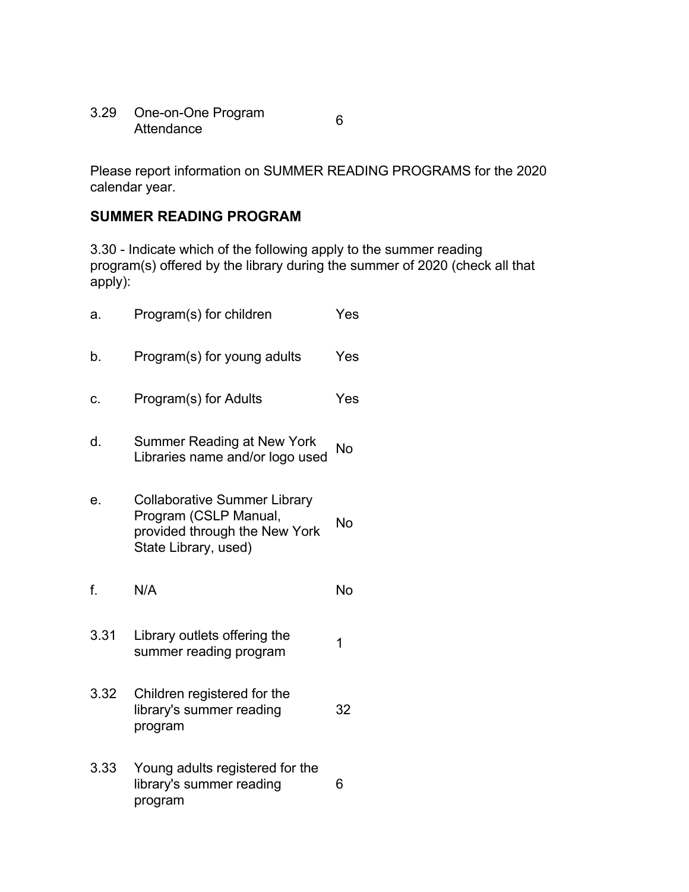| | | |
|---|---|---|
| 3.29 | One-on-One Program Attendance | 6 |

Please report information on SUMMER READING PROGRAMS for the 2020 calendar year.

### SUMMER READING PROGRAM

3.30 - Indicate which of the following apply to the summer reading program(s) offered by the library during the summer of 2020 (check all that apply):

| | | |
|---|---|---|
| a. | Program(s) for children | Yes |
| b. | Program(s) for young adults | Yes |
| c. | Program(s) for Adults | Yes |
| d. | Summer Reading at New York Libraries name and/or logo used | No |
| e. | Collaborative Summer Library Program (CSLP Manual, provided through the New York State Library, used) | No |
| f. | N/A | No |
| 3.31 | Library outlets offering the summer reading program | 1 |
| 3.32 | Children registered for the library's summer reading program | 32 |
| 3.33 | Young adults registered for the library's summer reading program | 6 |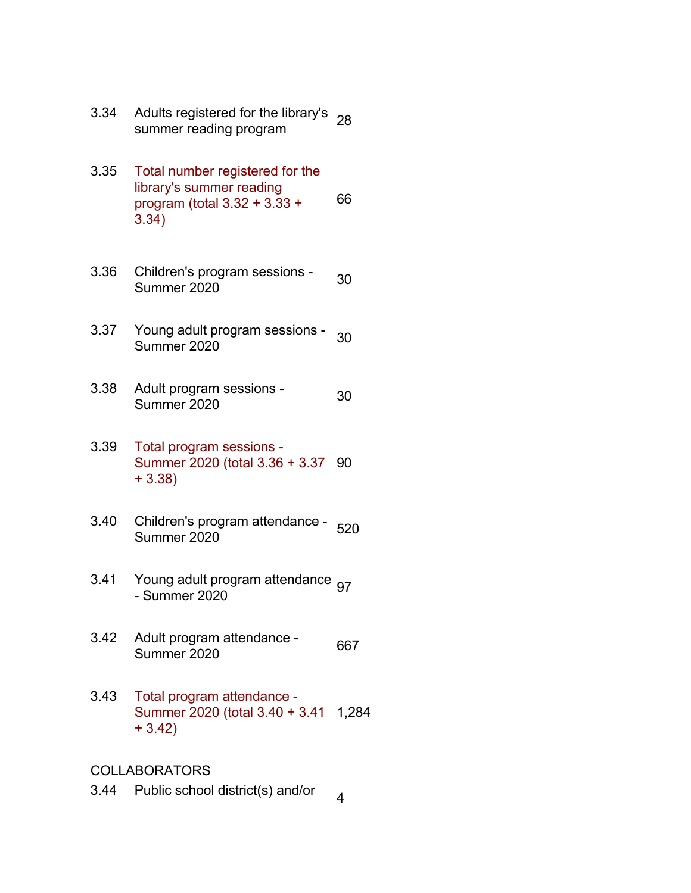| | | |
|---|---|---|
| 3.34 | Adults registered for the library's summer reading program | 28 |
| 3.35 | Total number registered for the library's summer reading program (total 3.32 + 3.33 + 3.34) | 66 |
| 3.36 | Children's program sessions - Summer 2020 | 30 |
| 3.37 | Young adult program sessions - Summer 2020 | 30 |
| 3.38 | Adult program sessions - Summer 2020 | 30 |
| 3.39 | Total program sessions - Summer 2020 (total 3.36 + 3.37 + 3.38) | 90 |
| 3.40 | Children's program attendance - Summer 2020 | 520 |
| 3.41 | Young adult program attendance - Summer 2020 | 97 |
| 3.42 | Adult program attendance - Summer 2020 | 667 |
| 3.43 | Total program attendance - Summer 2020 (total 3.40 + 3.41 + 3.42) | 1,284 |

COLLABORATORS

| | | |
|---|---|---|
| 3.44 | Public school district(s) and/or | 4 |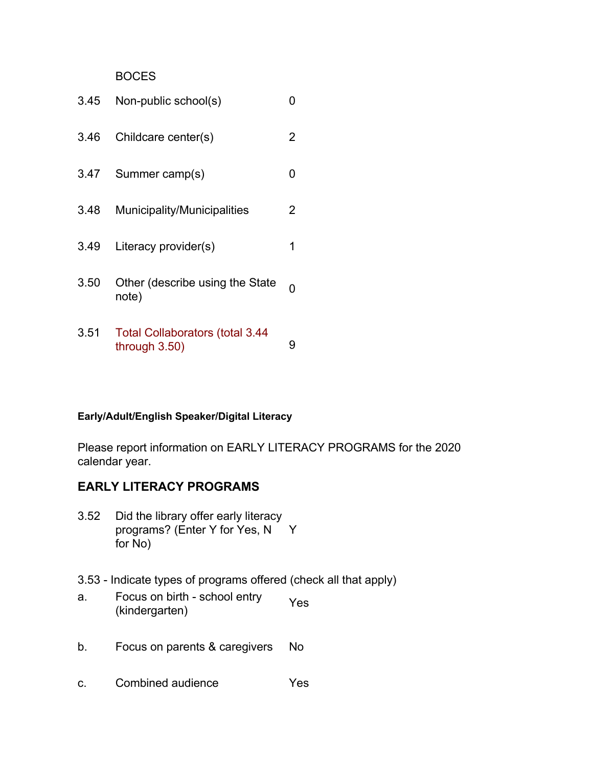BOCES

| | | |
|---|---|---|
| 3.45 | Non-public school(s) | 0 |
| 3.46 | Childcare center(s) | 2 |
| 3.47 | Summer camp(s) | 0 |
| 3.48 | Municipality/Municipalities | 2 |
| 3.49 | Literacy provider(s) | 1 |
| 3.50 | Other (describe using the State note) | 0 |
| 3.51 | Total Collaborators (total 3.44 through 3.50) | 9 |

**Early/Adult/English Speaker/Digital Literacy**

Please report information on EARLY LITERACY PROGRAMS for the 2020 calendar year.

## EARLY LITERACY PROGRAMS

| | | |
|---|---|---|
| 3.52 | Did the library offer early literacy programs? (Enter Y for Yes, N for No) | Y |

3.53 - Indicate types of programs offered (check all that apply)

| | | |
|---|---|---|
| a. | Focus on birth - school entry (kindergarten) | Yes |
| b. | Focus on parents & caregivers | No |
| c. | Combined audience | Yes |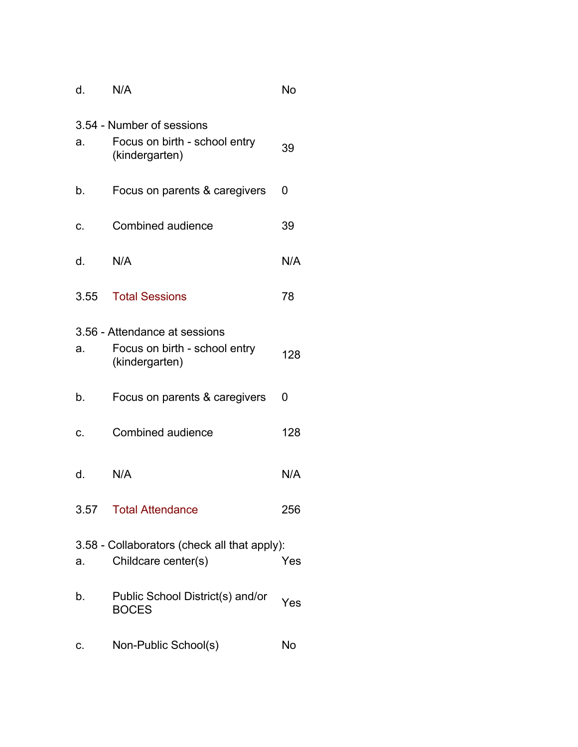| | | |
|---|---|---|
| d. | N/A | No |

3.54 - Number of sessions

| | | |
|---|---|---|
| a. | Focus on birth - school entry (kindergarten) | 39 |
| b. | Focus on parents & caregivers | 0 |
| c. | Combined audience | 39 |
| d. | N/A | N/A |
| 3.55 | Total Sessions | 78 |

3.56 - Attendance at sessions

| | | |
|---|---|---|
| a. | Focus on birth - school entry (kindergarten) | 128 |
| b. | Focus on parents & caregivers | 0 |
| c. | Combined audience | 128 |
| d. | N/A | N/A |
| 3.57 | Total Attendance | 256 |

3.58 - Collaborators (check all that apply):

| | | |
|---|---|---|
| a. | Childcare center(s) | Yes |
| b. | Public School District(s) and/or BOCES | Yes |
| c. | Non-Public School(s) | No |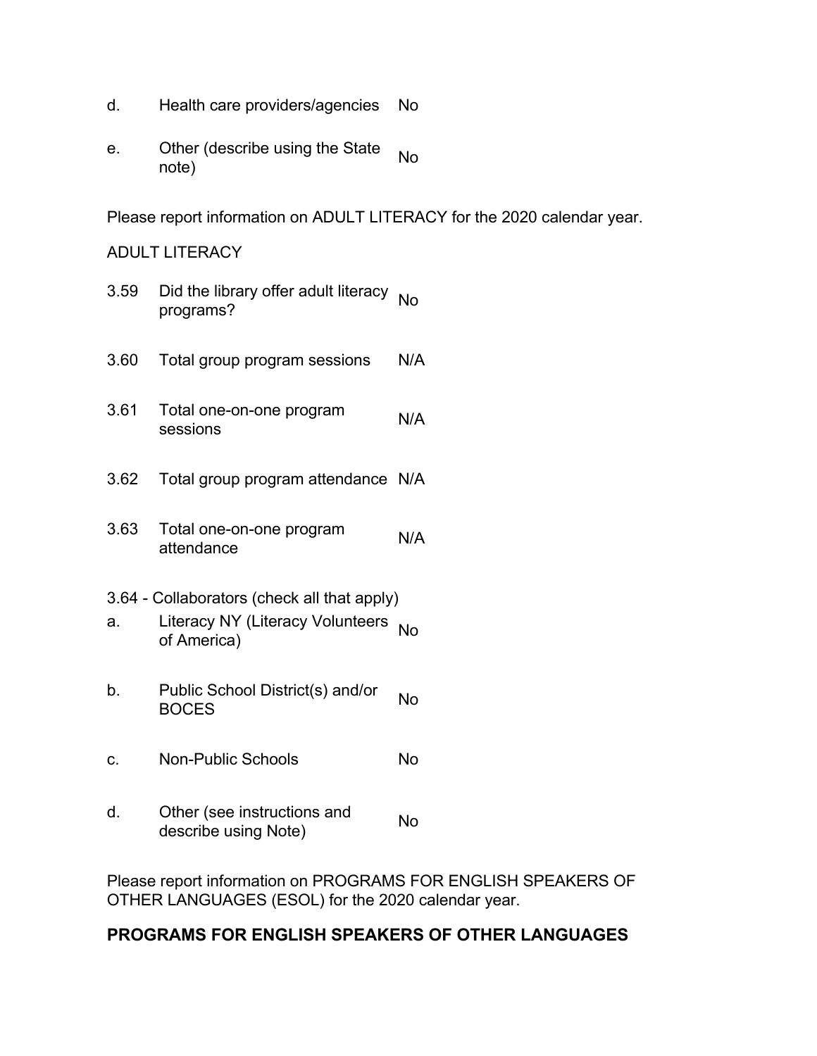| | | |
|---|---|---|
| d. | Health care providers/agencies | No |
| e. | Other (describe using the State note) | No |

Please report information on ADULT LITERACY for the 2020 calendar year.

ADULT LITERACY

| | | |
|---|---|---|
| 3.59 | Did the library offer adult literacy programs? | No |
| 3.60 | Total group program sessions | N/A |
| 3.61 | Total one-on-one program sessions | N/A |
| 3.62 | Total group program attendance | N/A |
| 3.63 | Total one-on-one program attendance | N/A |

3.64 - Collaborators (check all that apply)

| | | |
|---|---|---|
| a. | Literacy NY (Literacy Volunteers of America) | No |
| b. | Public School District(s) and/or BOCES | No |
| c. | Non-Public Schools | No |
| d. | Other (see instructions and describe using Note) | No |

Please report information on PROGRAMS FOR ENGLISH SPEAKERS OF OTHER LANGUAGES (ESOL) for the 2020 calendar year.

**PROGRAMS FOR ENGLISH SPEAKERS OF OTHER LANGUAGES**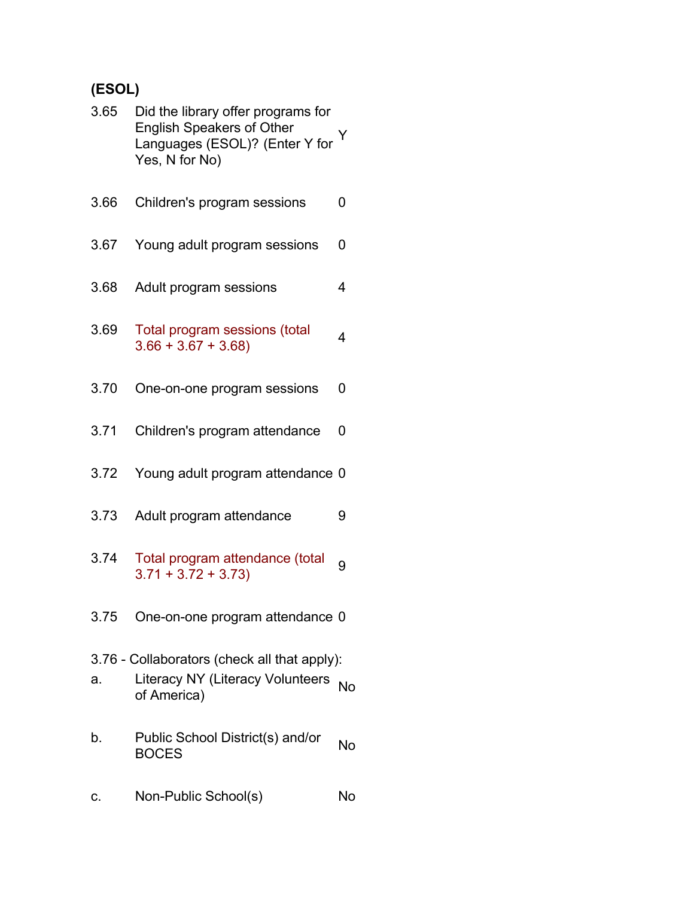**(ESOL)**

| | | |
|---|---|---|
| 3.65 | Did the library offer programs for English Speakers of Other Languages (ESOL)? (Enter Y for Yes, N for No) | Y |
| 3.66 | Children's program sessions | 0 |
| 3.67 | Young adult program sessions | 0 |
| 3.68 | Adult program sessions | 4 |
| 3.69 | Total program sessions (total 3.66 + 3.67 + 3.68) | 4 |
| 3.70 | One-on-one program sessions | 0 |
| 3.71 | Children's program attendance | 0 |
| 3.72 | Young adult program attendance | 0 |
| 3.73 | Adult program attendance | 9 |
| 3.74 | Total program attendance (total 3.71 + 3.72 + 3.73) | 9 |
| 3.75 | One-on-one program attendance | 0 |

3.76 - Collaborators (check all that apply):

| | | |
|---|---|---|
| a. | Literacy NY (Literacy Volunteers of America) | No |
| b. | Public School District(s) and/or BOCES | No |
| c. | Non-Public School(s) | No |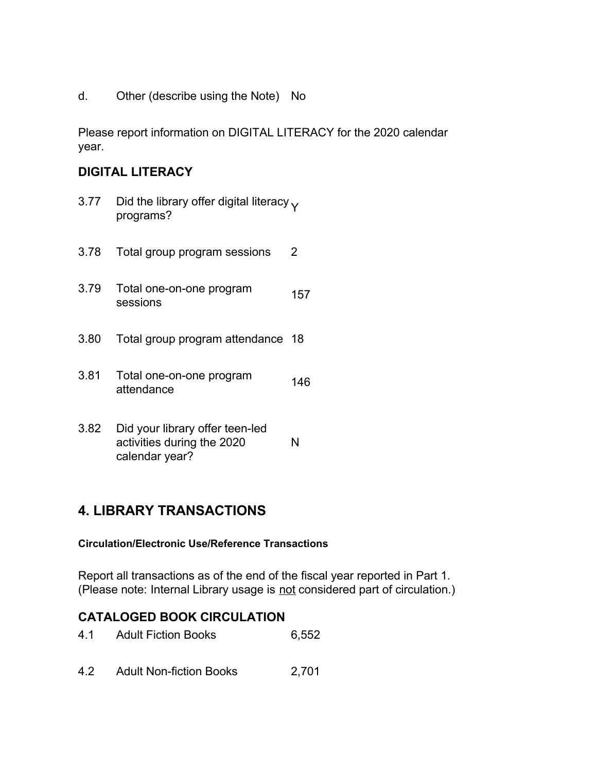d. Other (describe using the Note) No

Please report information on DIGITAL LITERACY for the 2020 calendar year.

### DIGITAL LITERACY

| | | |
|---|---|---|
| 3.77 | Did the library offer digital literacy programs? | Y |
| 3.78 | Total group program sessions | 2 |
| 3.79 | Total one-on-one program sessions | 157 |
| 3.80 | Total group program attendance | 18 |
| 3.81 | Total one-on-one program attendance | 146 |
| 3.82 | Did your library offer teen-led activities during the 2020 calendar year? | N |

## 4. LIBRARY TRANSACTIONS

#### Circulation/Electronic Use/Reference Transactions

Report all transactions as of the end of the fiscal year reported in Part 1. (Please note: Internal Library usage is not considered part of circulation.)

### CATALOGED BOOK CIRCULATION

| | | |
|---|---|---|
| 4.1 | Adult Fiction Books | 6,552 |
| 4.2 | Adult Non-fiction Books | 2,701 |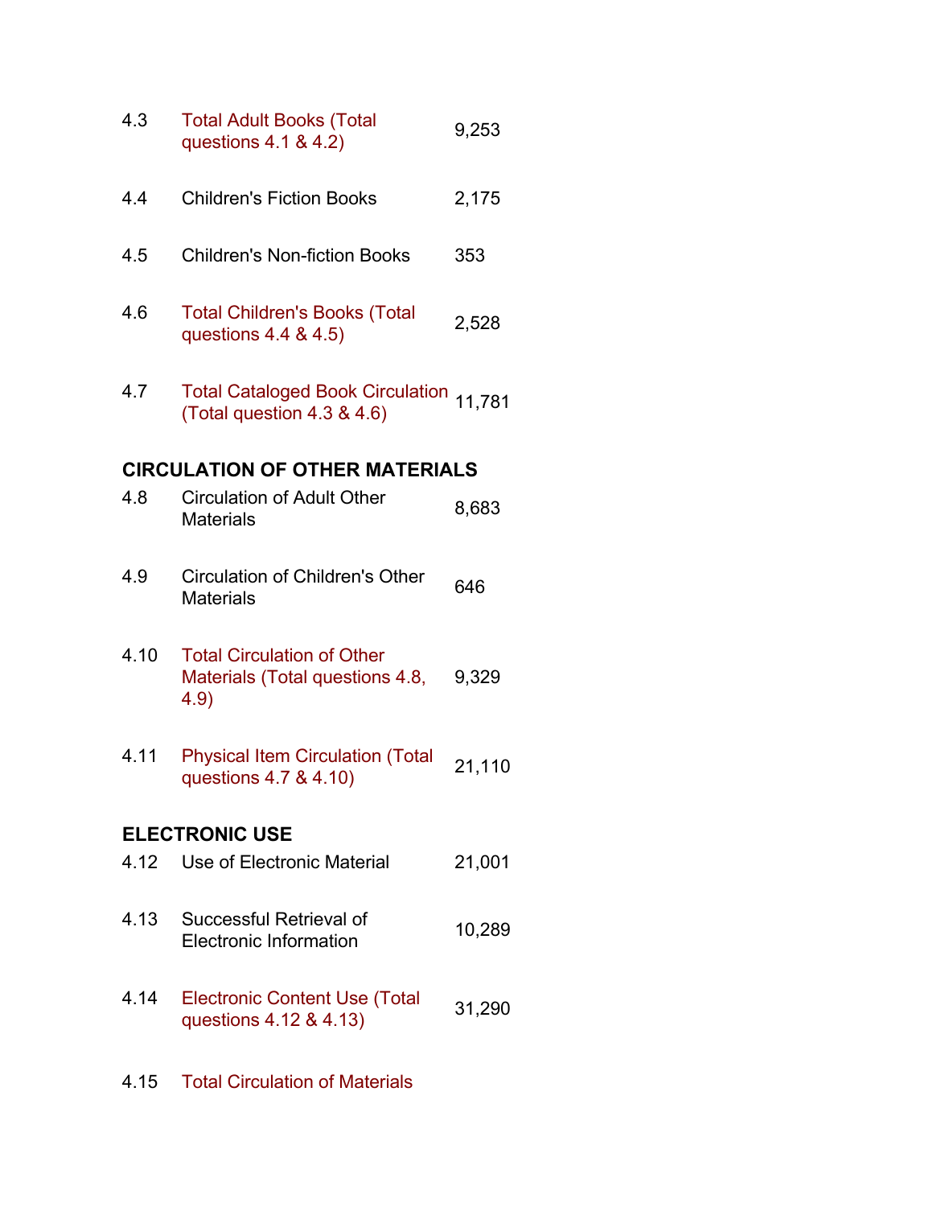| | | |
|---|---|---|
| 4.3 | Total Adult Books (Total questions 4.1 & 4.2) | 9,253 |
| 4.4 | Children's Fiction Books | 2,175 |
| 4.5 | Children's Non-fiction Books | 353 |
| 4.6 | Total Children's Books (Total questions 4.4 & 4.5) | 2,528 |
| 4.7 | Total Cataloged Book Circulation (Total question 4.3 & 4.6) | 11,781 |

**CIRCULATION OF OTHER MATERIALS**

| | | |
|---|---|---|
| 4.8 | Circulation of Adult Other Materials | 8,683 |
| 4.9 | Circulation of Children's Other Materials | 646 |
| 4.10 | Total Circulation of Other Materials (Total questions 4.8, 4.9) | 9,329 |
| 4.11 | Physical Item Circulation (Total questions 4.7 & 4.10) | 21,110 |

**ELECTRONIC USE**

| | | |
|---|---|---|
| 4.12 | Use of Electronic Material | 21,001 |
| 4.13 | Successful Retrieval of Electronic Information | 10,289 |
| 4.14 | Electronic Content Use (Total questions 4.12 & 4.13) | 31,290 |
| 4.15 | Total Circulation of Materials | |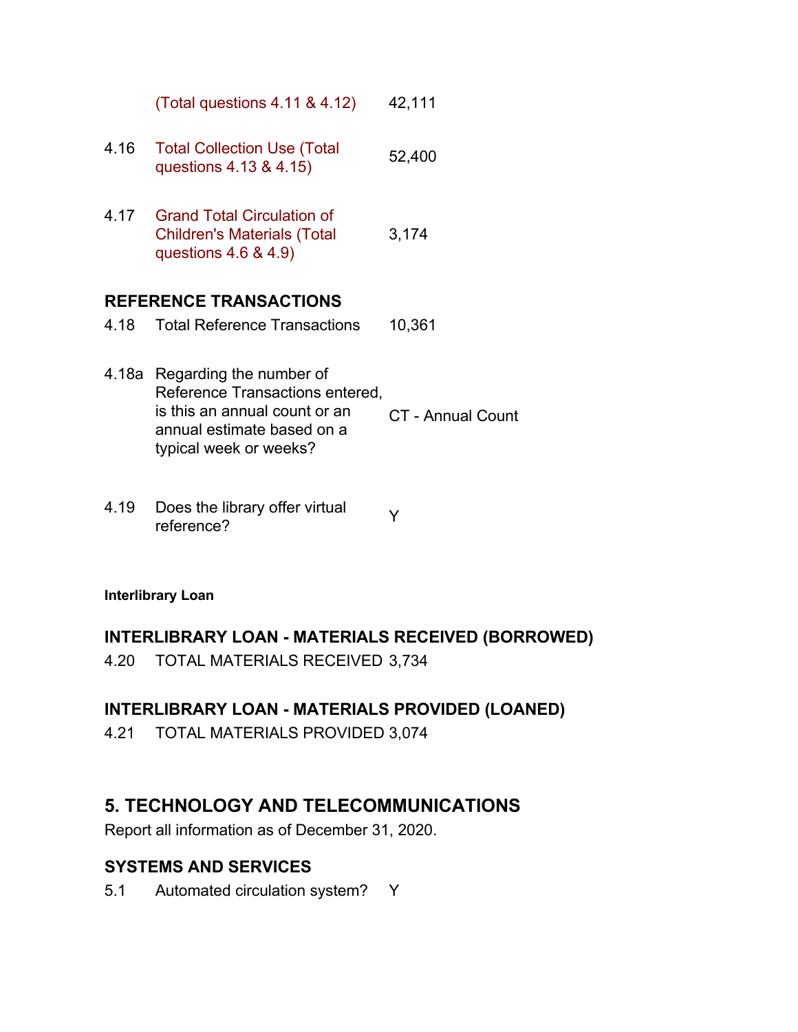| | | |
|---|---|---|
| | (Total questions 4.11 & 4.12) | 42,111 |
| 4.16 | Total Collection Use (Total questions 4.13 & 4.15) | 52,400 |
| 4.17 | Grand Total Circulation of Children's Materials (Total questions 4.6 & 4.9) | 3,174 |

### REFERENCE TRANSACTIONS

| | | |
|---|---|---|
| 4.18 | Total Reference Transactions | 10,361 |
| 4.18a | Regarding the number of Reference Transactions entered, is this an annual count or an annual estimate based on a typical week or weeks? | CT - Annual Count |
| 4.19 | Does the library offer virtual reference? | Y |

**Interlibrary Loan**

### INTERLIBRARY LOAN - MATERIALS RECEIVED (BORROWED)

| | | |
|---|---|---|
| 4.20 | TOTAL MATERIALS RECEIVED | 3,734 |

### INTERLIBRARY LOAN - MATERIALS PROVIDED (LOANED)

| | | |
|---|---|---|
| 4.21 | TOTAL MATERIALS PROVIDED | 3,074 |

## 5. TECHNOLOGY AND TELECOMMUNICATIONS

Report all information as of December 31, 2020.

### SYSTEMS AND SERVICES

| | | |
|---|---|---|
| 5.1 | Automated circulation system? | Y |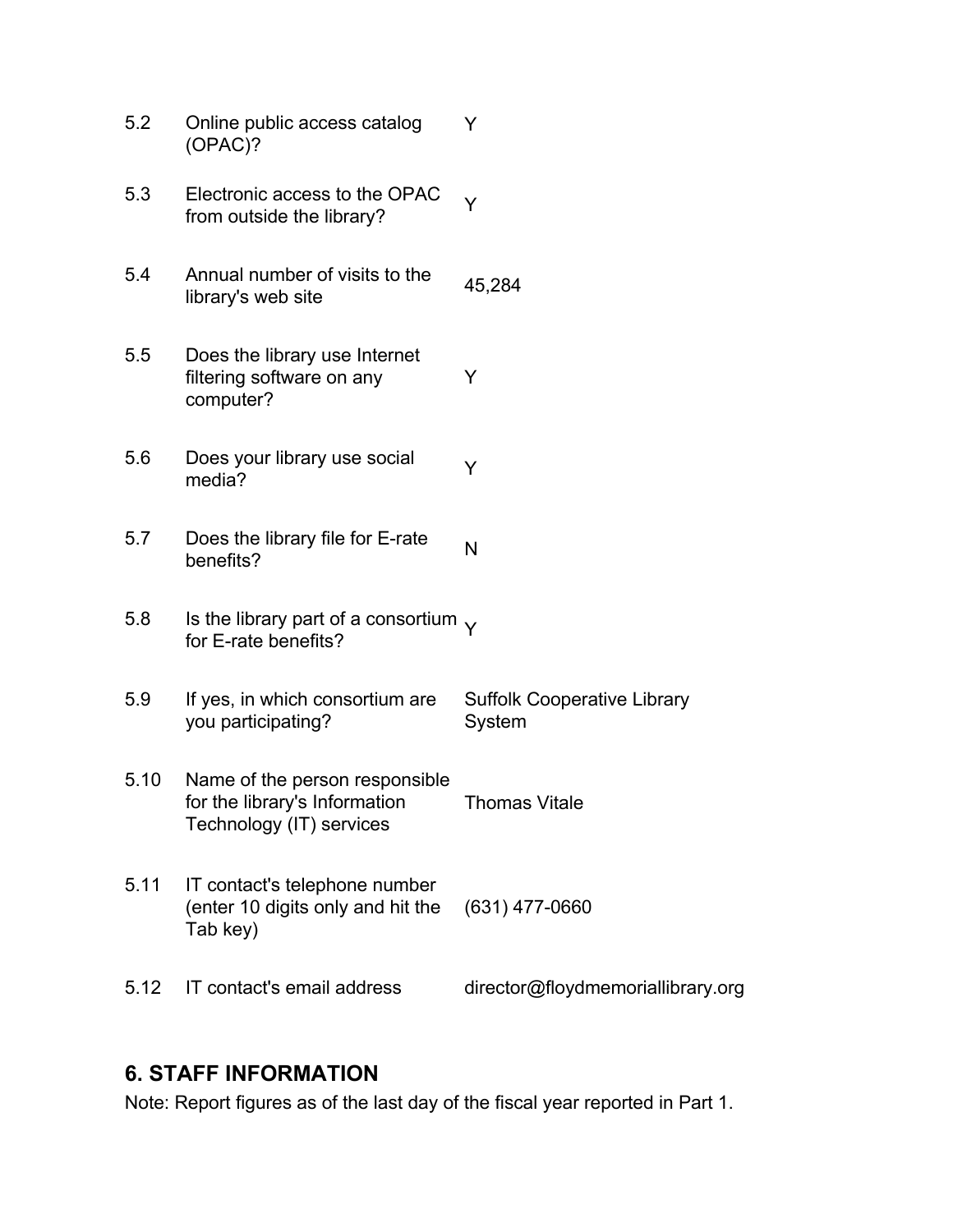| | | |
|---|---|---|
| 5.2 | Online public access catalog (OPAC)? | Y |
| 5.3 | Electronic access to the OPAC from outside the library? | Y |
| 5.4 | Annual number of visits to the library's web site | 45,284 |
| 5.5 | Does the library use Internet filtering software on any computer? | Y |
| 5.6 | Does your library use social media? | Y |
| 5.7 | Does the library file for E-rate benefits? | N |
| 5.8 | Is the library part of a consortium for E-rate benefits? | Y |
| 5.9 | If yes, in which consortium are you participating? | Suffolk Cooperative Library System |
| 5.10 | Name of the person responsible for the library's Information Technology (IT) services | Thomas Vitale |
| 5.11 | IT contact's telephone number (enter 10 digits only and hit the Tab key) | (631) 477-0660 |
| 5.12 | IT contact's email address | director@floydmemoriallibrary.org |

## 6. STAFF INFORMATION

Note: Report figures as of the last day of the fiscal year reported in Part 1.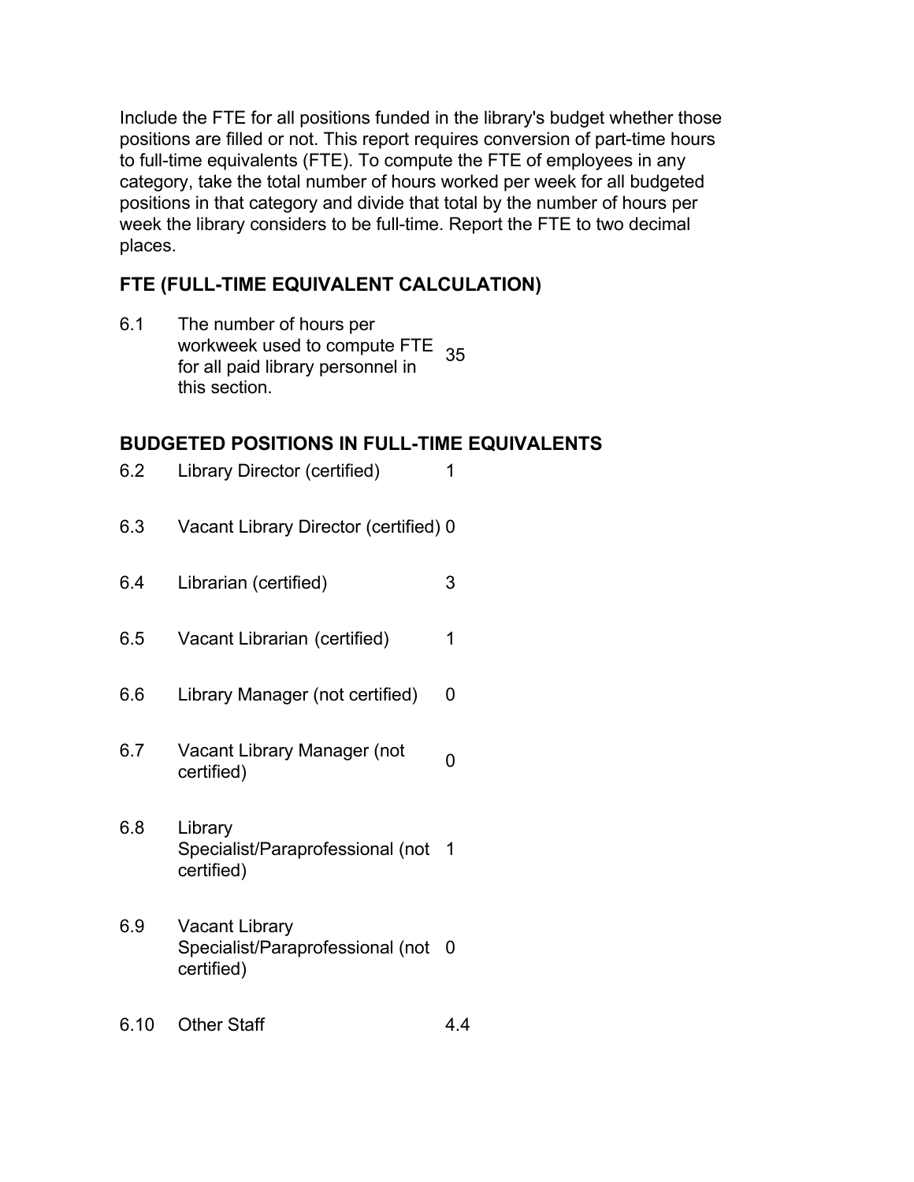Include the FTE for all positions funded in the library's budget whether those positions are filled or not. This report requires conversion of part-time hours to full-time equivalents (FTE). To compute the FTE of employees in any category, take the total number of hours worked per week for all budgeted positions in that category and divide that total by the number of hours per week the library considers to be full-time. Report the FTE to two decimal places.

### FTE (FULL-TIME EQUIVALENT CALCULATION)

| | | |
|---|---|---|
| 6.1 | The number of hours per workweek used to compute FTE for all paid library personnel in this section. | 35 |

### BUDGETED POSITIONS IN FULL-TIME EQUIVALENTS

| | | |
|---|---|---|
| 6.2 | Library Director (certified) | 1 |
| 6.3 | Vacant Library Director (certified) | 0 |
| 6.4 | Librarian (certified) | 3 |
| 6.5 | Vacant Librarian (certified) | 1 |
| 6.6 | Library Manager (not certified) | 0 |
| 6.7 | Vacant Library Manager (not certified) | 0 |
| 6.8 | Library Specialist/Paraprofessional (not certified) | 1 |
| 6.9 | Vacant Library Specialist/Paraprofessional (not certified) | 0 |
| 6.10 | Other Staff | 4.4 |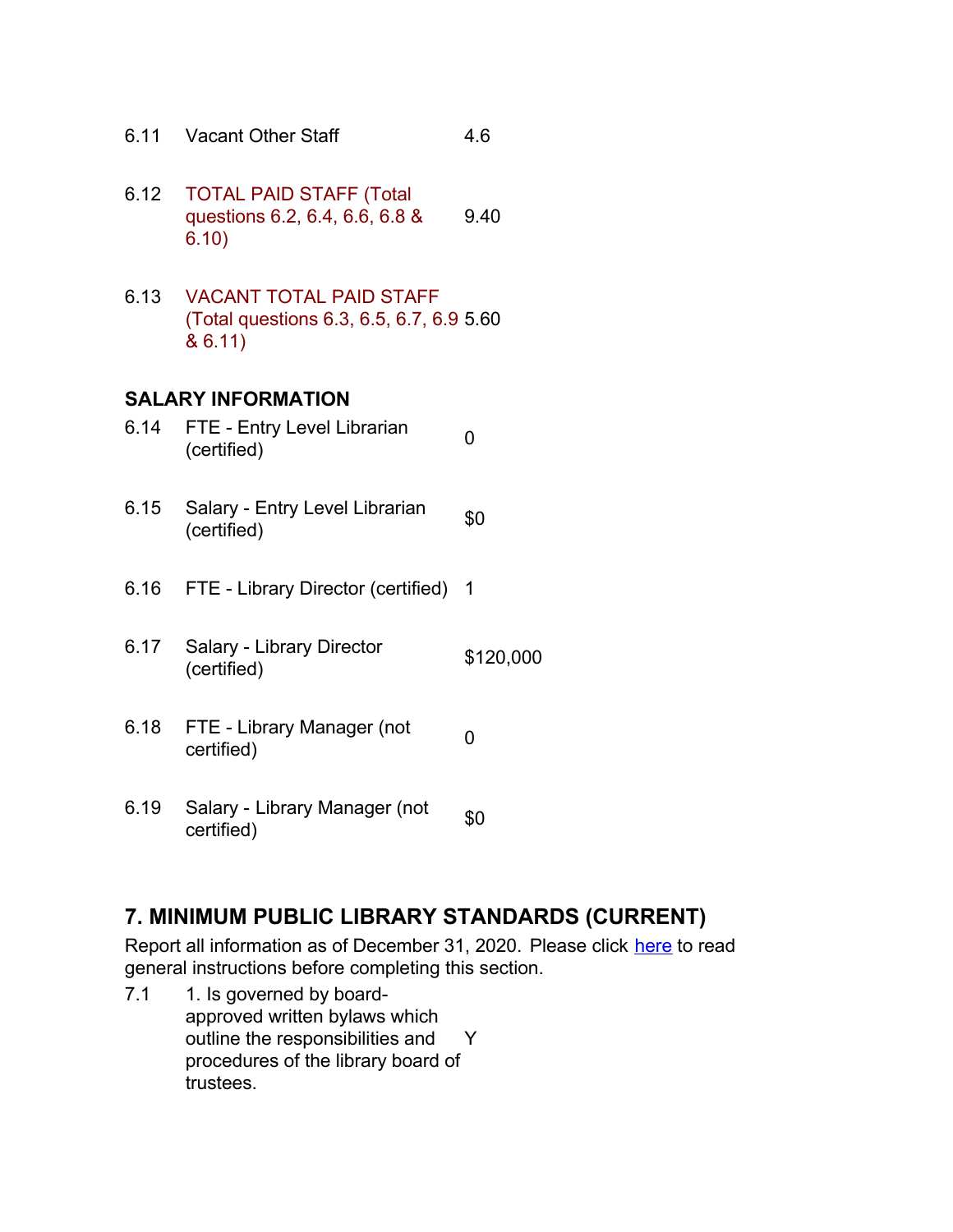| | | |
|---|---|---|
| 6.11 | Vacant Other Staff | 4.6 |
| 6.12 | TOTAL PAID STAFF (Total questions 6.2, 6.4, 6.6, 6.8 & 6.10) | 9.40 |
| 6.13 | VACANT TOTAL PAID STAFF (Total questions 6.3, 6.5, 6.7, 6.9 & 6.11) | 5.60 |

**SALARY INFORMATION**

| | | |
|---|---|---|
| 6.14 | FTE - Entry Level Librarian (certified) | 0 |
| 6.15 | Salary - Entry Level Librarian (certified) | $0 |
| 6.16 | FTE - Library Director (certified) | 1 |
| 6.17 | Salary - Library Director (certified) | $120,000 |
| 6.18 | FTE - Library Manager (not certified) | 0 |
| 6.19 | Salary - Library Manager (not certified) | $0 |

## 7. MINIMUM PUBLIC LIBRARY STANDARDS (CURRENT)

Report all information as of December 31, 2020. Please click here to read general instructions before completing this section.

| | | |
|---|---|---|
| 7.1 | 1. Is governed by board-approved written bylaws which outline the responsibilities and procedures of the library board of trustees. | Y |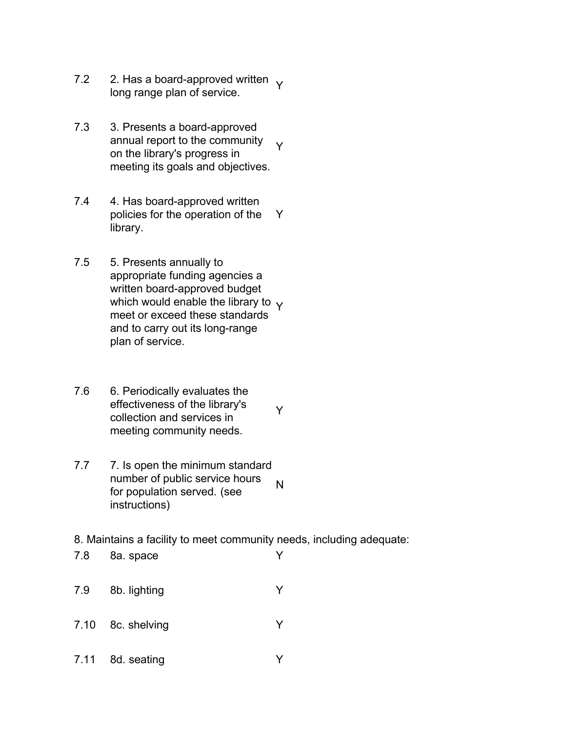| | | |
|---|---|---|
| 7.2 | 2. Has a board-approved written long range plan of service. | Y |
| 7.3 | 3. Presents a board-approved annual report to the community on the library's progress in meeting its goals and objectives. | Y |
| 7.4 | 4. Has board-approved written policies for the operation of the library. | Y |
| 7.5 | 5. Presents annually to appropriate funding agencies a written board-approved budget which would enable the library to meet or exceed these standards and to carry out its long-range plan of service. | Y |
| 7.6 | 6. Periodically evaluates the effectiveness of the library's collection and services in meeting community needs. | Y |
| 7.7 | 7. Is open the minimum standard number of public service hours for population served. (see instructions) | N |

8. Maintains a facility to meet community needs, including adequate:

| | | |
|---|---|---|
| 7.8 | 8a. space | Y |
| 7.9 | 8b. lighting | Y |
| 7.10 | 8c. shelving | Y |
| 7.11 | 8d. seating | Y |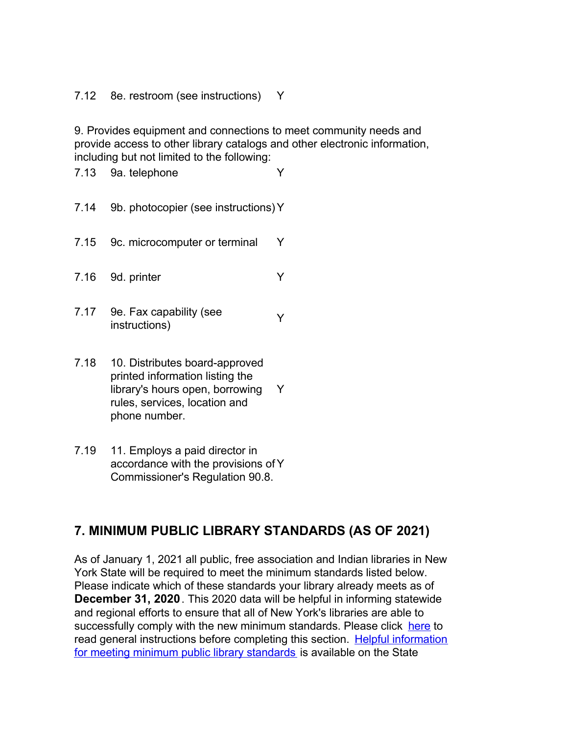| | | |
|---|---|---|
| 7.12 | 8e. restroom (see instructions) | Y |

9. Provides equipment and connections to meet community needs and provide access to other library catalogs and other electronic information, including but not limited to the following:

| | | |
|---|---|---|
| 7.13 | 9a. telephone | Y |
| 7.14 | 9b. photocopier (see instructions) | Y |
| 7.15 | 9c. microcomputer or terminal | Y |
| 7.16 | 9d. printer | Y |
| 7.17 | 9e. Fax capability (see instructions) | Y |
| 7.18 | 10. Distributes board-approved printed information listing the library's hours open, borrowing rules, services, location and phone number. | Y |
| 7.19 | 11. Employs a paid director in accordance with the provisions of Commissioner's Regulation 90.8. | Y |

## 7. MINIMUM PUBLIC LIBRARY STANDARDS (AS OF 2021)

As of January 1, 2021 all public, free association and Indian libraries in New York State will be required to meet the minimum standards listed below. Please indicate which of these standards your library already meets as of **December 31, 2020**. This 2020 data will be helpful in informing statewide and regional efforts to ensure that all of New York's libraries are able to successfully comply with the new minimum standards. Please click here to read general instructions before completing this section. Helpful information for meeting minimum public library standards is available on the State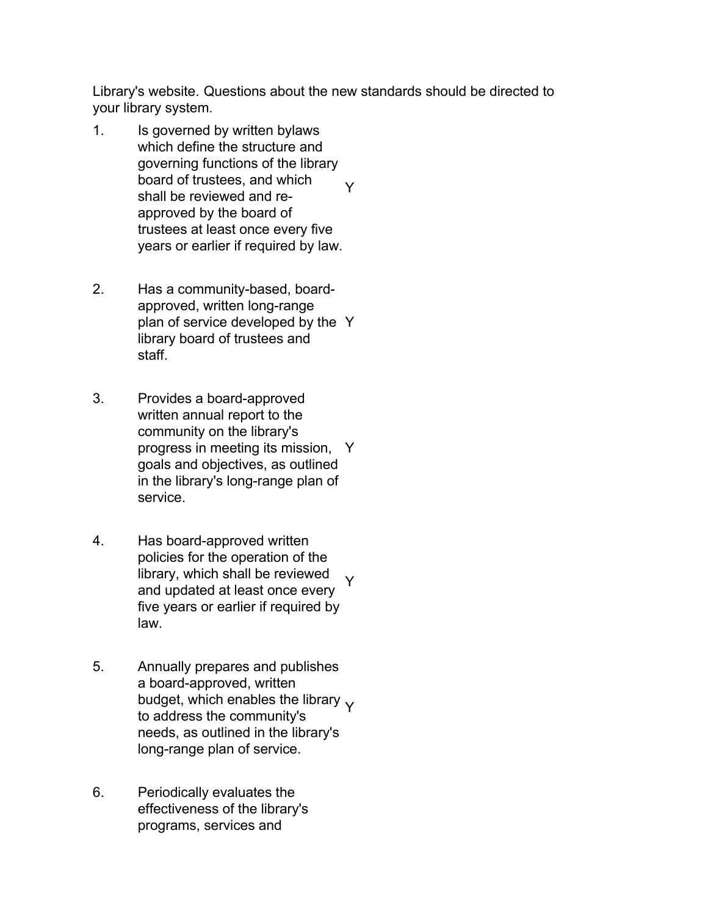Library's website. Questions about the new standards should be directed to your library system.

| | | |
|---|---|---|
| 1. | Is governed by written bylaws which define the structure and governing functions of the library board of trustees, and which shall be reviewed and re-approved by the board of trustees at least once every five years or earlier if required by law. | Y |
| 2. | Has a community-based, board-approved, written long-range plan of service developed by the library board of trustees and staff. | Y |
| 3. | Provides a board-approved written annual report to the community on the library's progress in meeting its mission, goals and objectives, as outlined in the library's long-range plan of service. | Y |
| 4. | Has board-approved written policies for the operation of the library, which shall be reviewed and updated at least once every five years or earlier if required by law. | Y |
| 5. | Annually prepares and publishes a board-approved, written budget, which enables the library to address the community's needs, as outlined in the library's long-range plan of service. | Y |
| 6. | Periodically evaluates the effectiveness of the library's programs, services and | |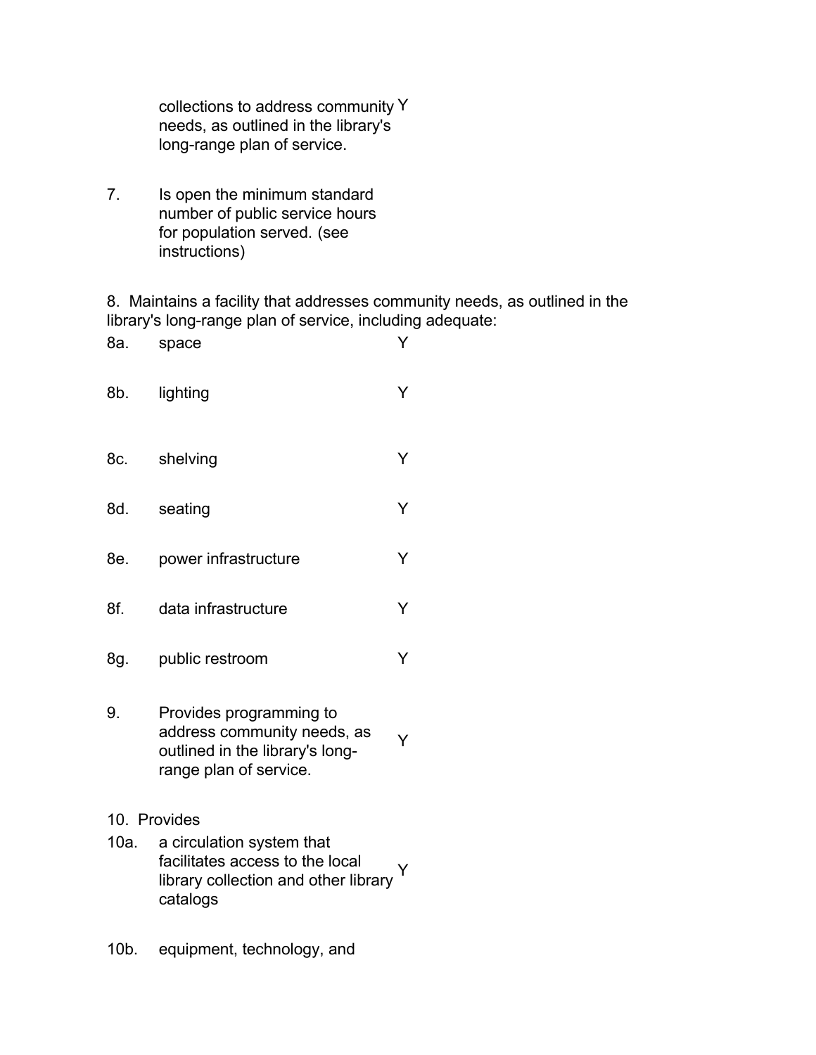| | | |
|---|---|---|
| | collections to address community needs, as outlined in the library's long-range plan of service. | Y |
| 7. | Is open the minimum standard number of public service hours for population served. (see instructions) | |

8. Maintains a facility that addresses community needs, as outlined in the library's long-range plan of service, including adequate:

| | | |
|---|---|---|
| 8a. | space | Y |
| 8b. | lighting | Y |
| 8c. | shelving | Y |
| 8d. | seating | Y |
| 8e. | power infrastructure | Y |
| 8f. | data infrastructure | Y |
| 8g. | public restroom | Y |
| 9. | Provides programming to address community needs, as outlined in the library's long-range plan of service. | Y |

10. Provides

| | | |
|---|---|---|
| 10a. | a circulation system that facilitates access to the local library collection and other library catalogs | Y |
| 10b. | equipment, technology, and | |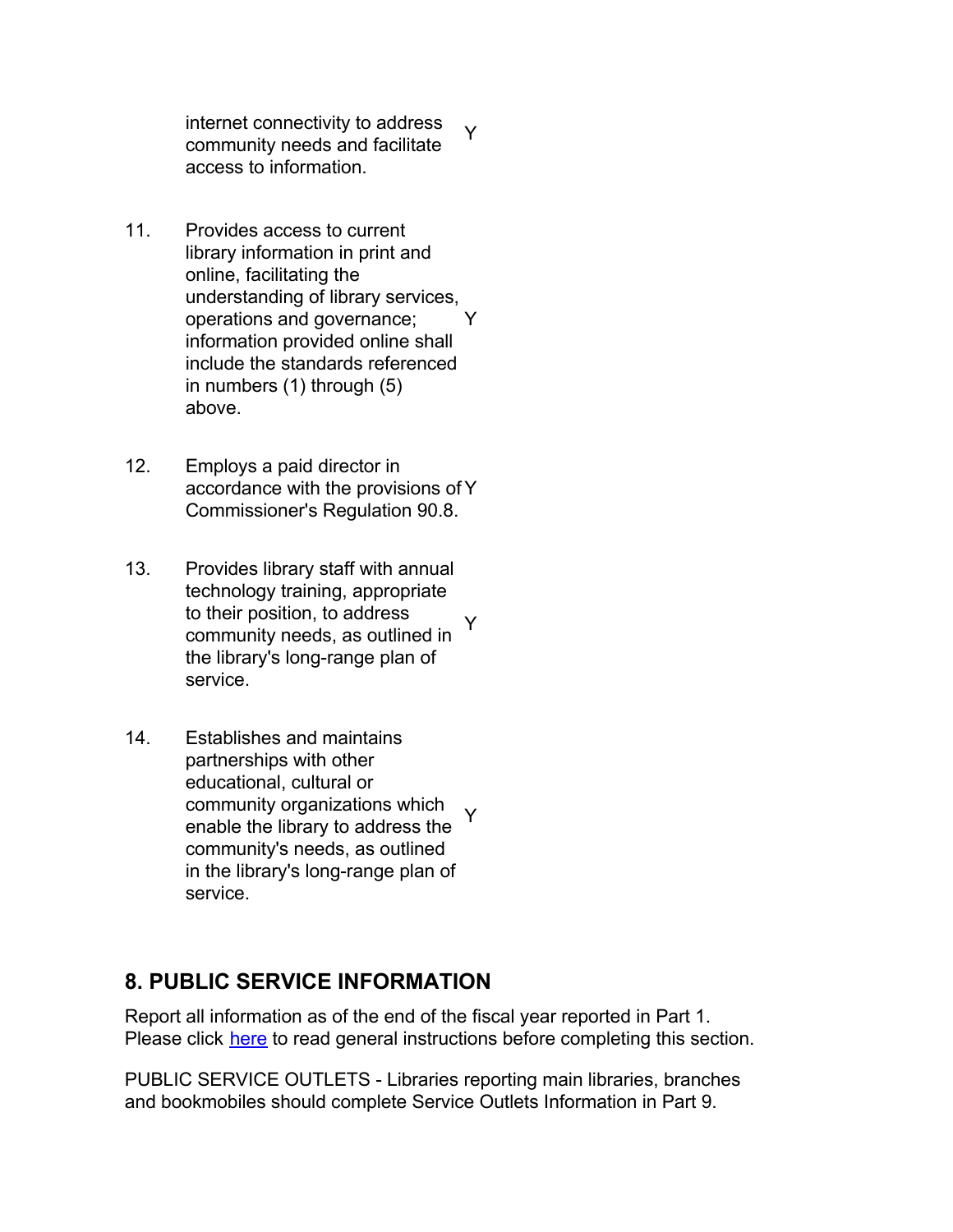| | | |
|---|---|---|
| | internet connectivity to address community needs and facilitate access to information. | Y |
| 11. | Provides access to current library information in print and online, facilitating the understanding of library services, operations and governance; information provided online shall include the standards referenced in numbers (1) through (5) above. | Y |
| 12. | Employs a paid director in accordance with the provisions of Commissioner's Regulation 90.8. | Y |
| 13. | Provides library staff with annual technology training, appropriate to their position, to address community needs, as outlined in the library's long-range plan of service. | Y |
| 14. | Establishes and maintains partnerships with other educational, cultural or community organizations which enable the library to address the community's needs, as outlined in the library's long-range plan of service. | Y |

## 8. PUBLIC SERVICE INFORMATION

Report all information as of the end of the fiscal year reported in Part 1. Please click here to read general instructions before completing this section.

PUBLIC SERVICE OUTLETS - Libraries reporting main libraries, branches and bookmobiles should complete Service Outlets Information in Part 9.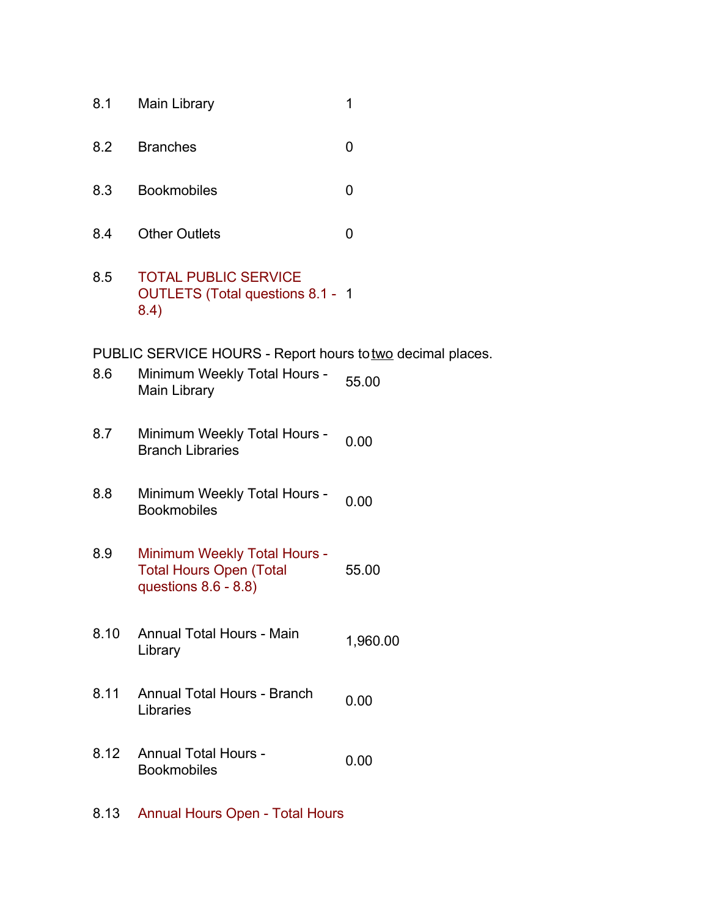| | | |
|---|---|---|
| 8.1 | Main Library | 1 |
| 8.2 | Branches | 0 |
| 8.3 | Bookmobiles | 0 |
| 8.4 | Other Outlets | 0 |
| 8.5 | TOTAL PUBLIC SERVICE OUTLETS (Total questions 8.1 - 8.4) | 1 |

PUBLIC SERVICE HOURS - Report hours to two decimal places.

| | | |
|---|---|---|
| 8.6 | Minimum Weekly Total Hours - Main Library | 55.00 |
| 8.7 | Minimum Weekly Total Hours - Branch Libraries | 0.00 |
| 8.8 | Minimum Weekly Total Hours - Bookmobiles | 0.00 |
| 8.9 | Minimum Weekly Total Hours - Total Hours Open (Total questions 8.6 - 8.8) | 55.00 |
| 8.10 | Annual Total Hours - Main Library | 1,960.00 |
| 8.11 | Annual Total Hours - Branch Libraries | 0.00 |
| 8.12 | Annual Total Hours - Bookmobiles | 0.00 |
| 8.13 | Annual Hours Open - Total Hours | |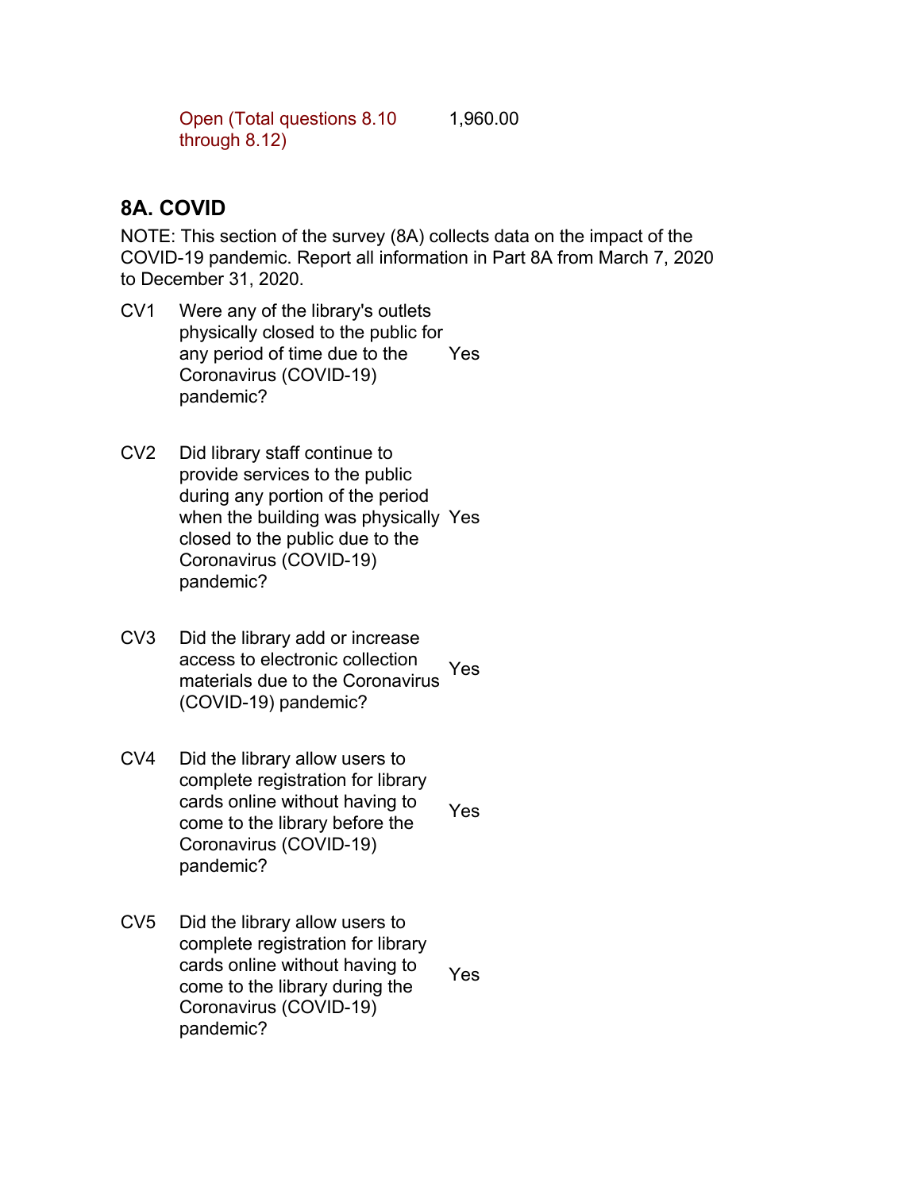| | |
|---|---|
| Open (Total questions 8.10 through 8.12) | 1,960.00 |

## 8A. COVID

NOTE: This section of the survey (8A) collects data on the impact of the COVID-19 pandemic. Report all information in Part 8A from March 7, 2020 to December 31, 2020.

| | | |
|---|---|---|
| CV1 | Were any of the library's outlets physically closed to the public for any period of time due to the Coronavirus (COVID-19) pandemic? | Yes |
| CV2 | Did library staff continue to provide services to the public during any portion of the period when the building was physically closed to the public due to the Coronavirus (COVID-19) pandemic? | Yes |
| CV3 | Did the library add or increase access to electronic collection materials due to the Coronavirus (COVID-19) pandemic? | Yes |
| CV4 | Did the library allow users to complete registration for library cards online without having to come to the library before the Coronavirus (COVID-19) pandemic? | Yes |
| CV5 | Did the library allow users to complete registration for library cards online without having to come to the library during the Coronavirus (COVID-19) pandemic? | Yes |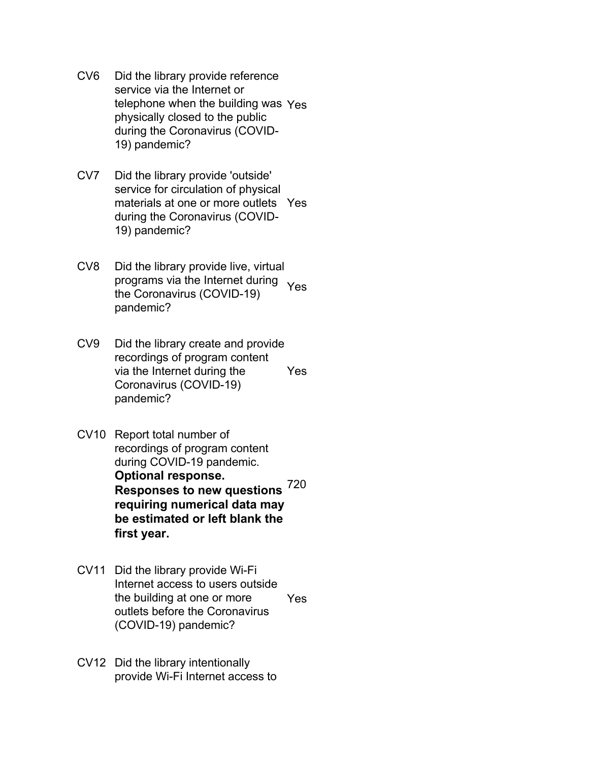| | | |
|---|---|---|
| CV6 | Did the library provide reference service via the Internet or telephone when the building was physically closed to the public during the Coronavirus (COVID-19) pandemic? | Yes |
| CV7 | Did the library provide 'outside' service for circulation of physical materials at one or more outlets during the Coronavirus (COVID-19) pandemic? | Yes |
| CV8 | Did the library provide live, virtual programs via the Internet during the Coronavirus (COVID-19) pandemic? | Yes |
| CV9 | Did the library create and provide recordings of program content via the Internet during the Coronavirus (COVID-19) pandemic? | Yes |
| CV10 | Report total number of recordings of program content during COVID-19 pandemic. **Optional response. Responses to new questions requiring numerical data may be estimated or left blank the first year.** | 720 |
| CV11 | Did the library provide Wi-Fi Internet access to users outside the building at one or more outlets before the Coronavirus (COVID-19) pandemic? | Yes |
| CV12 | Did the library intentionally provide Wi-Fi Internet access to | |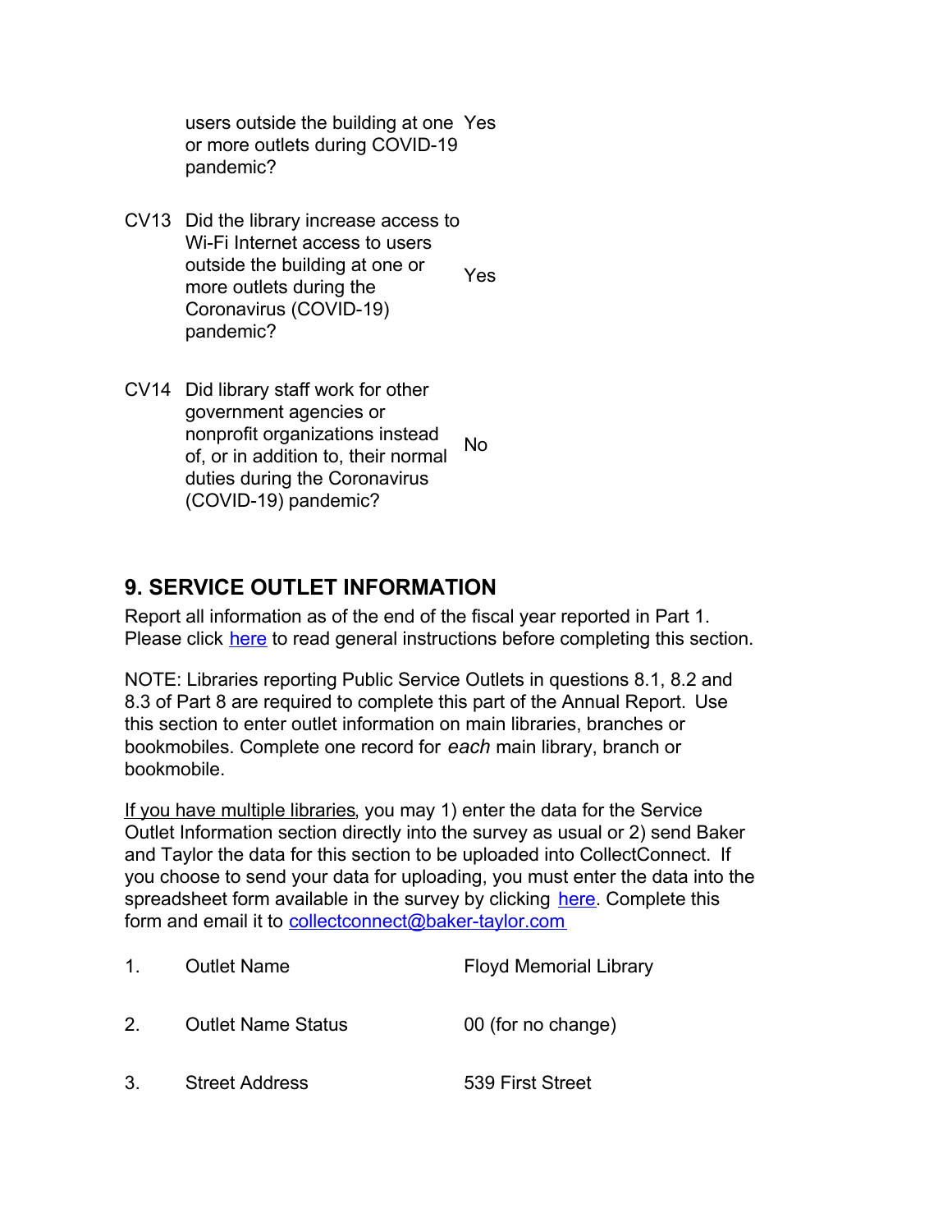| | | |
|---|---|---|
| | users outside the building at one or more outlets during COVID-19 pandemic? | Yes |
| CV13 | Did the library increase access to Wi-Fi Internet access to users outside the building at one or more outlets during the Coronavirus (COVID-19) pandemic? | Yes |
| CV14 | Did library staff work for other government agencies or nonprofit organizations instead of, or in addition to, their normal duties during the Coronavirus (COVID-19) pandemic? | No |

## 9. SERVICE OUTLET INFORMATION

Report all information as of the end of the fiscal year reported in Part 1. Please click here to read general instructions before completing this section.

NOTE: Libraries reporting Public Service Outlets in questions 8.1, 8.2 and 8.3 of Part 8 are required to complete this part of the Annual Report. Use this section to enter outlet information on main libraries, branches or bookmobiles. Complete one record for *each* main library, branch or bookmobile.

If you have multiple libraries, you may 1) enter the data for the Service Outlet Information section directly into the survey as usual or 2) send Baker and Taylor the data for this section to be uploaded into CollectConnect. If you choose to send your data for uploading, you must enter the data into the spreadsheet form available in the survey by clicking here. Complete this form and email it to collectconnect@baker-taylor.com

| | | |
|---|---|---|
| 1. | Outlet Name | Floyd Memorial Library |
| 2. | Outlet Name Status | 00 (for no change) |
| 3. | Street Address | 539 First Street |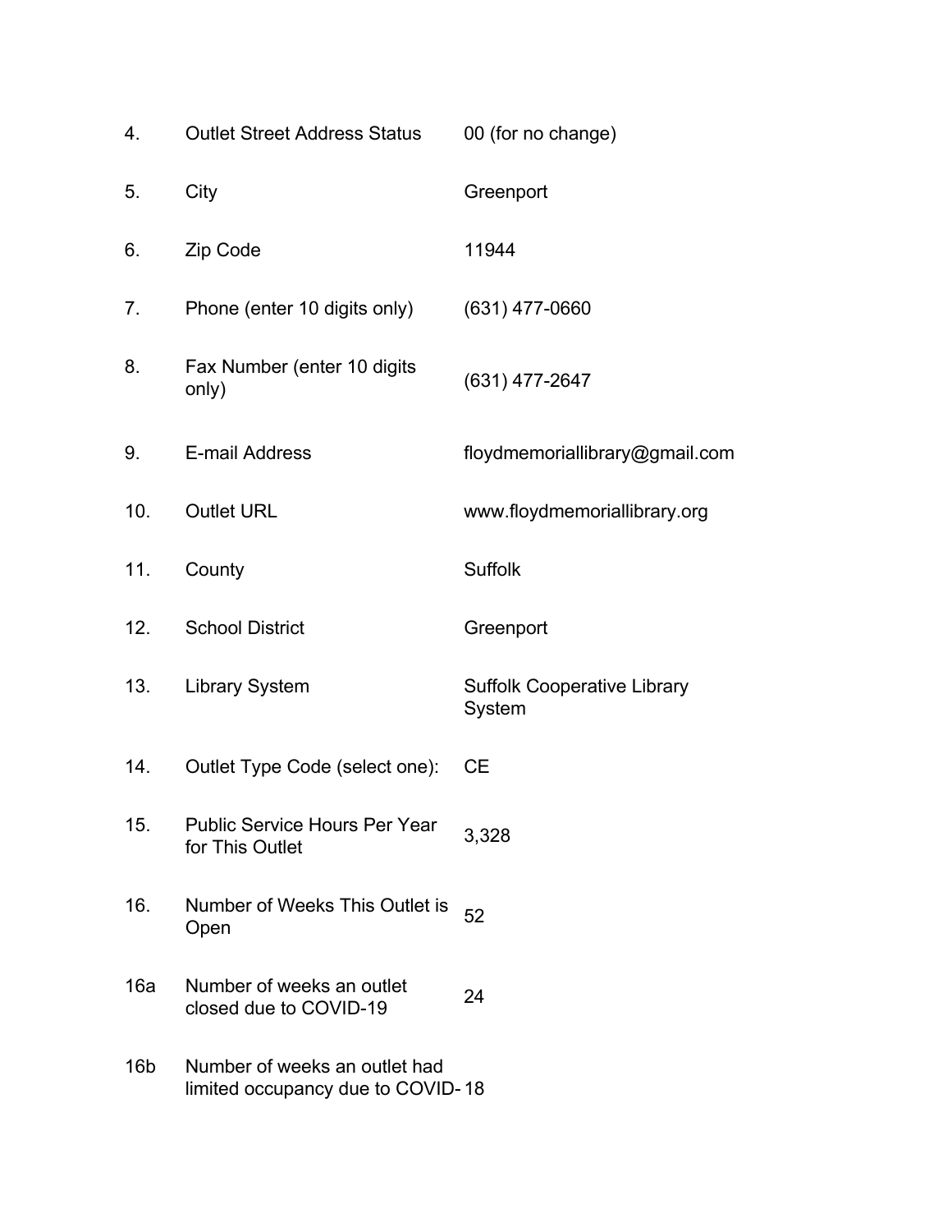| | | |
|---|---|---|
| 4. | Outlet Street Address Status | 00 (for no change) |
| 5. | City | Greenport |
| 6. | Zip Code | 11944 |
| 7. | Phone (enter 10 digits only) | (631) 477-0660 |
| 8. | Fax Number (enter 10 digits only) | (631) 477-2647 |
| 9. | E-mail Address | floydmemoriallibrary@gmail.com |
| 10. | Outlet URL | www.floydmemoriallibrary.org |
| 11. | County | Suffolk |
| 12. | School District | Greenport |
| 13. | Library System | Suffolk Cooperative Library System |
| 14. | Outlet Type Code (select one): | CE |
| 15. | Public Service Hours Per Year for This Outlet | 3,328 |
| 16. | Number of Weeks This Outlet is Open | 52 |
| 16a | Number of weeks an outlet closed due to COVID-19 | 24 |
| 16b | Number of weeks an outlet had limited occupancy due to COVID- | 18 |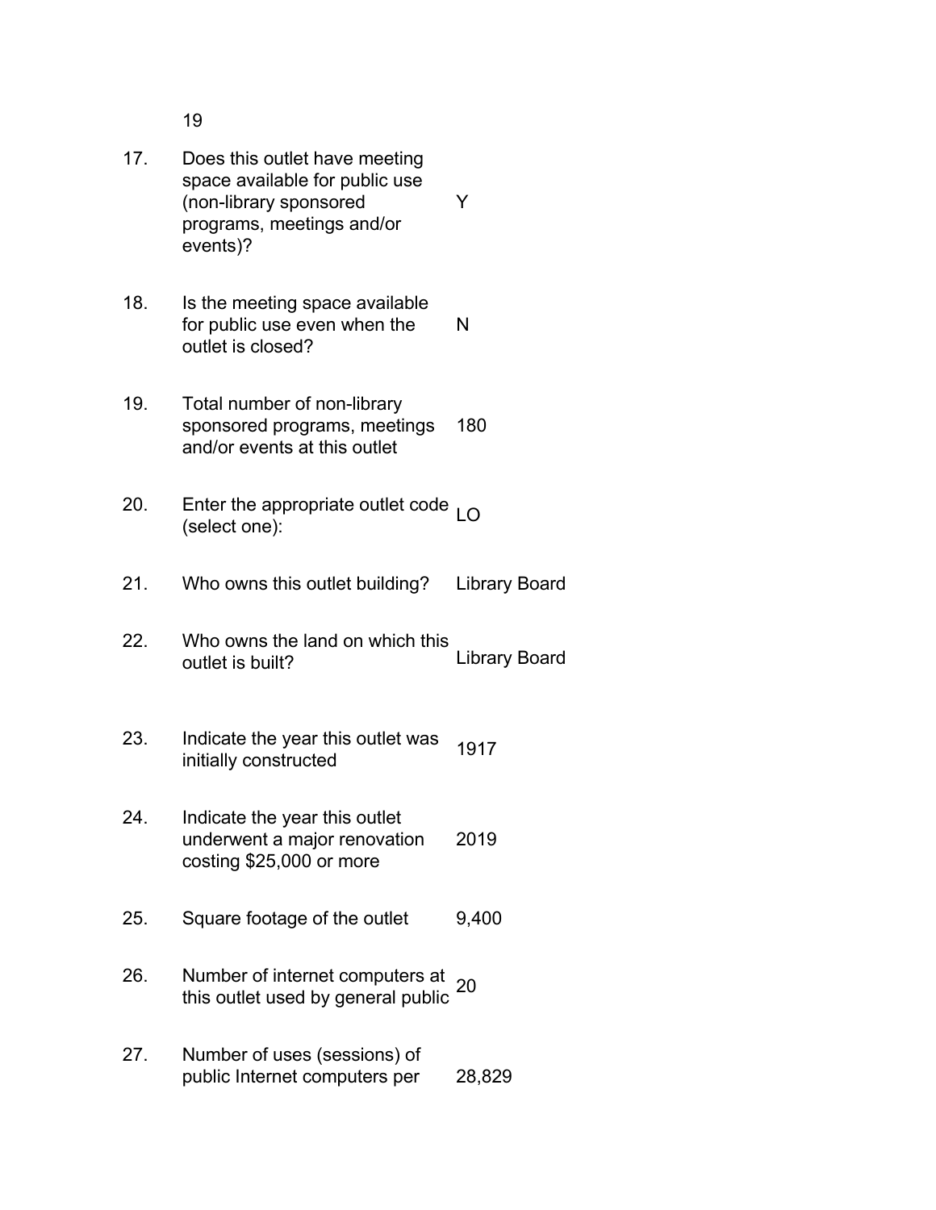19

| | | |
|---|---|---|
| 17. | Does this outlet have meeting space available for public use (non-library sponsored programs, meetings and/or events)? | Y |
| 18. | Is the meeting space available for public use even when the outlet is closed? | N |
| 19. | Total number of non-library sponsored programs, meetings and/or events at this outlet | 180 |
| 20. | Enter the appropriate outlet code (select one): | LO |
| 21. | Who owns this outlet building? | Library Board |
| 22. | Who owns the land on which this outlet is built? | Library Board |
| 23. | Indicate the year this outlet was initially constructed | 1917 |
| 24. | Indicate the year this outlet underwent a major renovation costing $25,000 or more | 2019 |
| 25. | Square footage of the outlet | 9,400 |
| 26. | Number of internet computers at this outlet used by general public | 20 |
| 27. | Number of uses (sessions) of public Internet computers per | 28,829 |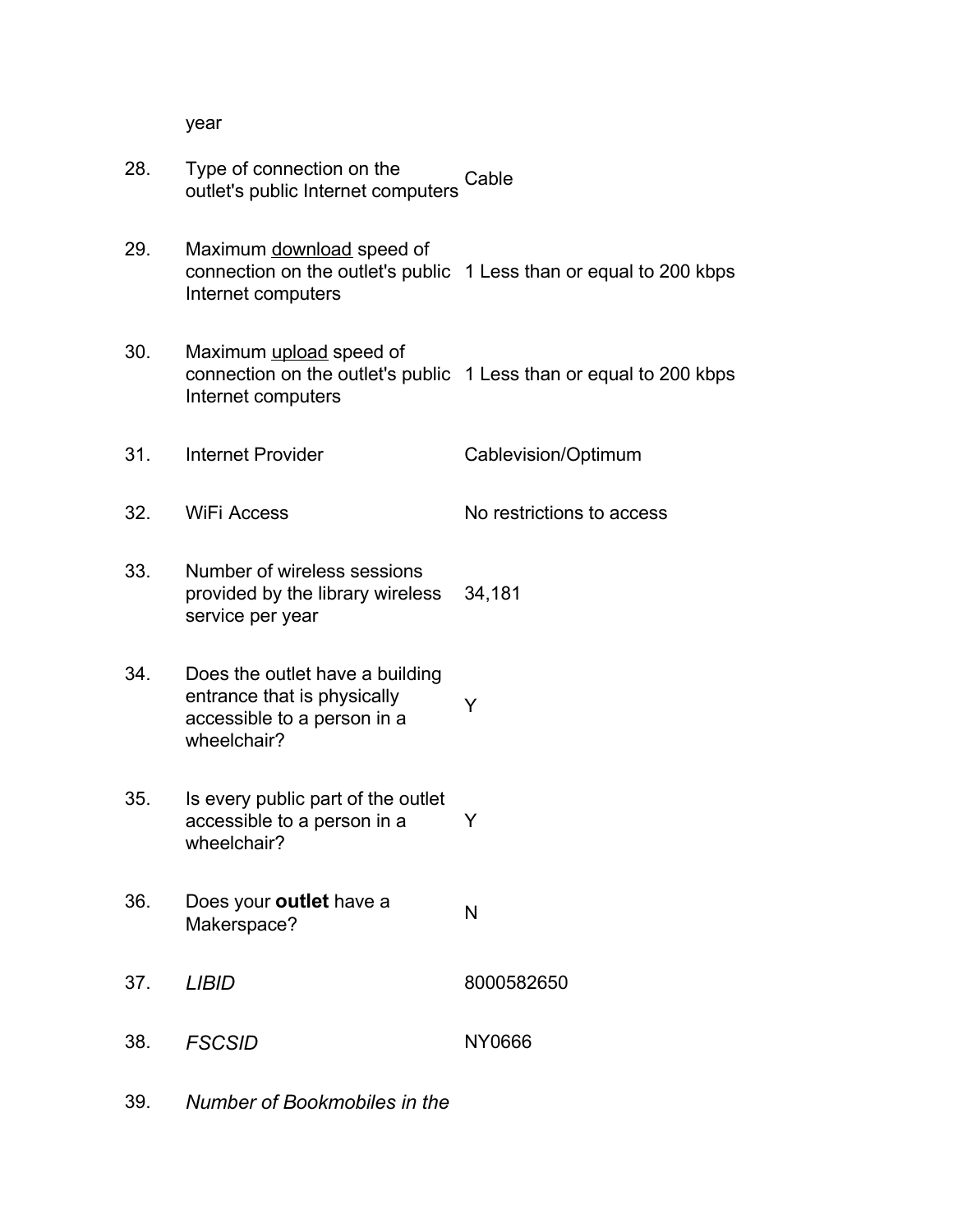year

| | | |
|---|---|---|
| 28. | Type of connection on the outlet's public Internet computers | Cable |
| 29. | Maximum download speed of connection on the outlet's public Internet computers | 1 Less than or equal to 200 kbps |
| 30. | Maximum upload speed of connection on the outlet's public Internet computers | 1 Less than or equal to 200 kbps |
| 31. | Internet Provider | Cablevision/Optimum |
| 32. | WiFi Access | No restrictions to access |
| 33. | Number of wireless sessions provided by the library wireless service per year | 34,181 |
| 34. | Does the outlet have a building entrance that is physically accessible to a person in a wheelchair? | Y |
| 35. | Is every public part of the outlet accessible to a person in a wheelchair? | Y |
| 36. | Does your **outlet** have a Makerspace? | N |
| 37. | *LIBID* | 8000582650 |
| 38. | *FSCSID* | NY0666 |
| 39. | *Number of Bookmobiles in the* | |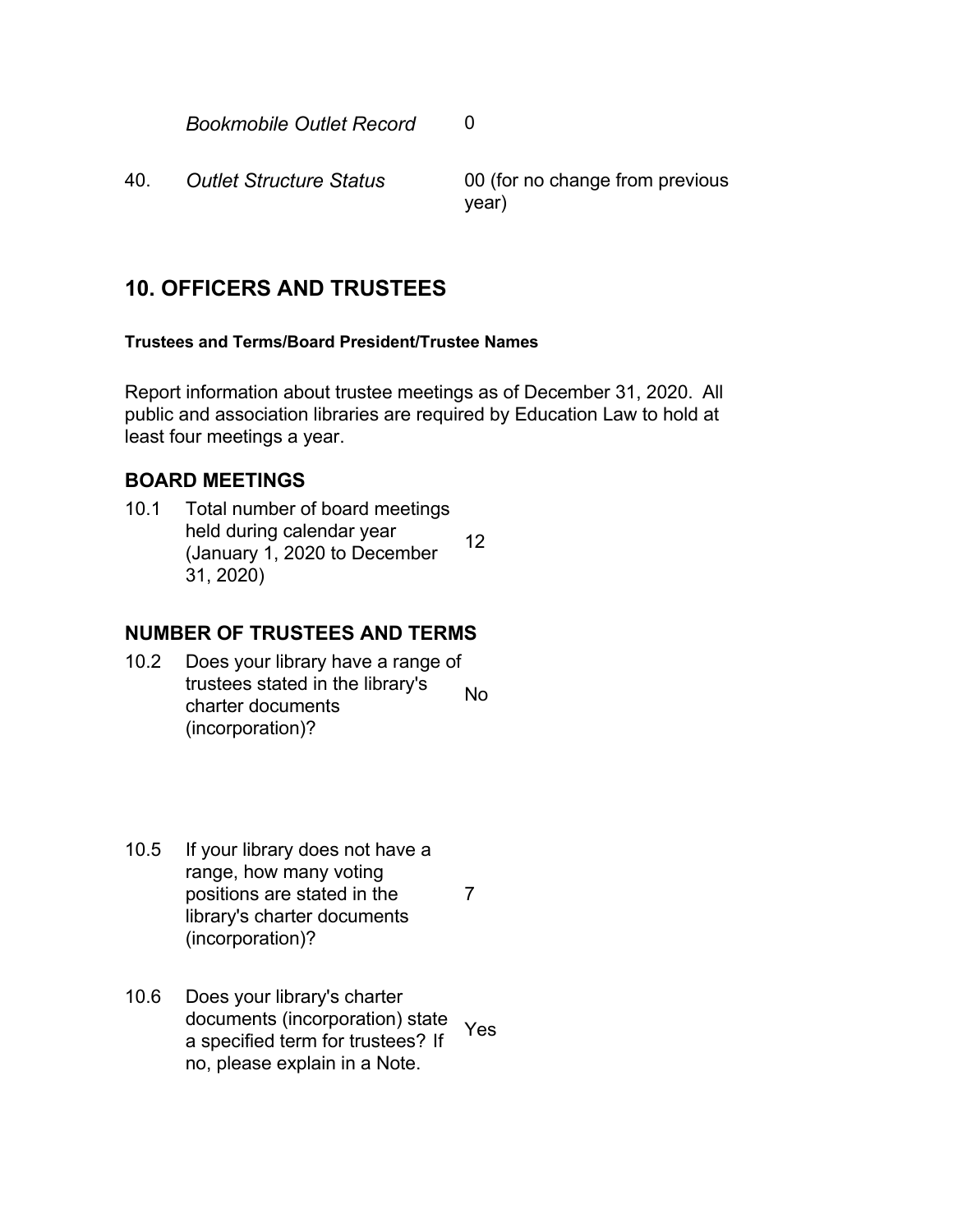| | | |
|---|---|---|
| | *Bookmobile Outlet Record* | 0 |
| 40. | *Outlet Structure Status* | 00 (for no change from previous year) |

## 10. OFFICERS AND TRUSTEES

**Trustees and Terms/Board President/Trustee Names**

Report information about trustee meetings as of December 31, 2020. All public and association libraries are required by Education Law to hold at least four meetings a year.

### BOARD MEETINGS

| | | |
|---|---|---|
| 10.1 | Total number of board meetings held during calendar year (January 1, 2020 to December 31, 2020) | 12 |

### NUMBER OF TRUSTEES AND TERMS

| | | |
|---|---|---|
| 10.2 | Does your library have a range of trustees stated in the library's charter documents (incorporation)? | No |
| 10.5 | If your library does not have a range, how many voting positions are stated in the library's charter documents (incorporation)? | 7 |
| 10.6 | Does your library's charter documents (incorporation) state a specified term for trustees? If no, please explain in a Note. | Yes |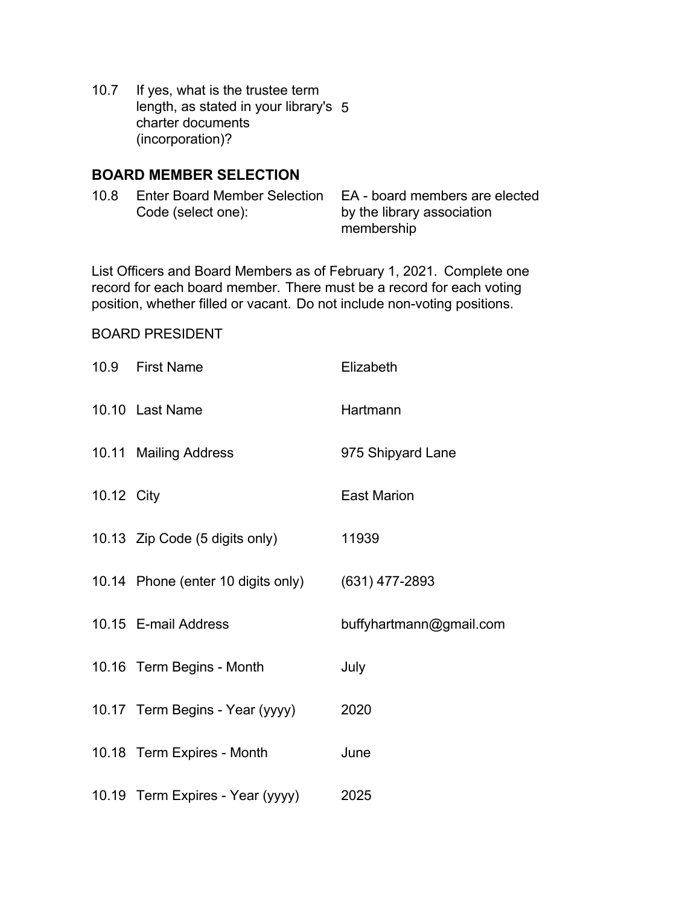| | | |
|---|---|---|
| 10.7 | If yes, what is the trustee term length, as stated in your library's charter documents (incorporation)? | 5 |

## BOARD MEMBER SELECTION

| | | |
|---|---|---|
| 10.8 | Enter Board Member Selection Code (select one): | EA - board members are elected by the library association membership |

List Officers and Board Members as of February 1, 2021. Complete one record for each board member. There must be a record for each voting position, whether filled or vacant. Do not include non-voting positions.

BOARD PRESIDENT

| | | |
|---|---|---|
| 10.9 | First Name | Elizabeth |
| 10.10 | Last Name | Hartmann |
| 10.11 | Mailing Address | 975 Shipyard Lane |
| 10.12 | City | East Marion |
| 10.13 | Zip Code (5 digits only) | 11939 |
| 10.14 | Phone (enter 10 digits only) | (631) 477-2893 |
| 10.15 | E-mail Address | buffyhartmann@gmail.com |
| 10.16 | Term Begins - Month | July |
| 10.17 | Term Begins - Year (yyyy) | 2020 |
| 10.18 | Term Expires - Month | June |
| 10.19 | Term Expires - Year (yyyy) | 2025 |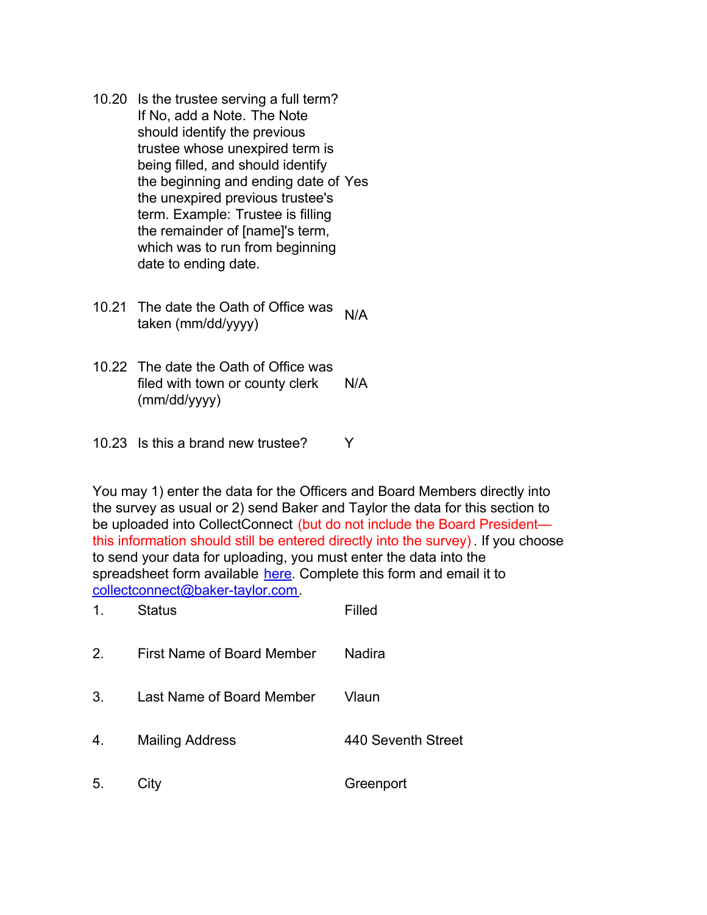| | | |
|---|---|---|
| 10.20 | Is the trustee serving a full term? If No, add a Note. The Note should identify the previous trustee whose unexpired term is being filled, and should identify the beginning and ending date of the unexpired previous trustee's term. Example: Trustee is filling the remainder of [name]'s term, which was to run from beginning date to ending date. | Yes |
| 10.21 | The date the Oath of Office was taken (mm/dd/yyyy) | N/A |
| 10.22 | The date the Oath of Office was filed with town or county clerk (mm/dd/yyyy) | N/A |
| 10.23 | Is this a brand new trustee? | Y |

You may 1) enter the data for the Officers and Board Members directly into the survey as usual or 2) send Baker and Taylor the data for this section to be uploaded into CollectConnect (but do not include the Board President—this information should still be entered directly into the survey). If you choose to send your data for uploading, you must enter the data into the spreadsheet form available here. Complete this form and email it to collectconnect@baker-taylor.com.

| | | |
|---|---|---|
| 1. | Status | Filled |
| 2. | First Name of Board Member | Nadira |
| 3. | Last Name of Board Member | Vlaun |
| 4. | Mailing Address | 440 Seventh Street |
| 5. | City | Greenport |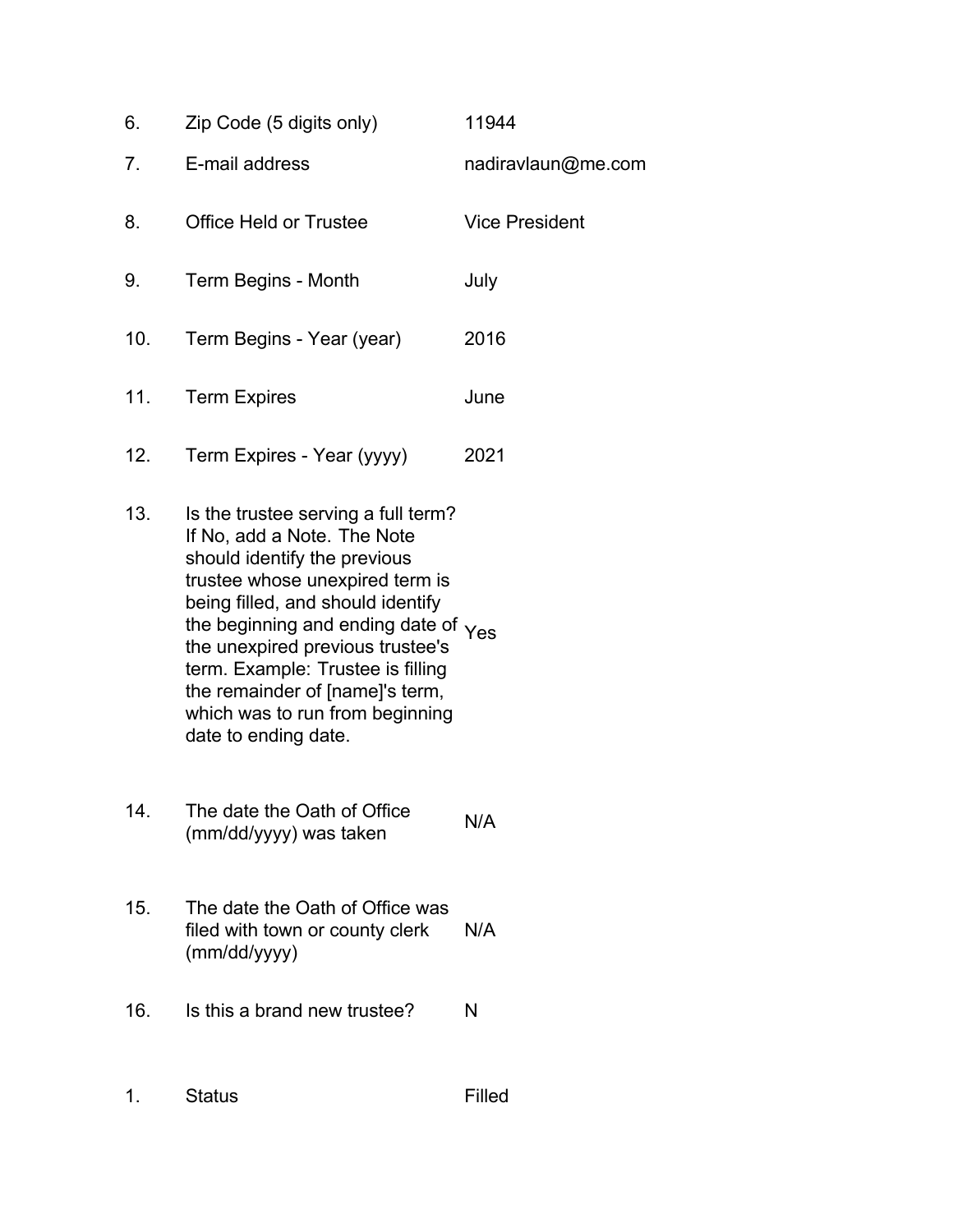| | | |
|---|---|---|
| 6. | Zip Code (5 digits only) | 11944 |
| 7. | E-mail address | nadiravlaun@me.com |
| 8. | Office Held or Trustee | Vice President |
| 9. | Term Begins - Month | July |
| 10. | Term Begins - Year (year) | 2016 |
| 11. | Term Expires | June |
| 12. | Term Expires - Year (yyyy) | 2021 |
| 13. | Is the trustee serving a full term? If No, add a Note. The Note should identify the previous trustee whose unexpired term is being filled, and should identify the beginning and ending date of the unexpired previous trustee's term. Example: Trustee is filling the remainder of [name]'s term, which was to run from beginning date to ending date. | Yes |
| 14. | The date the Oath of Office (mm/dd/yyyy) was taken | N/A |
| 15. | The date the Oath of Office was filed with town or county clerk (mm/dd/yyyy) | N/A |
| 16. | Is this a brand new trustee? | N |
| 1. | Status | Filled |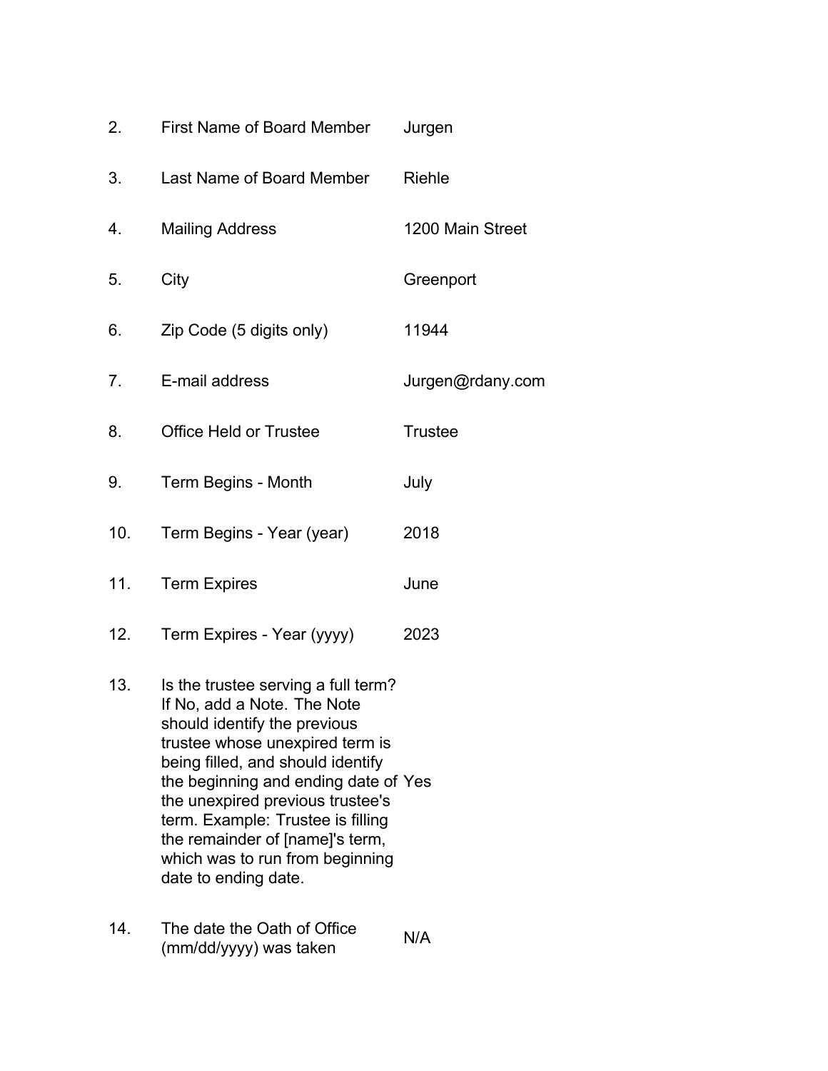| | | |
|---|---|---|
| 2. | First Name of Board Member | Jurgen |
| 3. | Last Name of Board Member | Riehle |
| 4. | Mailing Address | 1200 Main Street |
| 5. | City | Greenport |
| 6. | Zip Code (5 digits only) | 11944 |
| 7. | E-mail address | Jurgen@rdany.com |
| 8. | Office Held or Trustee | Trustee |
| 9. | Term Begins - Month | July |
| 10. | Term Begins - Year (year) | 2018 |
| 11. | Term Expires | June |
| 12. | Term Expires - Year (yyyy) | 2023 |
| 13. | Is the trustee serving a full term? If No, add a Note. The Note should identify the previous trustee whose unexpired term is being filled, and should identify the beginning and ending date of the unexpired previous trustee's term. Example: Trustee is filling the remainder of [name]'s term, which was to run from beginning date to ending date. | Yes |
| 14. | The date the Oath of Office (mm/dd/yyyy) was taken | N/A |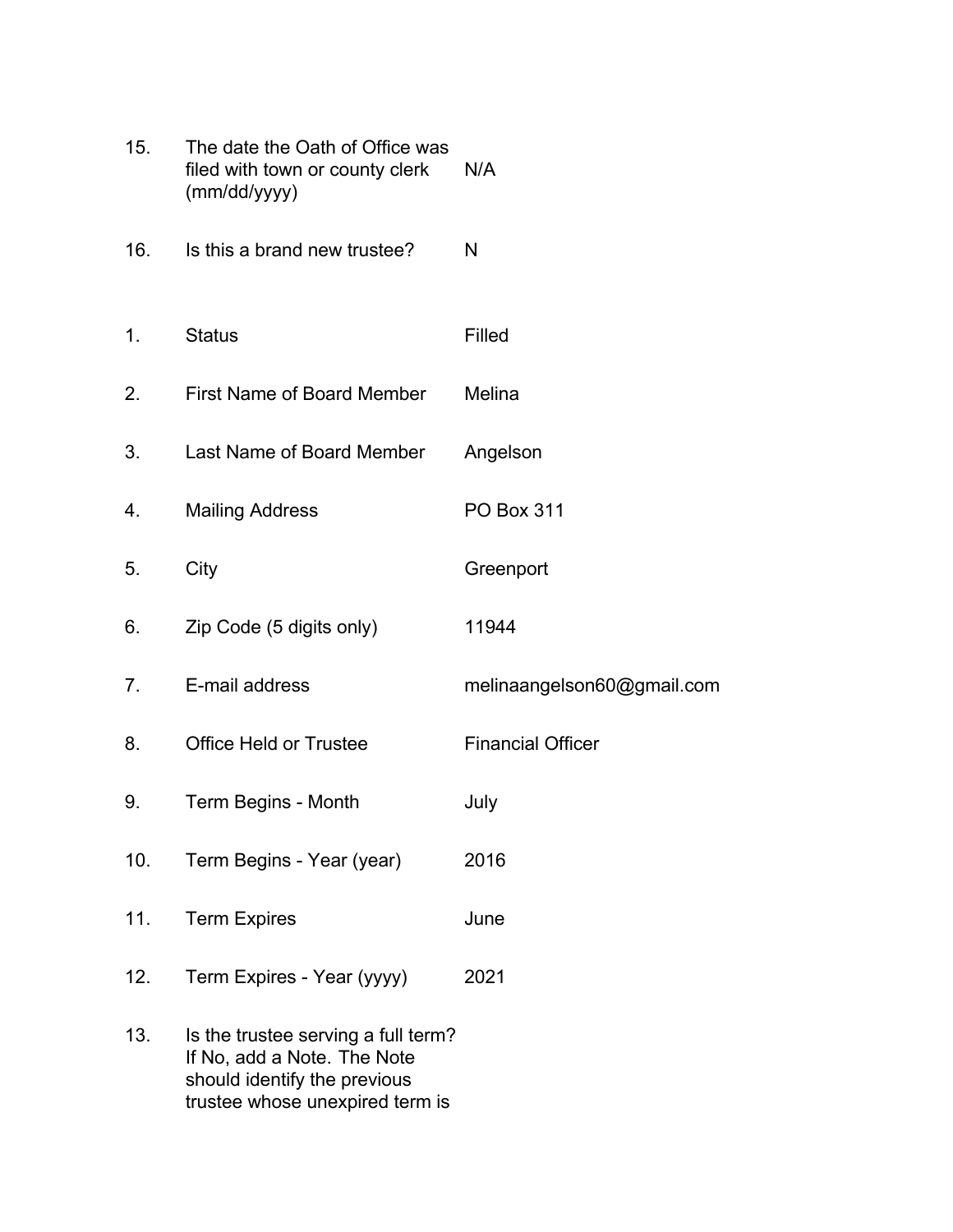| | | |
|---|---|---|
| 15. | The date the Oath of Office was filed with town or county clerk (mm/dd/yyyy) | N/A |
| 16. | Is this a brand new trustee? | N |

| | | |
|---|---|---|
| 1. | Status | Filled |
| 2. | First Name of Board Member | Melina |
| 3. | Last Name of Board Member | Angelson |
| 4. | Mailing Address | PO Box 311 |
| 5. | City | Greenport |
| 6. | Zip Code (5 digits only) | 11944 |
| 7. | E-mail address | melinaangelson60@gmail.com |
| 8. | Office Held or Trustee | Financial Officer |
| 9. | Term Begins - Month | July |
| 10. | Term Begins - Year (year) | 2016 |
| 11. | Term Expires | June |
| 12. | Term Expires - Year (yyyy) | 2021 |
| 13. | Is the trustee serving a full term? If No, add a Note. The Note should identify the previous trustee whose unexpired term is | |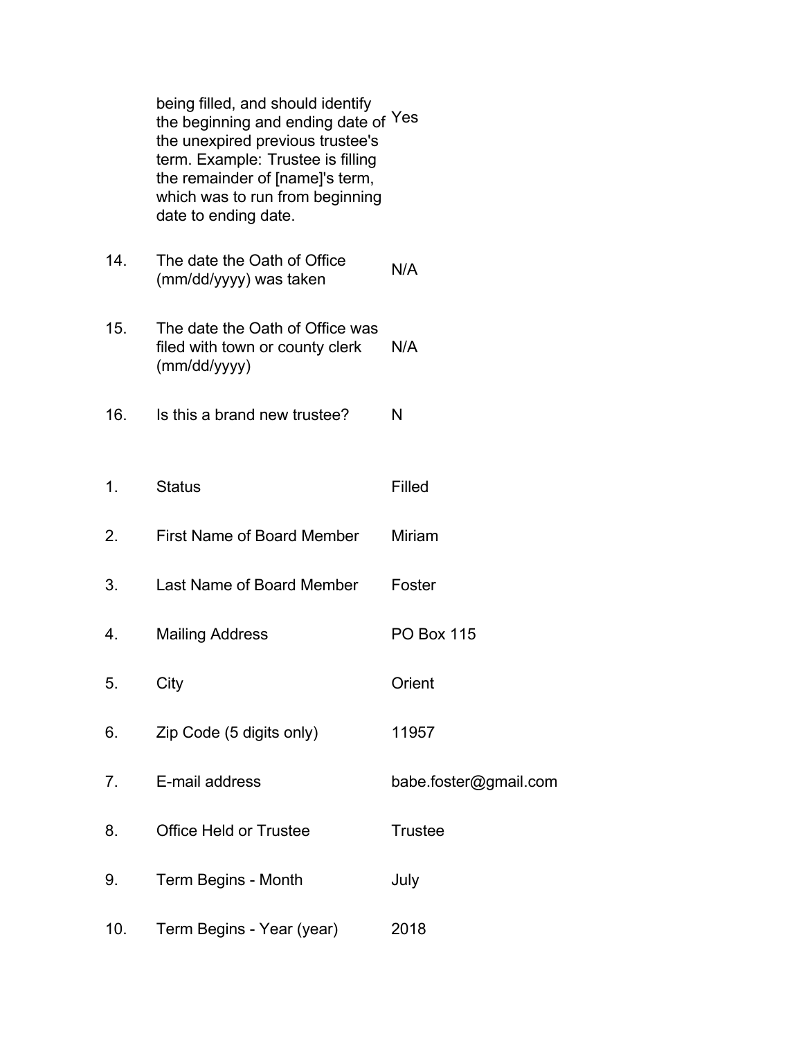| | | |
|---|---|---|
| | being filled, and should identify the beginning and ending date of the unexpired previous trustee's term. Example: Trustee is filling the remainder of [name]'s term, which was to run from beginning date to ending date. | Yes |
| 14. | The date the Oath of Office (mm/dd/yyyy) was taken | N/A |
| 15. | The date the Oath of Office was filed with town or county clerk (mm/dd/yyyy) | N/A |
| 16. | Is this a brand new trustee? | N |

| | | |
|---|---|---|
| 1. | Status | Filled |
| 2. | First Name of Board Member | Miriam |
| 3. | Last Name of Board Member | Foster |
| 4. | Mailing Address | PO Box 115 |
| 5. | City | Orient |
| 6. | Zip Code (5 digits only) | 11957 |
| 7. | E-mail address | babe.foster@gmail.com |
| 8. | Office Held or Trustee | Trustee |
| 9. | Term Begins - Month | July |
| 10. | Term Begins - Year (year) | 2018 |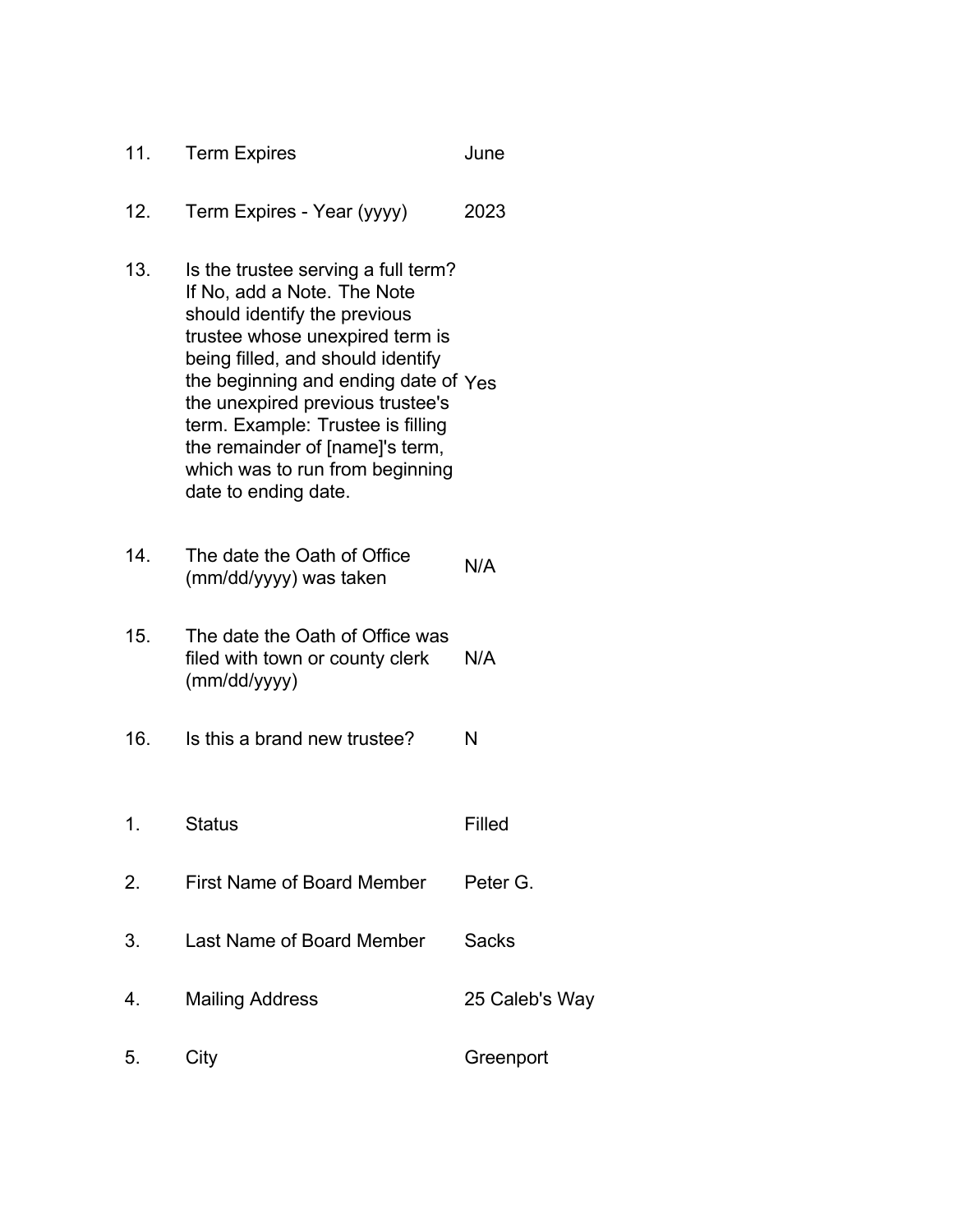| | | |
|---|---|---|
| 11. | Term Expires | June |
| 12. | Term Expires - Year (yyyy) | 2023 |
| 13. | Is the trustee serving a full term? If No, add a Note. The Note should identify the previous trustee whose unexpired term is being filled, and should identify the beginning and ending date of the unexpired previous trustee's term. Example: Trustee is filling the remainder of [name]'s term, which was to run from beginning date to ending date. | Yes |
| 14. | The date the Oath of Office (mm/dd/yyyy) was taken | N/A |
| 15. | The date the Oath of Office was filed with town or county clerk (mm/dd/yyyy) | N/A |
| 16. | Is this a brand new trustee? | N |

| | | |
|---|---|---|
| 1. | Status | Filled |
| 2. | First Name of Board Member | Peter G. |
| 3. | Last Name of Board Member | Sacks |
| 4. | Mailing Address | 25 Caleb's Way |
| 5. | City | Greenport |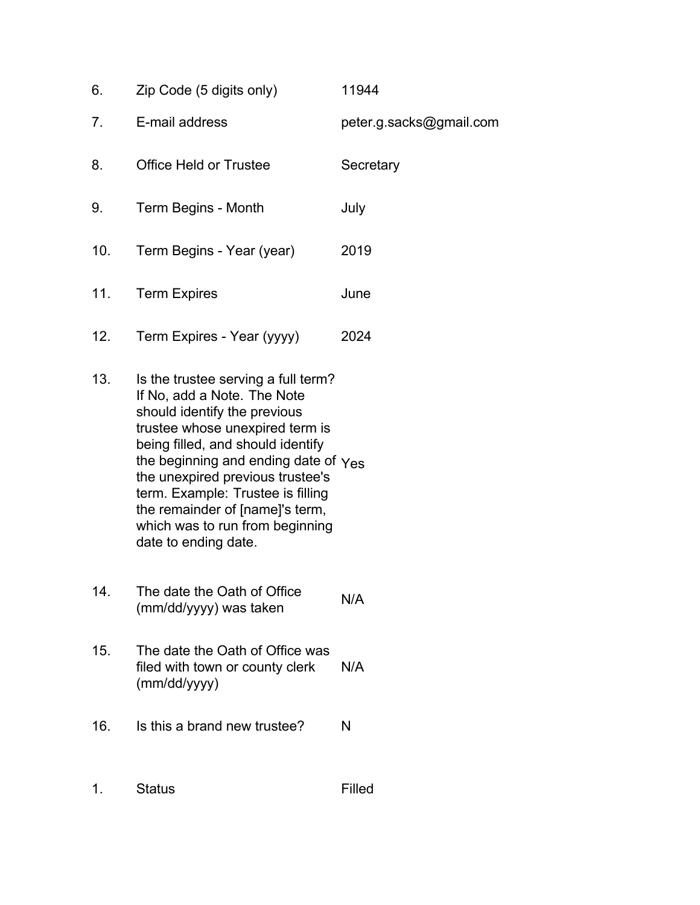| | | |
|---|---|---|
| 6. | Zip Code (5 digits only) | 11944 |
| 7. | E-mail address | peter.g.sacks@gmail.com |
| 8. | Office Held or Trustee | Secretary |
| 9. | Term Begins - Month | July |
| 10. | Term Begins - Year (year) | 2019 |
| 11. | Term Expires | June |
| 12. | Term Expires - Year (yyyy) | 2024 |
| 13. | Is the trustee serving a full term? If No, add a Note. The Note should identify the previous trustee whose unexpired term is being filled, and should identify the beginning and ending date of the unexpired previous trustee's term. Example: Trustee is filling the remainder of [name]'s term, which was to run from beginning date to ending date. | Yes |
| 14. | The date the Oath of Office (mm/dd/yyyy) was taken | N/A |
| 15. | The date the Oath of Office was filed with town or county clerk (mm/dd/yyyy) | N/A |
| 16. | Is this a brand new trustee? | N |

| | | |
|---|---|---|
| 1. | Status | Filled |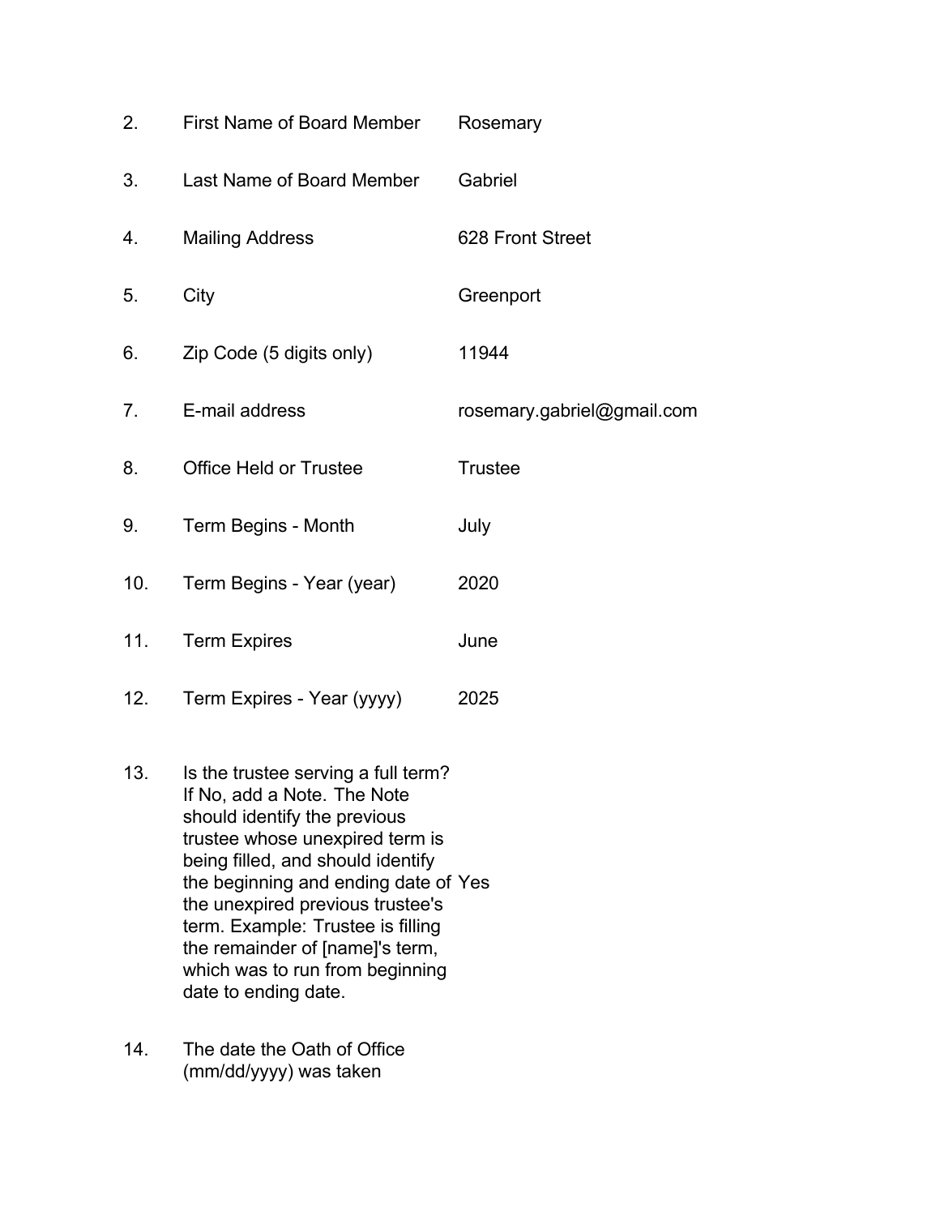| | | |
|---|---|---|
| 2. | First Name of Board Member | Rosemary |
| 3. | Last Name of Board Member | Gabriel |
| 4. | Mailing Address | 628 Front Street |
| 5. | City | Greenport |
| 6. | Zip Code (5 digits only) | 11944 |
| 7. | E-mail address | rosemary.gabriel@gmail.com |
| 8. | Office Held or Trustee | Trustee |
| 9. | Term Begins - Month | July |
| 10. | Term Begins - Year (year) | 2020 |
| 11. | Term Expires | June |
| 12. | Term Expires - Year (yyyy) | 2025 |
| 13. | Is the trustee serving a full term? If No, add a Note. The Note should identify the previous trustee whose unexpired term is being filled, and should identify the beginning and ending date of the unexpired previous trustee's term. Example: Trustee is filling the remainder of [name]'s term, which was to run from beginning date to ending date. | Yes |
| 14. | The date the Oath of Office (mm/dd/yyyy) was taken | |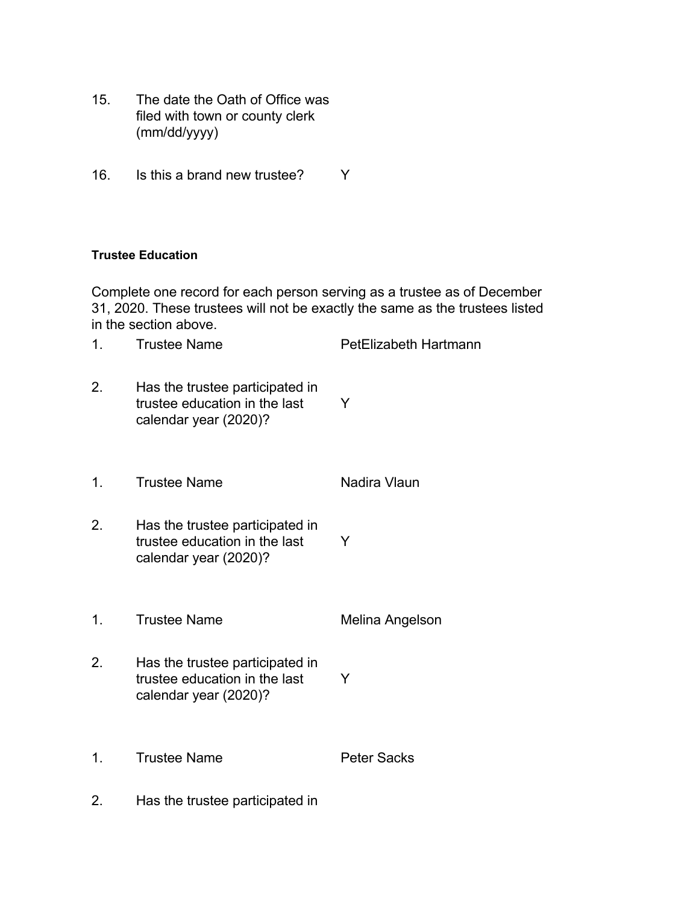15. The date the Oath of Office was filed with town or county clerk (mm/dd/yyyy)

16. Is this a brand new trustee? Y

**Trustee Education**

Complete one record for each person serving as a trustee as of December 31, 2020. These trustees will not be exactly the same as the trustees listed in the section above.

1. Trustee Name PetElizabeth Hartmann

2. Has the trustee participated in trustee education in the last calendar year (2020)? Y

1. Trustee Name Nadira Vlaun

2. Has the trustee participated in trustee education in the last calendar year (2020)? Y

1. Trustee Name Melina Angelson

2. Has the trustee participated in trustee education in the last calendar year (2020)? Y

1. Trustee Name Peter Sacks

2. Has the trustee participated in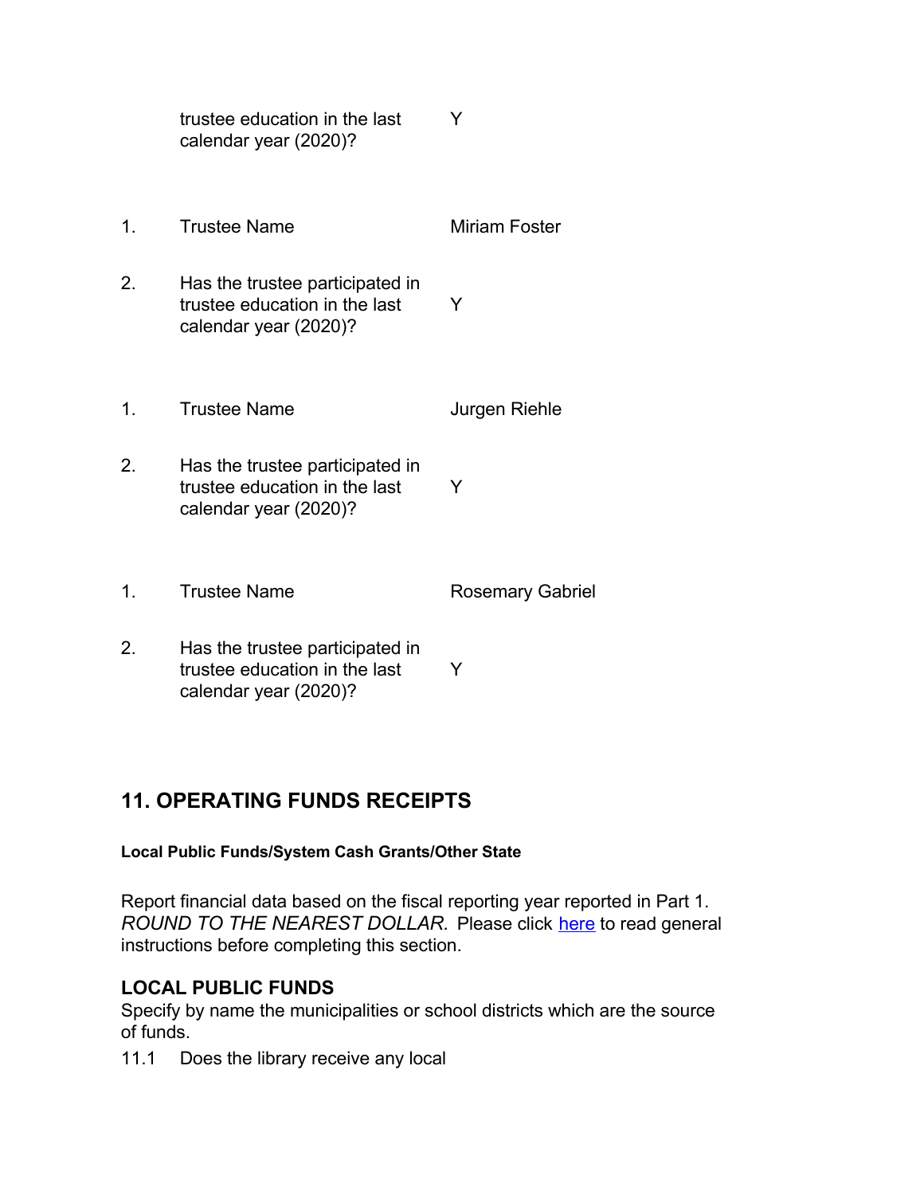| | | |
|---|---|---|
| | trustee education in the last calendar year (2020)? | Y |
| 1. | Trustee Name | Miriam Foster |
| 2. | Has the trustee participated in trustee education in the last calendar year (2020)? | Y |
| 1. | Trustee Name | Jurgen Riehle |
| 2. | Has the trustee participated in trustee education in the last calendar year (2020)? | Y |
| 1. | Trustee Name | Rosemary Gabriel |
| 2. | Has the trustee participated in trustee education in the last calendar year (2020)? | Y |

## 11. OPERATING FUNDS RECEIPTS

**Local Public Funds/System Cash Grants/Other State**

Report financial data based on the fiscal reporting year reported in Part 1. *ROUND TO THE NEAREST DOLLAR.* Please click here to read general instructions before completing this section.

### LOCAL PUBLIC FUNDS

Specify by name the municipalities or school districts which are the source of funds.

11.1 Does the library receive any local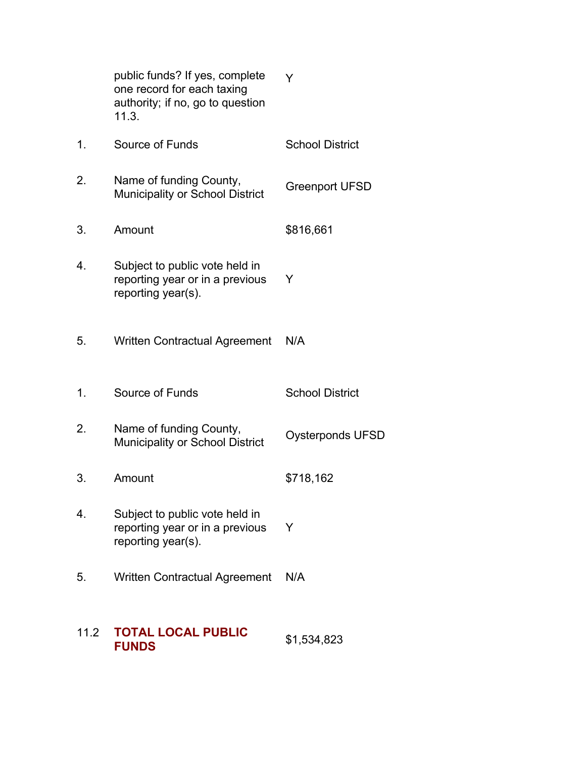| | | |
|---|---|---|
| | public funds? If yes, complete one record for each taxing authority; if no, go to question 11.3. | Y |
| 1. | Source of Funds | School District |
| 2. | Name of funding County, Municipality or School District | Greenport UFSD |
| 3. | Amount | $816,661 |
| 4. | Subject to public vote held in reporting year or in a previous reporting year(s). | Y |
| 5. | Written Contractual Agreement | N/A |
| 1. | Source of Funds | School District |
| 2. | Name of funding County, Municipality or School District | Oysterponds UFSD |
| 3. | Amount | $718,162 |
| 4. | Subject to public vote held in reporting year or in a previous reporting year(s). | Y |
| 5. | Written Contractual Agreement | N/A |
| 11.2 | **TOTAL LOCAL PUBLIC FUNDS** | $1,534,823 |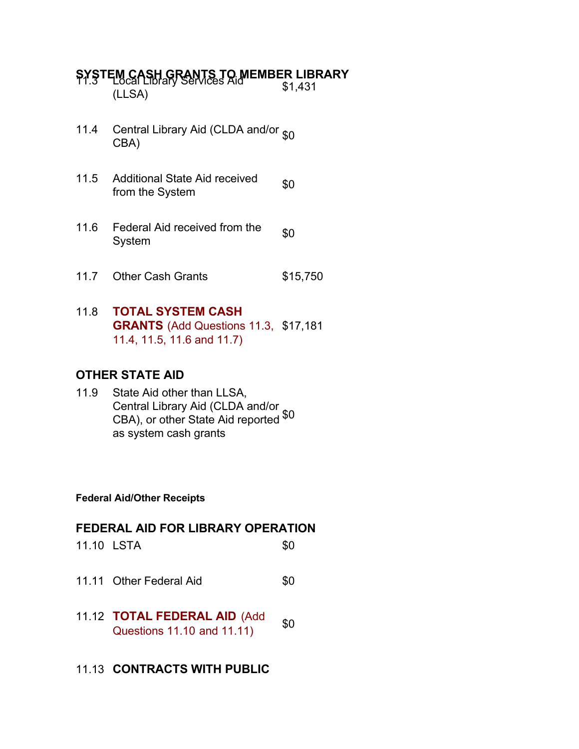## SYSTEM CASH GRANTS TO MEMBER LIBRARY

| | | |
|---|---|---|
| 11.3 | Local Library Services Aid (LLSA) | $1,431 |
| 11.4 | Central Library Aid (CLDA and/or CBA) | $0 |
| 11.5 | Additional State Aid received from the System | $0 |
| 11.6 | Federal Aid received from the System | $0 |
| 11.7 | Other Cash Grants | $15,750 |
| 11.8 | **TOTAL SYSTEM CASH GRANTS** (Add Questions 11.3, 11.4, 11.5, 11.6 and 11.7) | $17,181 |

## OTHER STATE AID

| | | |
|---|---|---|
| 11.9 | State Aid other than LLSA, Central Library Aid (CLDA and/or CBA), or other State Aid reported as system cash grants | $0 |

**Federal Aid/Other Receipts**

## FEDERAL AID FOR LIBRARY OPERATION

| | | |
|---|---|---|
| 11.10 | LSTA | $0 |
| 11.11 | Other Federal Aid | $0 |
| 11.12 | **TOTAL FEDERAL AID** (Add Questions 11.10 and 11.11) | $0 |

11.13 **CONTRACTS WITH PUBLIC**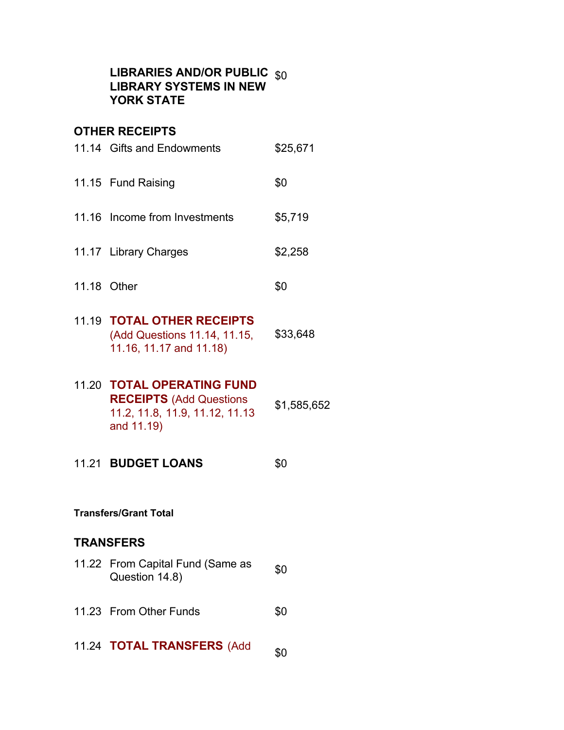| | | |
|---|---|---|
| | **LIBRARIES AND/OR PUBLIC LIBRARY SYSTEMS IN NEW YORK STATE** | $0 |

**OTHER RECEIPTS**

| | | |
|---|---|---|
| 11.14 | Gifts and Endowments | $25,671 |
| 11.15 | Fund Raising | $0 |
| 11.16 | Income from Investments | $5,719 |
| 11.17 | Library Charges | $2,258 |
| 11.18 | Other | $0 |
| 11.19 | **TOTAL OTHER RECEIPTS** (Add Questions 11.14, 11.15, 11.16, 11.17 and 11.18) | $33,648 |
| 11.20 | **TOTAL OPERATING FUND RECEIPTS** (Add Questions 11.2, 11.8, 11.9, 11.12, 11.13 and 11.19) | $1,585,652 |
| 11.21 | **BUDGET LOANS** | $0 |

**Transfers/Grant Total**

**TRANSFERS**

| | | |
|---|---|---|
| 11.22 | From Capital Fund (Same as Question 14.8) | $0 |
| 11.23 | From Other Funds | $0 |
| 11.24 | **TOTAL TRANSFERS** (Add | $0 |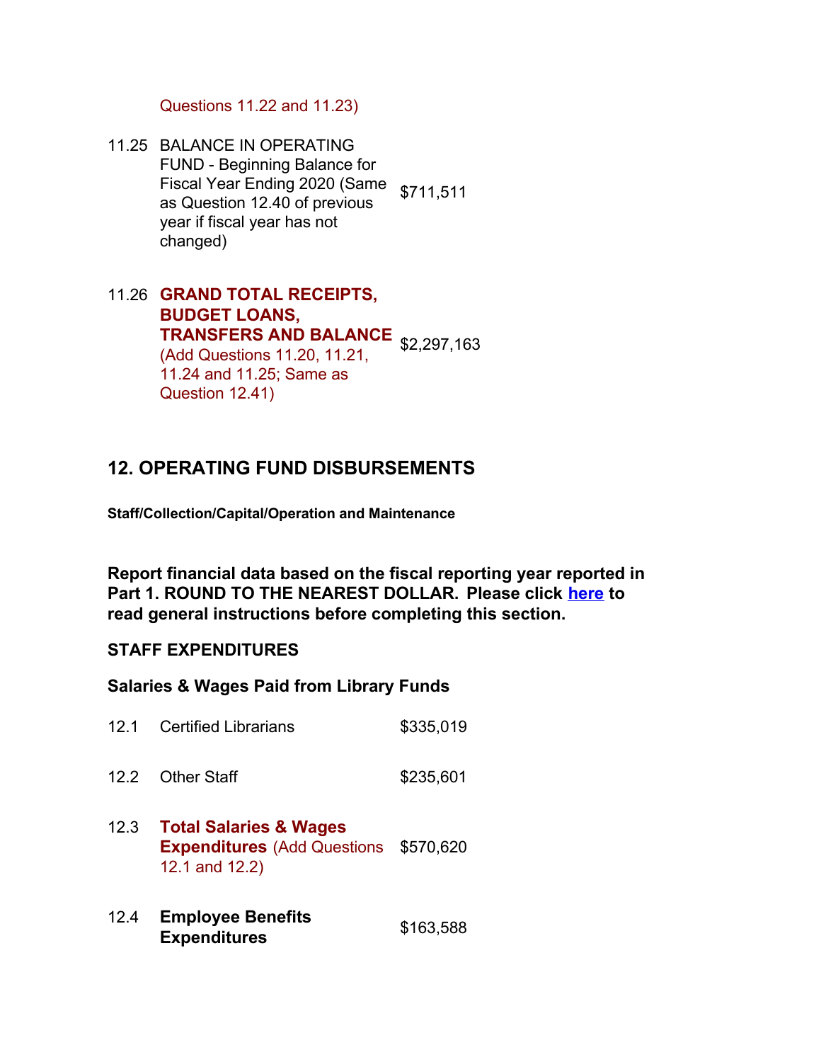Questions 11.22 and 11.23)

| | | |
|---|---|---|
| 11.25 | BALANCE IN OPERATING FUND - Beginning Balance for Fiscal Year Ending 2020 (Same as Question 12.40 of previous year if fiscal year has not changed) | $711,511 |
| 11.26 | **GRAND TOTAL RECEIPTS, BUDGET LOANS, TRANSFERS AND BALANCE** (Add Questions 11.20, 11.21, 11.24 and 11.25; Same as Question 12.41) | $2,297,163 |

## 12. OPERATING FUND DISBURSEMENTS

**Staff/Collection/Capital/Operation and Maintenance**

**Report financial data based on the fiscal reporting year reported in Part 1. ROUND TO THE NEAREST DOLLAR. Please click here to read general instructions before completing this section.**

### STAFF EXPENDITURES

**Salaries & Wages Paid from Library Funds**

| | | |
|---|---|---|
| 12.1 | Certified Librarians | $335,019 |
| 12.2 | Other Staff | $235,601 |
| 12.3 | **Total Salaries & Wages Expenditures** (Add Questions 12.1 and 12.2) | $570,620 |
| 12.4 | **Employee Benefits Expenditures** | $163,588 |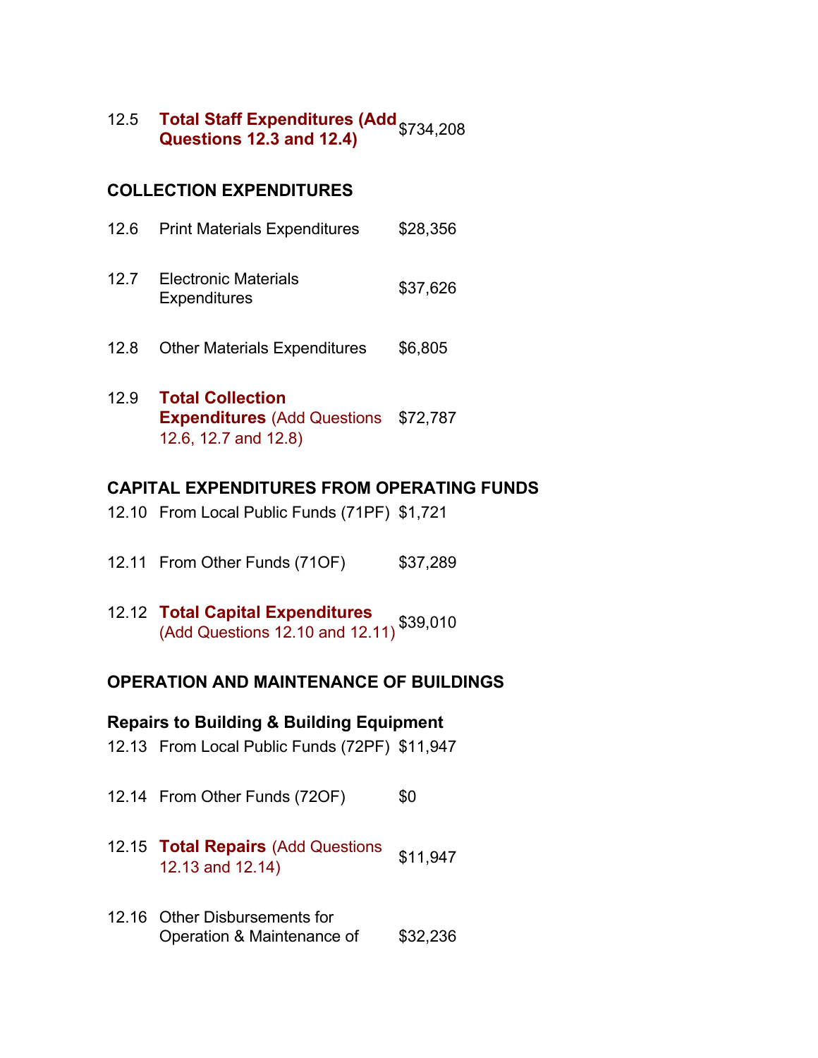| | | |
|---|---|---|
| 12.5 | **Total Staff Expenditures (Add Questions 12.3 and 12.4)** | $734,208 |

### COLLECTION EXPENDITURES

| | | |
|---|---|---|
| 12.6 | Print Materials Expenditures | $28,356 |
| 12.7 | Electronic Materials Expenditures | $37,626 |
| 12.8 | Other Materials Expenditures | $6,805 |
| 12.9 | **Total Collection Expenditures** (Add Questions 12.6, 12.7 and 12.8) | $72,787 |

### CAPITAL EXPENDITURES FROM OPERATING FUNDS

| | | |
|---|---|---|
| 12.10 | From Local Public Funds (71PF) | $1,721 |
| 12.11 | From Other Funds (71OF) | $37,289 |
| 12.12 | **Total Capital Expenditures** (Add Questions 12.10 and 12.11) | $39,010 |

### OPERATION AND MAINTENANCE OF BUILDINGS

#### Repairs to Building & Building Equipment

| | | |
|---|---|---|
| 12.13 | From Local Public Funds (72PF) | $11,947 |
| 12.14 | From Other Funds (72OF) | $0 |
| 12.15 | **Total Repairs** (Add Questions 12.13 and 12.14) | $11,947 |
| 12.16 | Other Disbursements for Operation & Maintenance of | $32,236 |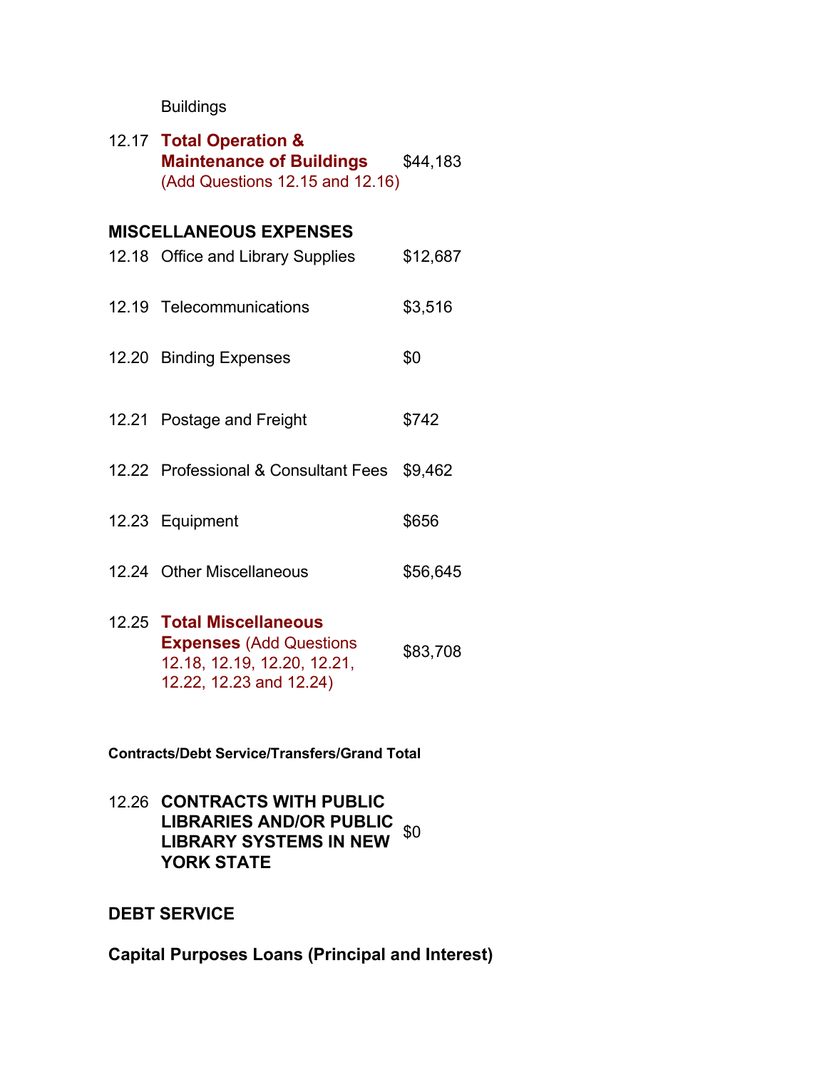Buildings

| | | |
|---|---|---|
| 12.17 | **Total Operation & Maintenance of Buildings** (Add Questions 12.15 and 12.16) | $44,183 |

**MISCELLANEOUS EXPENSES**

| | | |
|---|---|---|
| 12.18 | Office and Library Supplies | $12,687 |
| 12.19 | Telecommunications | $3,516 |
| 12.20 | Binding Expenses | $0 |
| 12.21 | Postage and Freight | $742 |
| 12.22 | Professional & Consultant Fees | $9,462 |
| 12.23 | Equipment | $656 |
| 12.24 | Other Miscellaneous | $56,645 |
| 12.25 | **Total Miscellaneous Expenses** (Add Questions 12.18, 12.19, 12.20, 12.21, 12.22, 12.23 and 12.24) | $83,708 |

**Contracts/Debt Service/Transfers/Grand Total**

| | | |
|---|---|---|
| 12.26 | **CONTRACTS WITH PUBLIC LIBRARIES AND/OR PUBLIC LIBRARY SYSTEMS IN NEW YORK STATE** | $0 |

**DEBT SERVICE**

**Capital Purposes Loans (Principal and Interest)**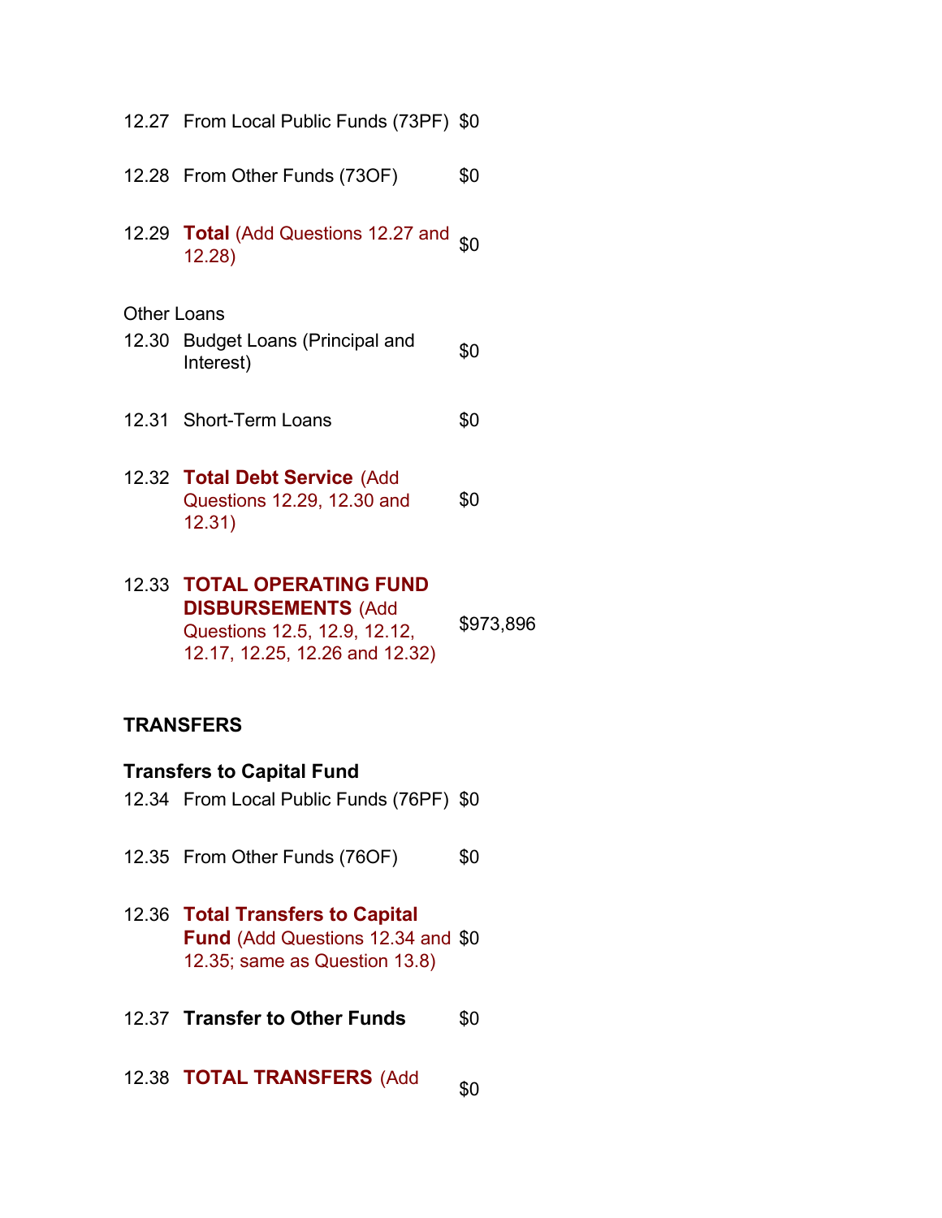| | | |
|---|---|---|
| 12.27 | From Local Public Funds (73PF) | $0 |
| 12.28 | From Other Funds (73OF) | $0 |
| 12.29 | **Total** (Add Questions 12.27 and 12.28) | $0 |

Other Loans

| | | |
|---|---|---|
| 12.30 | Budget Loans (Principal and Interest) | $0 |
| 12.31 | Short-Term Loans | $0 |
| 12.32 | **Total Debt Service** (Add Questions 12.29, 12.30 and 12.31) | $0 |
| 12.33 | **TOTAL OPERATING FUND DISBURSEMENTS** (Add Questions 12.5, 12.9, 12.12, 12.17, 12.25, 12.26 and 12.32) | $973,896 |

**TRANSFERS**

**Transfers to Capital Fund**

| | | |
|---|---|---|
| 12.34 | From Local Public Funds (76PF) | $0 |
| 12.35 | From Other Funds (76OF) | $0 |
| 12.36 | **Total Transfers to Capital Fund** (Add Questions 12.34 and 12.35; same as Question 13.8) | $0 |
| 12.37 | **Transfer to Other Funds** | $0 |
| 12.38 | **TOTAL TRANSFERS** (Add | $0 |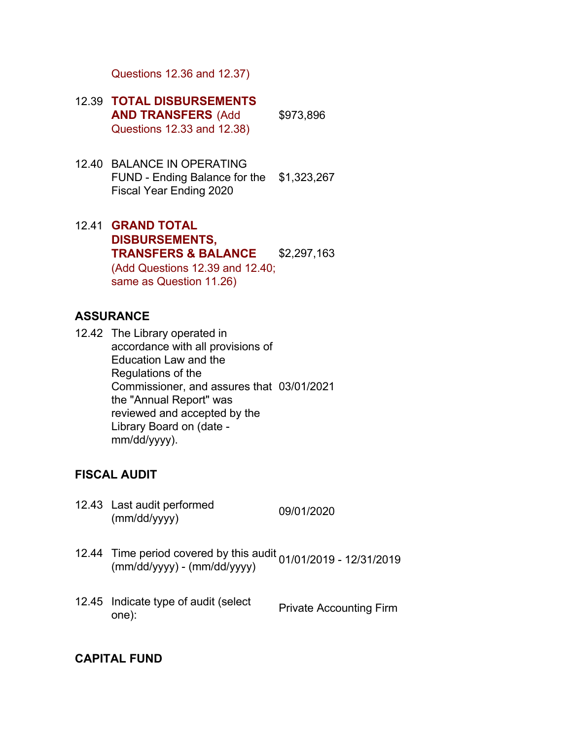Questions 12.36 and 12.37)

| | | |
|---|---|---|
| 12.39 | **TOTAL DISBURSEMENTS AND TRANSFERS** (Add Questions 12.33 and 12.38) | $973,896 |
| 12.40 | BALANCE IN OPERATING FUND - Ending Balance for the Fiscal Year Ending 2020 | $1,323,267 |
| 12.41 | **GRAND TOTAL DISBURSEMENTS, TRANSFERS & BALANCE** (Add Questions 12.39 and 12.40; same as Question 11.26) | $2,297,163 |

## ASSURANCE

| | | |
|---|---|---|
| 12.42 | The Library operated in accordance with all provisions of Education Law and the Regulations of the Commissioner, and assures that the "Annual Report" was reviewed and accepted by the Library Board on (date - mm/dd/yyyy). | 03/01/2021 |

## FISCAL AUDIT

| | | |
|---|---|---|
| 12.43 | Last audit performed (mm/dd/yyyy) | 09/01/2020 |
| 12.44 | Time period covered by this audit (mm/dd/yyyy) - (mm/dd/yyyy) | 01/01/2019 - 12/31/2019 |
| 12.45 | Indicate type of audit (select one): | Private Accounting Firm |

## CAPITAL FUND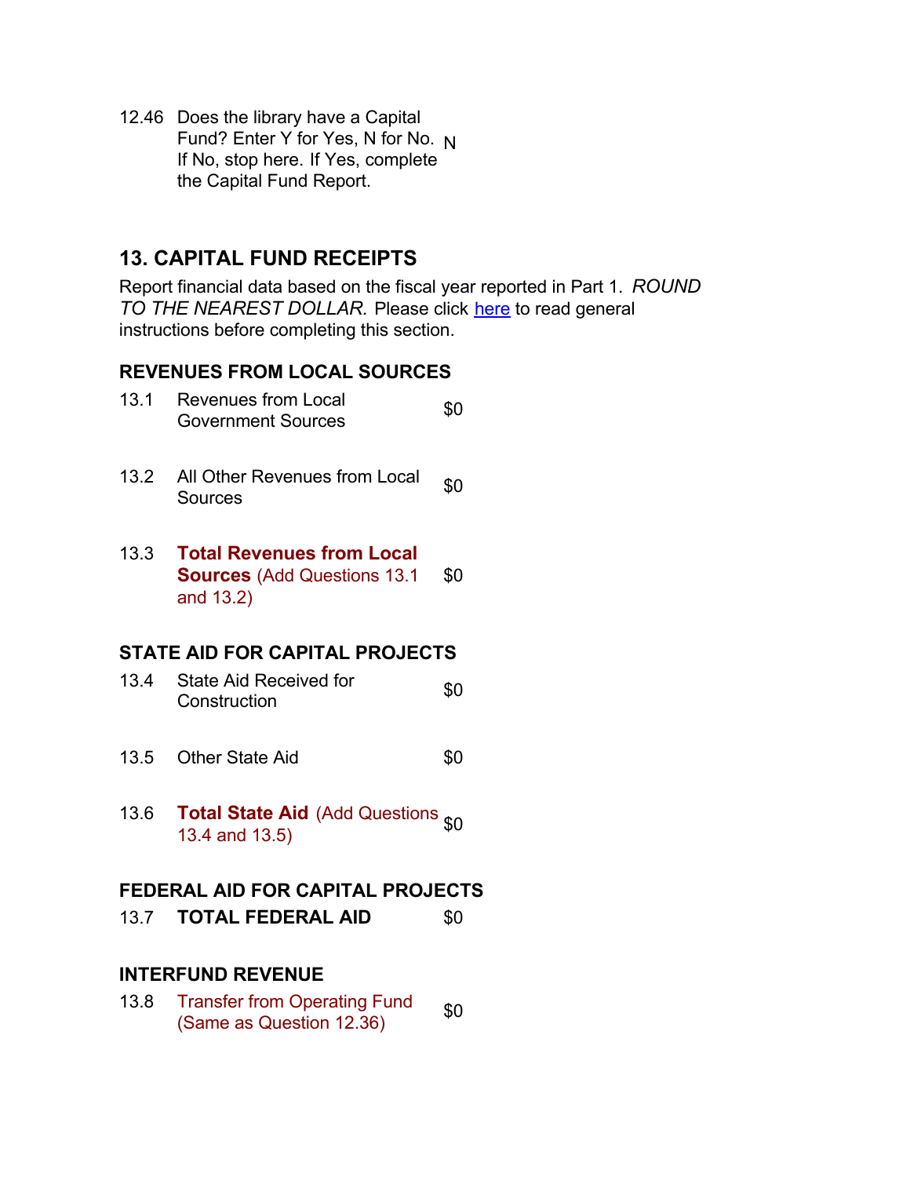12.46 Does the library have a Capital Fund? Enter Y for Yes, N for No. If No, stop here. If Yes, complete the Capital Fund Report. N

## 13. CAPITAL FUND RECEIPTS

Report financial data based on the fiscal year reported in Part 1. *ROUND TO THE NEAREST DOLLAR.* Please click here to read general instructions before completing this section.

### REVENUES FROM LOCAL SOURCES

| | | |
|---|---|---|
| 13.1 | Revenues from Local Government Sources | $0 |
| 13.2 | All Other Revenues from Local Sources | $0 |
| 13.3 | **Total Revenues from Local Sources** (Add Questions 13.1 and 13.2) | $0 |

### STATE AID FOR CAPITAL PROJECTS

| | | |
|---|---|---|
| 13.4 | State Aid Received for Construction | $0 |
| 13.5 | Other State Aid | $0 |
| 13.6 | **Total State Aid** (Add Questions 13.4 and 13.5) | $0 |

### FEDERAL AID FOR CAPITAL PROJECTS

| | | |
|---|---|---|
| 13.7 | **TOTAL FEDERAL AID** | $0 |

### INTERFUND REVENUE

| | | |
|---|---|---|
| 13.8 | Transfer from Operating Fund (Same as Question 12.36) | $0 |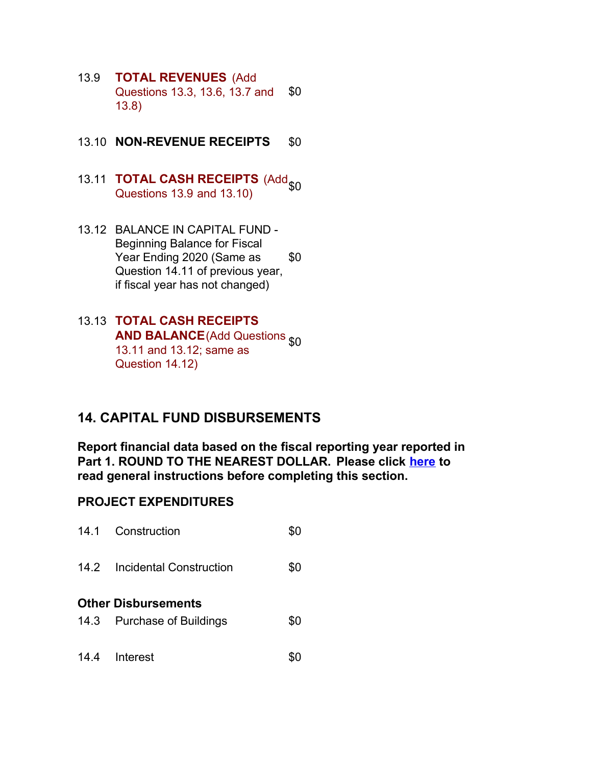| | | |
|---|---|---|
| 13.9 | **TOTAL REVENUES** (Add Questions 13.3, 13.6, 13.7 and 13.8) | $0 |
| 13.10 | **NON-REVENUE RECEIPTS** | $0 |
| 13.11 | **TOTAL CASH RECEIPTS** (Add Questions 13.9 and 13.10) | $0 |
| 13.12 | BALANCE IN CAPITAL FUND - Beginning Balance for Fiscal Year Ending 2020 (Same as Question 14.11 of previous year, if fiscal year has not changed) | $0 |
| 13.13 | **TOTAL CASH RECEIPTS AND BALANCE** (Add Questions 13.11 and 13.12; same as Question 14.12) | $0 |

## 14. CAPITAL FUND DISBURSEMENTS

**Report financial data based on the fiscal reporting year reported in Part 1. ROUND TO THE NEAREST DOLLAR. Please click here to read general instructions before completing this section.**

### PROJECT EXPENDITURES

| | | |
|---|---|---|
| 14.1 | Construction | $0 |
| 14.2 | Incidental Construction | $0 |

**Other Disbursements**

| | | |
|---|---|---|
| 14.3 | Purchase of Buildings | $0 |
| 14.4 | Interest | $0 |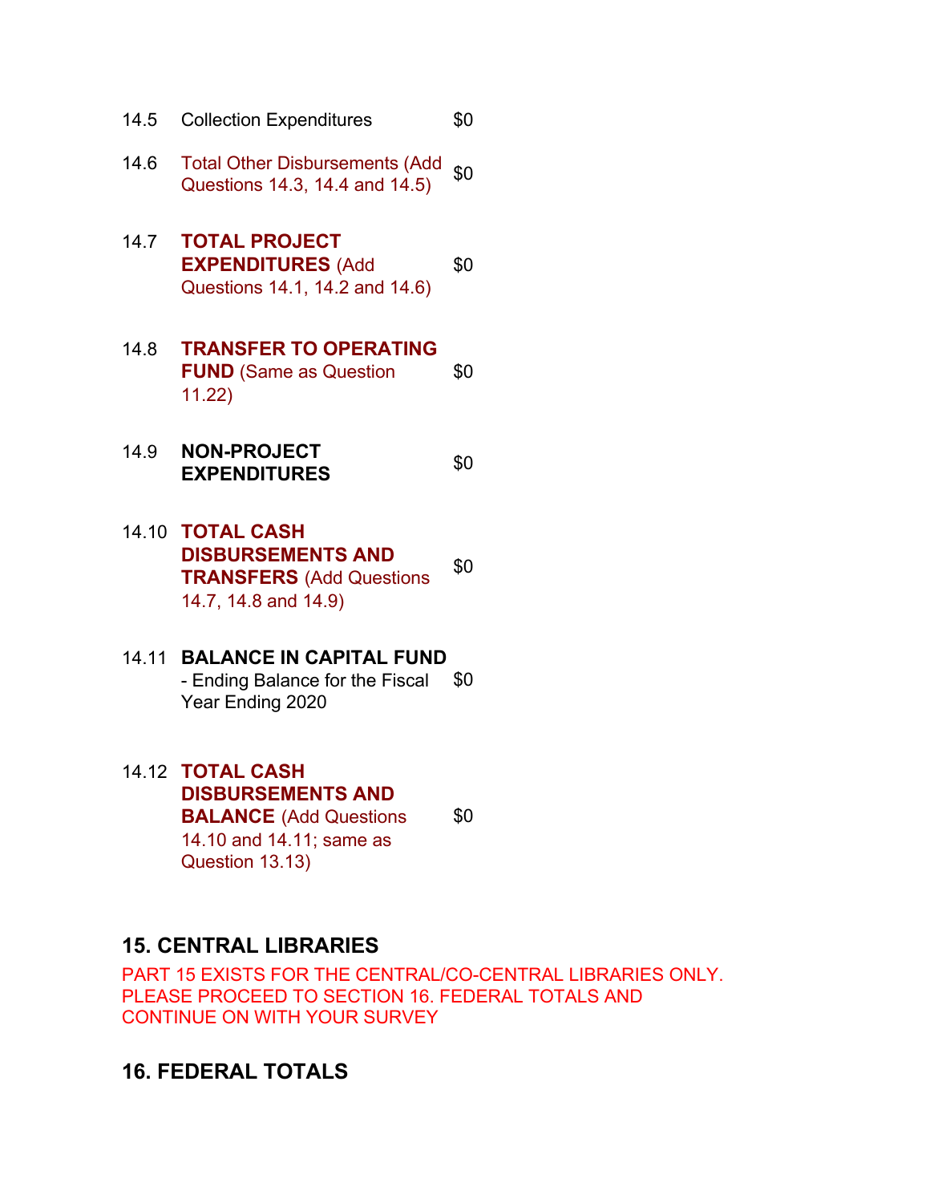| | | |
|---|---|---|
| 14.5 | Collection Expenditures | $0 |
| 14.6 | Total Other Disbursements (Add Questions 14.3, 14.4 and 14.5) | $0 |
| 14.7 | **TOTAL PROJECT EXPENDITURES** (Add Questions 14.1, 14.2 and 14.6) | $0 |
| 14.8 | **TRANSFER TO OPERATING FUND** (Same as Question 11.22) | $0 |
| 14.9 | **NON-PROJECT EXPENDITURES** | $0 |
| 14.10 | **TOTAL CASH DISBURSEMENTS AND TRANSFERS** (Add Questions 14.7, 14.8 and 14.9) | $0 |
| 14.11 | **BALANCE IN CAPITAL FUND** - Ending Balance for the Fiscal Year Ending 2020 | $0 |
| 14.12 | **TOTAL CASH DISBURSEMENTS AND BALANCE** (Add Questions 14.10 and 14.11; same as Question 13.13) | $0 |

## 15. CENTRAL LIBRARIES

PART 15 EXISTS FOR THE CENTRAL/CO-CENTRAL LIBRARIES ONLY. PLEASE PROCEED TO SECTION 16. FEDERAL TOTALS AND CONTINUE ON WITH YOUR SURVEY

## 16. FEDERAL TOTALS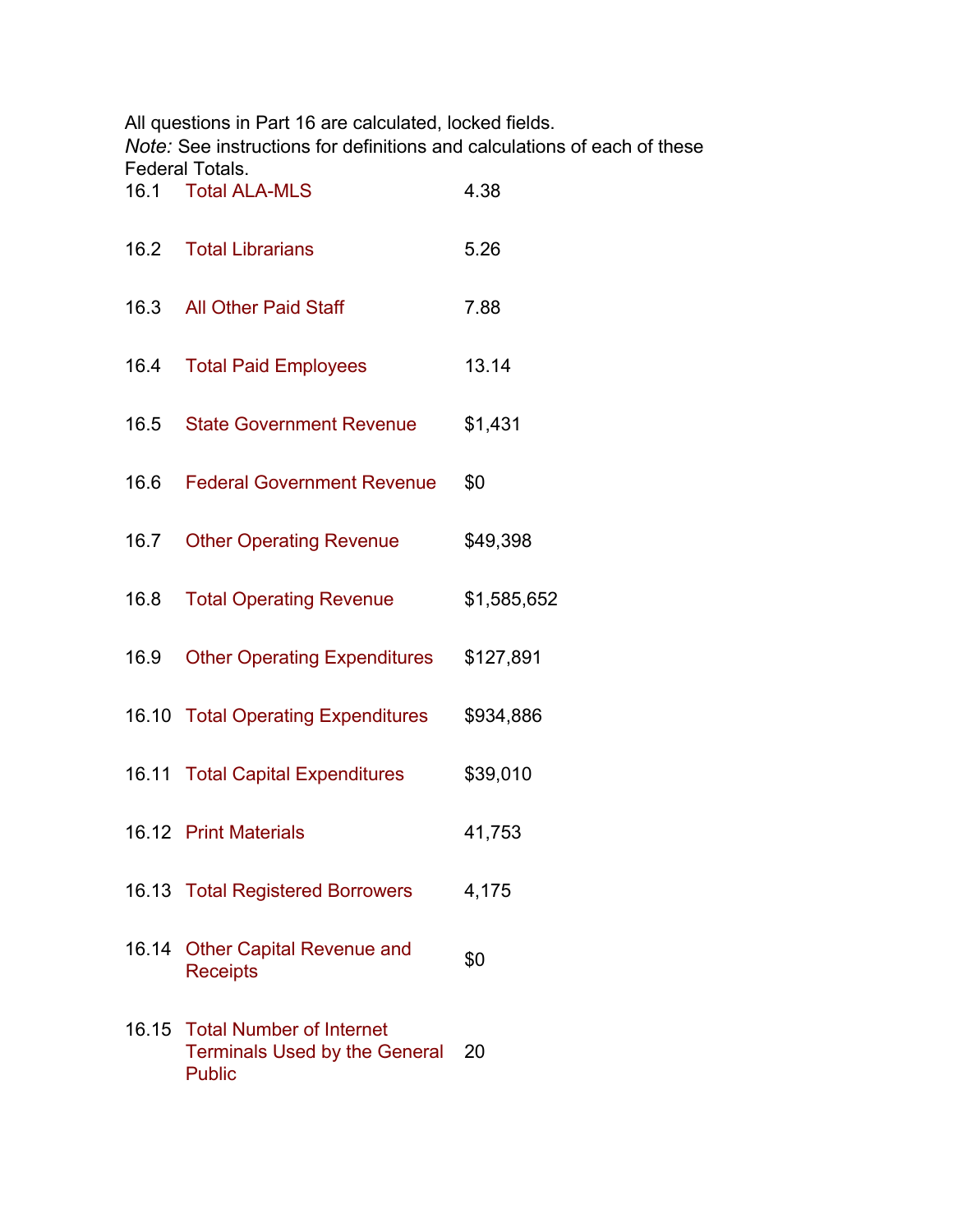All questions in Part 16 are calculated, locked fields.
*Note:* See instructions for definitions and calculations of each of these Federal Totals.

| | | |
|---|---|---|
| 16.1 | Total ALA-MLS | 4.38 |
| 16.2 | Total Librarians | 5.26 |
| 16.3 | All Other Paid Staff | 7.88 |
| 16.4 | Total Paid Employees | 13.14 |
| 16.5 | State Government Revenue | $1,431 |
| 16.6 | Federal Government Revenue | $0 |
| 16.7 | Other Operating Revenue | $49,398 |
| 16.8 | Total Operating Revenue | $1,585,652 |
| 16.9 | Other Operating Expenditures | $127,891 |
| 16.10 | Total Operating Expenditures | $934,886 |
| 16.11 | Total Capital Expenditures | $39,010 |
| 16.12 | Print Materials | 41,753 |
| 16.13 | Total Registered Borrowers | 4,175 |
| 16.14 | Other Capital Revenue and Receipts | $0 |
| 16.15 | Total Number of Internet Terminals Used by the General Public | 20 |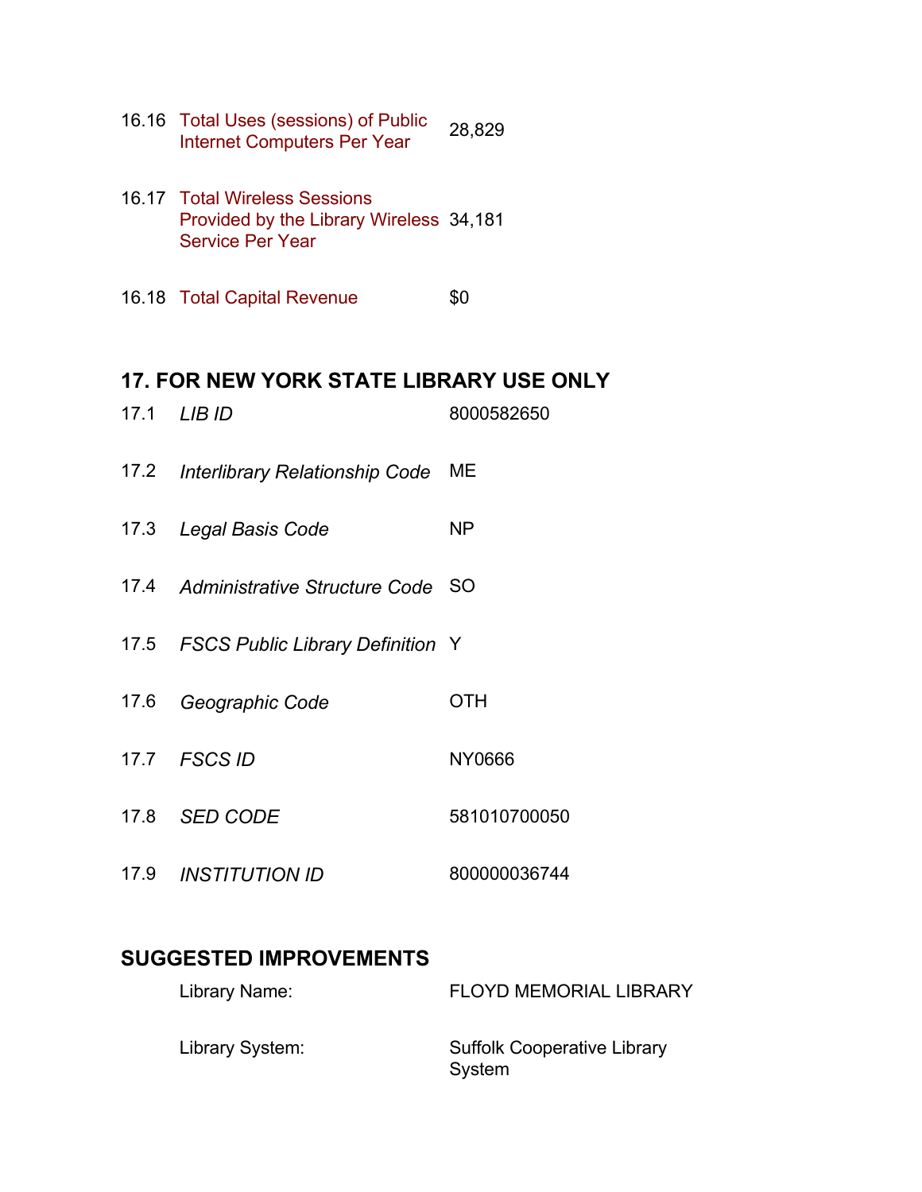| | | |
|---|---|---|
| 16.16 | Total Uses (sessions) of Public Internet Computers Per Year | 28,829 |
| 16.17 | Total Wireless Sessions Provided by the Library Wireless Service Per Year | 34,181 |
| 16.18 | Total Capital Revenue | $0 |

## 17. FOR NEW YORK STATE LIBRARY USE ONLY

| | | |
|---|---|---|
| 17.1 | *LIB ID* | 8000582650 |
| 17.2 | *Interlibrary Relationship Code* | ME |
| 17.3 | *Legal Basis Code* | NP |
| 17.4 | *Administrative Structure Code* | SO |
| 17.5 | *FSCS Public Library Definition* | Y |
| 17.6 | *Geographic Code* | OTH |
| 17.7 | *FSCS ID* | NY0666 |
| 17.8 | *SED CODE* | 581010700050 |
| 17.9 | *INSTITUTION ID* | 800000036744 |

## SUGGESTED IMPROVEMENTS

| | |
|---|---|
| Library Name: | FLOYD MEMORIAL LIBRARY |
| Library System: | Suffolk Cooperative Library System |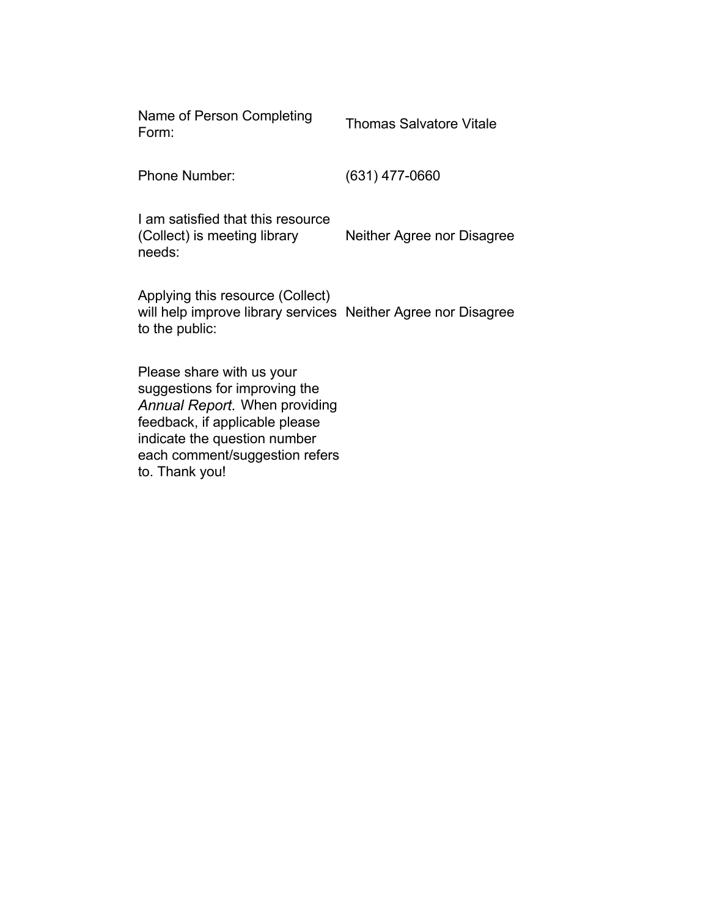| | |
|---|---|
| Name of Person Completing Form: | Thomas Salvatore Vitale |
| Phone Number: | (631) 477-0660 |
| I am satisfied that this resource (Collect) is meeting library needs: | Neither Agree nor Disagree |
| Applying this resource (Collect) will help improve library services to the public: | Neither Agree nor Disagree |
| Please share with us your suggestions for improving the *Annual Report.* When providing feedback, if applicable please indicate the question number each comment/suggestion refers to. Thank you! | |